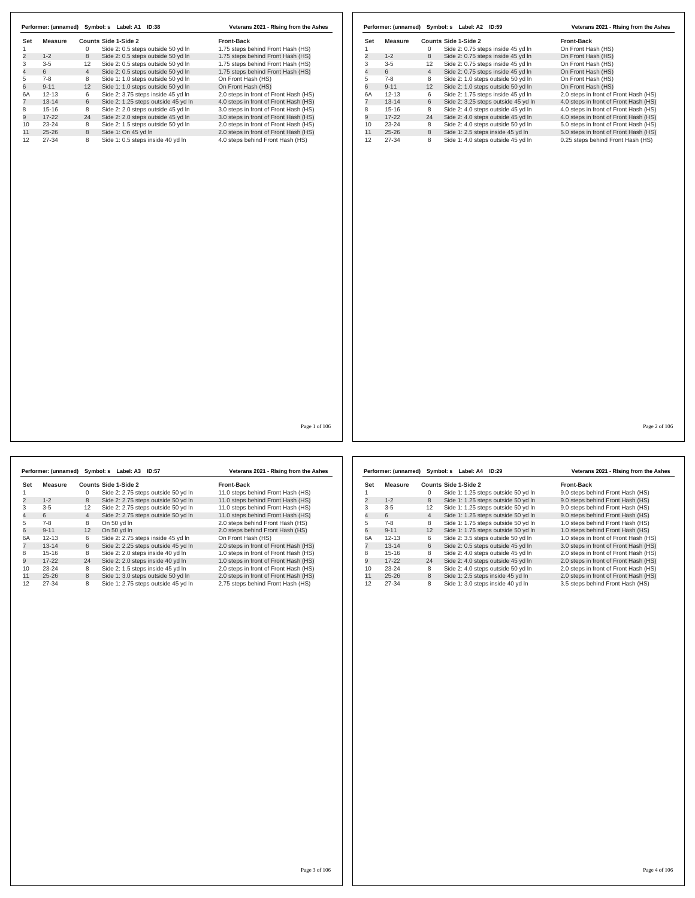**Performer: (unnamed) Symbol: s Label: A1 ID:38** — **Veterans 2021 - RIsing from the Ashes**

| Set | Measure | Counts | Side 1-Side 2 | Front-Back |
|---|---|---|---|---|
| 1 | | 0 | Side 2: 0.5 steps outside 50 yd ln | 1.75 steps behind Front Hash (HS) |
| 2 | 1-2 | 8 | Side 2: 0.5 steps outside 50 yd ln | 1.75 steps behind Front Hash (HS) |
| 3 | 3-5 | 12 | Side 2: 0.5 steps outside 50 yd ln | 1.75 steps behind Front Hash (HS) |
| 4 | 6 | 4 | Side 2: 0.5 steps outside 50 yd ln | 1.75 steps behind Front Hash (HS) |
| 5 | 7-8 | 8 | Side 1: 1.0 steps outside 50 yd ln | On Front Hash (HS) |
| 6 | 9-11 | 12 | Side 1: 1.0 steps outside 50 yd ln | On Front Hash (HS) |
| 6A | 12-13 | 6 | Side 2: 3.75 steps inside 45 yd ln | 2.0 steps in front of Front Hash (HS) |
| 7 | 13-14 | 6 | Side 2: 1.25 steps outside 45 yd ln | 4.0 steps in front of Front Hash (HS) |
| 8 | 15-16 | 8 | Side 2: 2.0 steps outside 45 yd ln | 3.0 steps in front of Front Hash (HS) |
| 9 | 17-22 | 24 | Side 2: 2.0 steps outside 45 yd ln | 3.0 steps in front of Front Hash (HS) |
| 10 | 23-24 | 8 | Side 2: 1.5 steps outside 50 yd ln | 2.0 steps in front of Front Hash (HS) |
| 11 | 25-26 | 8 | Side 1: On 45 yd ln | 2.0 steps in front of Front Hash (HS) |
| 12 | 27-34 | 8 | Side 1: 0.5 steps inside 40 yd ln | 4.0 steps behind Front Hash (HS) |

**Performer: (unnamed) Symbol: s Label: A2 ID:59** — **Veterans 2021 - RIsing from the Ashes**

| Set | Measure | Counts | Side 1-Side 2 | Front-Back |
|---|---|---|---|---|
| 1 | | 0 | Side 2: 0.75 steps inside 45 yd ln | On Front Hash (HS) |
| 2 | 1-2 | 8 | Side 2: 0.75 steps inside 45 yd ln | On Front Hash (HS) |
| 3 | 3-5 | 12 | Side 2: 0.75 steps inside 45 yd ln | On Front Hash (HS) |
| 4 | 6 | 4 | Side 2: 0.75 steps inside 45 yd ln | On Front Hash (HS) |
| 5 | 7-8 | 8 | Side 2: 1.0 steps outside 50 yd ln | On Front Hash (HS) |
| 6 | 9-11 | 12 | Side 1: 1.0 steps outside 50 yd ln | On Front Hash (HS) |
| 6A | 12-13 | 6 | Side 2: 1.75 steps inside 45 yd ln | 2.0 steps in front of Front Hash (HS) |
| 7 | 13-14 | 6 | Side 2: 3.25 steps outside 45 yd ln | 4.0 steps in front of Front Hash (HS) |
| 8 | 15-16 | 8 | Side 2: 4.0 steps outside 45 yd ln | 4.0 steps in front of Front Hash (HS) |
| 9 | 17-22 | 24 | Side 2: 4.0 steps outside 45 yd ln | 4.0 steps in front of Front Hash (HS) |
| 10 | 23-24 | 8 | Side 2: 4.0 steps outside 50 yd ln | 5.0 steps in front of Front Hash (HS) |
| 11 | 25-26 | 8 | Side 1: 2.5 steps inside 45 yd ln | 5.0 steps in front of Front Hash (HS) |
| 12 | 27-34 | 8 | Side 1: 4.0 steps outside 45 yd ln | 0.25 steps behind Front Hash (HS) |

**Performer: (unnamed) Symbol: s Label: A3 ID:57** — **Veterans 2021 - RIsing from the Ashes**

| Set | Measure | Counts | Side 1-Side 2 | Front-Back |
|---|---|---|---|---|
| 1 | | 0 | Side 2: 2.75 steps outside 50 yd ln | 11.0 steps behind Front Hash (HS) |
| 2 | 1-2 | 8 | Side 2: 2.75 steps outside 50 yd ln | 11.0 steps behind Front Hash (HS) |
| 3 | 3-5 | 12 | Side 2: 2.75 steps outside 50 yd ln | 11.0 steps behind Front Hash (HS) |
| 4 | 6 | 4 | Side 2: 2.75 steps outside 50 yd ln | 11.0 steps behind Front Hash (HS) |
| 5 | 7-8 | 8 | On 50 yd ln | 2.0 steps behind Front Hash (HS) |
| 6 | 9-11 | 12 | On 50 yd ln | 2.0 steps behind Front Hash (HS) |
| 6A | 12-13 | 6 | Side 2: 2.75 steps inside 45 yd ln | On Front Hash (HS) |
| 7 | 13-14 | 6 | Side 2: 2.25 steps outside 45 yd ln | 2.0 steps in front of Front Hash (HS) |
| 8 | 15-16 | 8 | Side 2: 2.0 steps inside 40 yd ln | 1.0 steps in front of Front Hash (HS) |
| 9 | 17-22 | 24 | Side 2: 2.0 steps inside 40 yd ln | 1.0 steps in front of Front Hash (HS) |
| 10 | 23-24 | 8 | Side 2: 1.5 steps inside 45 yd ln | 2.0 steps in front of Front Hash (HS) |
| 11 | 25-26 | 8 | Side 1: 3.0 steps outside 50 yd ln | 2.0 steps in front of Front Hash (HS) |
| 12 | 27-34 | 8 | Side 1: 2.75 steps outside 45 yd ln | 2.75 steps behind Front Hash (HS) |

**Performer: (unnamed) Symbol: s Label: A4 ID:29** — **Veterans 2021 - RIsing from the Ashes**

| Set | Measure | Counts | Side 1-Side 2 | Front-Back |
|---|---|---|---|---|
| 1 | | 0 | Side 1: 1.25 steps outside 50 yd ln | 9.0 steps behind Front Hash (HS) |
| 2 | 1-2 | 8 | Side 1: 1.25 steps outside 50 yd ln | 9.0 steps behind Front Hash (HS) |
| 3 | 3-5 | 12 | Side 1: 1.25 steps outside 50 yd ln | 9.0 steps behind Front Hash (HS) |
| 4 | 6 | 4 | Side 1: 1.25 steps outside 50 yd ln | 9.0 steps behind Front Hash (HS) |
| 5 | 7-8 | 8 | Side 1: 1.75 steps outside 50 yd ln | 1.0 steps behind Front Hash (HS) |
| 6 | 9-11 | 12 | Side 1: 1.75 steps outside 50 yd ln | 1.0 steps behind Front Hash (HS) |
| 6A | 12-13 | 6 | Side 2: 3.5 steps outside 50 yd ln | 1.0 steps in front of Front Hash (HS) |
| 7 | 13-14 | 6 | Side 2: 0.5 steps outside 45 yd ln | 3.0 steps in front of Front Hash (HS) |
| 8 | 15-16 | 8 | Side 2: 4.0 steps outside 45 yd ln | 2.0 steps in front of Front Hash (HS) |
| 9 | 17-22 | 24 | Side 2: 4.0 steps outside 45 yd ln | 2.0 steps in front of Front Hash (HS) |
| 10 | 23-24 | 8 | Side 2: 4.0 steps outside 50 yd ln | 2.0 steps in front of Front Hash (HS) |
| 11 | 25-26 | 8 | Side 1: 2.5 steps inside 45 yd ln | 2.0 steps in front of Front Hash (HS) |
| 12 | 27-34 | 8 | Side 1: 3.0 steps inside 40 yd ln | 3.5 steps behind Front Hash (HS) |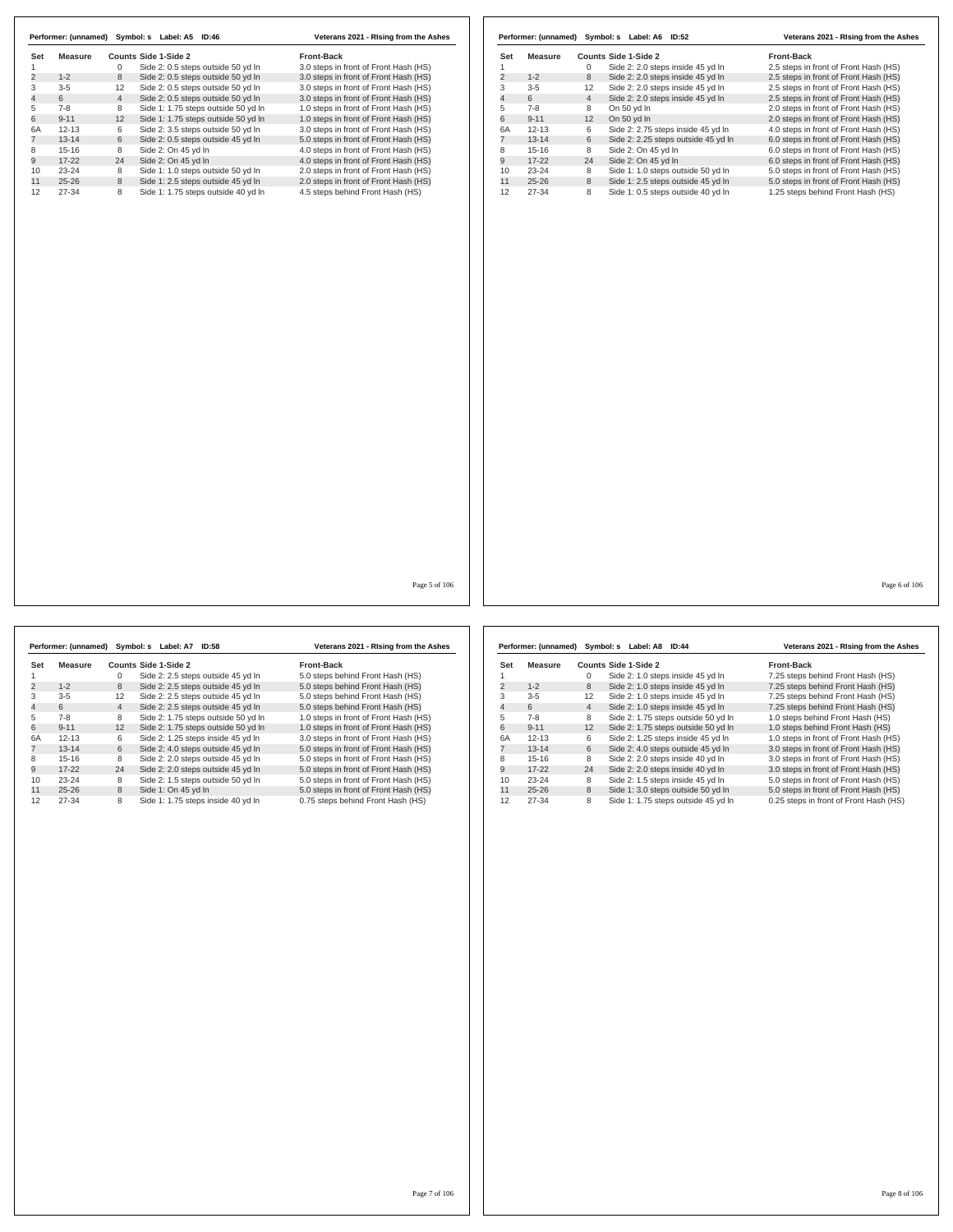Performer: (unnamed) Symbol: s Label: A5 ID:46 — Veterans 2021 - RIsing from the Ashes

| Set | Measure | Counts | Side 1-Side 2 | Front-Back |
|---|---|---|---|---|
| 1 | | 0 | Side 2: 0.5 steps outside 50 yd ln | 3.0 steps in front of Front Hash (HS) |
| 2 | 1-2 | 8 | Side 2: 0.5 steps outside 50 yd ln | 3.0 steps in front of Front Hash (HS) |
| 3 | 3-5 | 12 | Side 2: 0.5 steps outside 50 yd ln | 3.0 steps in front of Front Hash (HS) |
| 4 | 6 | 4 | Side 2: 0.5 steps outside 50 yd ln | 3.0 steps in front of Front Hash (HS) |
| 5 | 7-8 | 8 | Side 1: 1.75 steps outside 50 yd ln | 1.0 steps in front of Front Hash (HS) |
| 6 | 9-11 | 12 | Side 1: 1.75 steps outside 50 yd ln | 1.0 steps in front of Front Hash (HS) |
| 6A | 12-13 | 6 | Side 2: 3.5 steps outside 50 yd ln | 3.0 steps in front of Front Hash (HS) |
| 7 | 13-14 | 6 | Side 2: 0.5 steps outside 45 yd ln | 5.0 steps in front of Front Hash (HS) |
| 8 | 15-16 | 8 | Side 2: On 45 yd ln | 4.0 steps in front of Front Hash (HS) |
| 9 | 17-22 | 24 | Side 2: On 45 yd ln | 4.0 steps in front of Front Hash (HS) |
| 10 | 23-24 | 8 | Side 1: 1.0 steps outside 50 yd ln | 2.0 steps in front of Front Hash (HS) |
| 11 | 25-26 | 8 | Side 1: 2.5 steps outside 45 yd ln | 2.0 steps in front of Front Hash (HS) |
| 12 | 27-34 | 8 | Side 1: 1.75 steps outside 40 yd ln | 4.5 steps behind Front Hash (HS) |

Performer: (unnamed) Symbol: s Label: A6 ID:52 — Veterans 2021 - RIsing from the Ashes

| Set | Measure | Counts | Side 1-Side 2 | Front-Back |
|---|---|---|---|---|
| 1 | | 0 | Side 2: 2.0 steps inside 45 yd ln | 2.5 steps in front of Front Hash (HS) |
| 2 | 1-2 | 8 | Side 2: 2.0 steps inside 45 yd ln | 2.5 steps in front of Front Hash (HS) |
| 3 | 3-5 | 12 | Side 2: 2.0 steps inside 45 yd ln | 2.5 steps in front of Front Hash (HS) |
| 4 | 6 | 4 | Side 2: 2.0 steps inside 45 yd ln | 2.5 steps in front of Front Hash (HS) |
| 5 | 7-8 | 8 | On 50 yd ln | 2.0 steps in front of Front Hash (HS) |
| 6 | 9-11 | 12 | On 50 yd ln | 2.0 steps in front of Front Hash (HS) |
| 6A | 12-13 | 6 | Side 2: 2.75 steps inside 45 yd ln | 4.0 steps in front of Front Hash (HS) |
| 7 | 13-14 | 6 | Side 2: 2.25 steps outside 45 yd ln | 6.0 steps in front of Front Hash (HS) |
| 8 | 15-16 | 8 | Side 2: On 45 yd ln | 6.0 steps in front of Front Hash (HS) |
| 9 | 17-22 | 24 | Side 2: On 45 yd ln | 6.0 steps in front of Front Hash (HS) |
| 10 | 23-24 | 8 | Side 1: 1.0 steps outside 50 yd ln | 5.0 steps in front of Front Hash (HS) |
| 11 | 25-26 | 8 | Side 1: 2.5 steps outside 45 yd ln | 5.0 steps in front of Front Hash (HS) |
| 12 | 27-34 | 8 | Side 1: 0.5 steps outside 40 yd ln | 1.25 steps behind Front Hash (HS) |

Performer: (unnamed) Symbol: s Label: A7 ID:58 — Veterans 2021 - RIsing from the Ashes

| Set | Measure | Counts | Side 1-Side 2 | Front-Back |
|---|---|---|---|---|
| 1 | | 0 | Side 2: 2.5 steps outside 45 yd ln | 5.0 steps behind Front Hash (HS) |
| 2 | 1-2 | 8 | Side 2: 2.5 steps outside 45 yd ln | 5.0 steps behind Front Hash (HS) |
| 3 | 3-5 | 12 | Side 2: 2.5 steps outside 45 yd ln | 5.0 steps behind Front Hash (HS) |
| 4 | 6 | 4 | Side 2: 2.5 steps outside 45 yd ln | 5.0 steps behind Front Hash (HS) |
| 5 | 7-8 | 8 | Side 2: 1.75 steps outside 50 yd ln | 1.0 steps in front of Front Hash (HS) |
| 6 | 9-11 | 12 | Side 2: 1.75 steps outside 50 yd ln | 1.0 steps in front of Front Hash (HS) |
| 6A | 12-13 | 6 | Side 2: 1.25 steps inside 45 yd ln | 3.0 steps in front of Front Hash (HS) |
| 7 | 13-14 | 6 | Side 2: 4.0 steps outside 45 yd ln | 5.0 steps in front of Front Hash (HS) |
| 8 | 15-16 | 8 | Side 2: 2.0 steps inside 40 yd ln | 5.0 steps in front of Front Hash (HS) |
| 9 | 17-22 | 24 | Side 2: 2.0 steps outside 45 yd ln | 5.0 steps in front of Front Hash (HS) |
| 10 | 23-24 | 8 | Side 2: 1.5 steps outside 50 yd ln | 5.0 steps in front of Front Hash (HS) |
| 11 | 25-26 | 8 | Side 1: On 45 yd ln | 5.0 steps in front of Front Hash (HS) |
| 12 | 27-34 | 8 | Side 1: 1.75 steps inside 40 yd ln | 0.75 steps behind Front Hash (HS) |

Performer: (unnamed) Symbol: s Label: A8 ID:44 — Veterans 2021 - RIsing from the Ashes

| Set | Measure | Counts | Side 1-Side 2 | Front-Back |
|---|---|---|---|---|
| 1 | | 0 | Side 2: 1.0 steps inside 45 yd ln | 7.25 steps behind Front Hash (HS) |
| 2 | 1-2 | 8 | Side 2: 1.0 steps inside 45 yd ln | 7.25 steps behind Front Hash (HS) |
| 3 | 3-5 | 12 | Side 2: 1.0 steps inside 45 yd ln | 7.25 steps behind Front Hash (HS) |
| 4 | 6 | 4 | Side 2: 1.0 steps inside 45 yd ln | 7.25 steps behind Front Hash (HS) |
| 5 | 7-8 | 8 | Side 2: 1.75 steps outside 50 yd ln | 1.0 steps behind Front Hash (HS) |
| 6 | 9-11 | 12 | Side 2: 1.75 steps outside 50 yd ln | 1.0 steps behind Front Hash (HS) |
| 6A | 12-13 | 6 | Side 2: 1.25 steps inside 45 yd ln | 1.0 steps in front of Front Hash (HS) |
| 7 | 13-14 | 6 | Side 2: 4.0 steps outside 45 yd ln | 3.0 steps in front of Front Hash (HS) |
| 8 | 15-16 | 8 | Side 2: 2.0 steps inside 40 yd ln | 3.0 steps in front of Front Hash (HS) |
| 9 | 17-22 | 24 | Side 2: 2.0 steps inside 40 yd ln | 3.0 steps in front of Front Hash (HS) |
| 10 | 23-24 | 8 | Side 2: 1.5 steps inside 45 yd ln | 5.0 steps in front of Front Hash (HS) |
| 11 | 25-26 | 8 | Side 1: 3.0 steps outside 50 yd ln | 5.0 steps in front of Front Hash (HS) |
| 12 | 27-34 | 8 | Side 1: 1.75 steps outside 45 yd ln | 0.25 steps in front of Front Hash (HS) |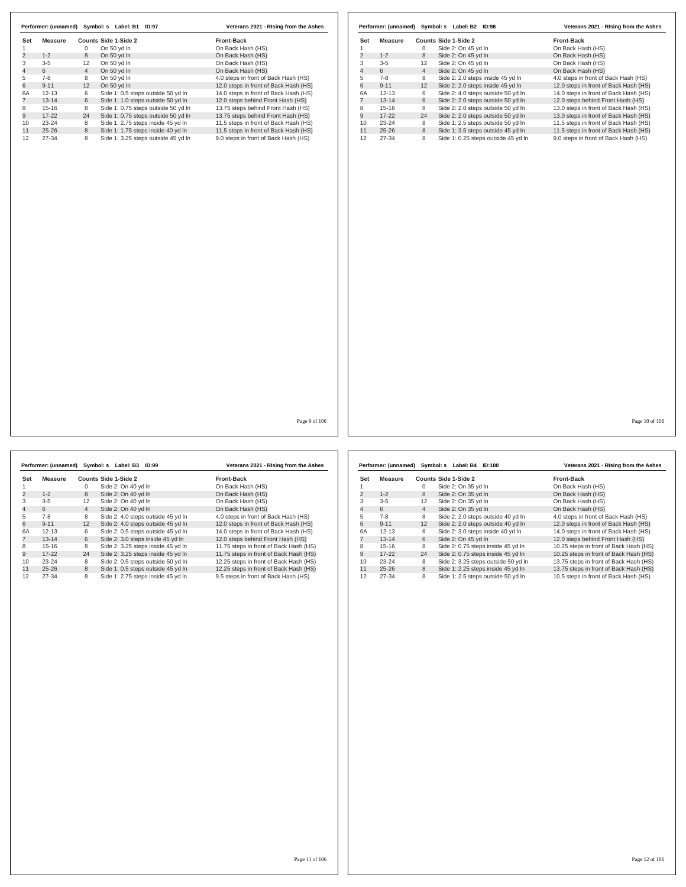**Performer: (unnamed) Symbol: s Label: B1 ID:97** — **Veterans 2021 - RIsing from the Ashes**

| Set | Measure | Counts | Side 1-Side 2 | Front-Back |
|---|---|---|---|---|
| 1 | | 0 | On 50 yd ln | On Back Hash (HS) |
| 2 | 1-2 | 8 | On 50 yd ln | On Back Hash (HS) |
| 3 | 3-5 | 12 | On 50 yd ln | On Back Hash (HS) |
| 4 | 6 | 4 | On 50 yd ln | On Back Hash (HS) |
| 5 | 7-8 | 8 | On 50 yd ln | 4.0 steps in front of Back Hash (HS) |
| 6 | 9-11 | 12 | On 50 yd ln | 12.0 steps in front of Back Hash (HS) |
| 6A | 12-13 | 6 | Side 1: 0.5 steps outside 50 yd ln | 14.0 steps in front of Back Hash (HS) |
| 7 | 13-14 | 6 | Side 1: 1.0 steps outside 50 yd ln | 12.0 steps behind Front Hash (HS) |
| 8 | 15-16 | 8 | Side 1: 0.75 steps outside 50 yd ln | 13.75 steps behind Front Hash (HS) |
| 9 | 17-22 | 24 | Side 1: 0.75 steps outside 50 yd ln | 13.75 steps behind Front Hash (HS) |
| 10 | 23-24 | 8 | Side 1: 2.75 steps inside 45 yd ln | 11.5 steps in front of Back Hash (HS) |
| 11 | 25-26 | 8 | Side 1: 1.75 steps inside 40 yd ln | 11.5 steps in front of Back Hash (HS) |
| 12 | 27-34 | 8 | Side 1: 3.25 steps outside 45 yd ln | 9.0 steps in front of Back Hash (HS) |

**Performer: (unnamed) Symbol: s Label: B2 ID:98** — **Veterans 2021 - RIsing from the Ashes**

| Set | Measure | Counts | Side 1-Side 2 | Front-Back |
|---|---|---|---|---|
| 1 | | 0 | Side 2: On 45 yd ln | On Back Hash (HS) |
| 2 | 1-2 | 8 | Side 2: On 45 yd ln | On Back Hash (HS) |
| 3 | 3-5 | 12 | Side 2: On 45 yd ln | On Back Hash (HS) |
| 4 | 6 | 4 | Side 2: On 45 yd ln | On Back Hash (HS) |
| 5 | 7-8 | 8 | Side 2: 2.0 steps inside 45 yd ln | 4.0 steps in front of Back Hash (HS) |
| 6 | 9-11 | 12 | Side 2: 2.0 steps inside 45 yd ln | 12.0 steps in front of Back Hash (HS) |
| 6A | 12-13 | 6 | Side 2: 4.0 steps outside 50 yd ln | 14.0 steps in front of Back Hash (HS) |
| 7 | 13-14 | 6 | Side 2: 2.0 steps outside 50 yd ln | 12.0 steps behind Front Hash (HS) |
| 8 | 15-16 | 8 | Side 2: 2.0 steps outside 50 yd ln | 13.0 steps in front of Back Hash (HS) |
| 9 | 17-22 | 24 | Side 2: 2.0 steps outside 50 yd ln | 13.0 steps in front of Back Hash (HS) |
| 10 | 23-24 | 8 | Side 1: 2.5 steps outside 50 yd ln | 11.5 steps in front of Back Hash (HS) |
| 11 | 25-26 | 8 | Side 1: 3.5 steps outside 45 yd ln | 11.5 steps in front of Back Hash (HS) |
| 12 | 27-34 | 8 | Side 1: 0.25 steps outside 45 yd ln | 9.0 steps in front of Back Hash (HS) |

**Performer: (unnamed) Symbol: s Label: B3 ID:99** — **Veterans 2021 - RIsing from the Ashes**

| Set | Measure | Counts | Side 1-Side 2 | Front-Back |
|---|---|---|---|---|
| 1 | | 0 | Side 2: On 40 yd ln | On Back Hash (HS) |
| 2 | 1-2 | 8 | Side 2: On 40 yd ln | On Back Hash (HS) |
| 3 | 3-5 | 12 | Side 2: On 40 yd ln | On Back Hash (HS) |
| 4 | 6 | 4 | Side 2: On 40 yd ln | On Back Hash (HS) |
| 5 | 7-8 | 8 | Side 2: 4.0 steps outside 45 yd ln | 4.0 steps in front of Back Hash (HS) |
| 6 | 9-11 | 12 | Side 2: 4.0 steps outside 45 yd ln | 12.0 steps in front of Back Hash (HS) |
| 6A | 12-13 | 6 | Side 2: 0.5 steps outside 45 yd ln | 14.0 steps in front of Back Hash (HS) |
| 7 | 13-14 | 6 | Side 2: 3.0 steps inside 45 yd ln | 12.0 steps behind Front Hash (HS) |
| 8 | 15-16 | 8 | Side 2: 3.25 steps inside 45 yd ln | 11.75 steps in front of Back Hash (HS) |
| 9 | 17-22 | 24 | Side 2: 3.25 steps inside 45 yd ln | 11.75 steps in front of Back Hash (HS) |
| 10 | 23-24 | 8 | Side 2: 0.5 steps outside 50 yd ln | 12.25 steps in front of Back Hash (HS) |
| 11 | 25-26 | 8 | Side 1: 0.5 steps outside 45 yd ln | 12.25 steps in front of Back Hash (HS) |
| 12 | 27-34 | 8 | Side 1: 2.75 steps inside 45 yd ln | 9.5 steps in front of Back Hash (HS) |

**Performer: (unnamed) Symbol: s Label: B4 ID:100** — **Veterans 2021 - RIsing from the Ashes**

| Set | Measure | Counts | Side 1-Side 2 | Front-Back |
|---|---|---|---|---|
| 1 | | 0 | Side 2: On 35 yd ln | On Back Hash (HS) |
| 2 | 1-2 | 8 | Side 2: On 35 yd ln | On Back Hash (HS) |
| 3 | 3-5 | 12 | Side 2: On 35 yd ln | On Back Hash (HS) |
| 4 | 6 | 4 | Side 2: On 35 yd ln | On Back Hash (HS) |
| 5 | 7-8 | 8 | Side 2: 2.0 steps outside 40 yd ln | 4.0 steps in front of Back Hash (HS) |
| 6 | 9-11 | 12 | Side 2: 2.0 steps outside 40 yd ln | 12.0 steps in front of Back Hash (HS) |
| 6A | 12-13 | 6 | Side 2: 3.0 steps inside 40 yd ln | 14.0 steps in front of Back Hash (HS) |
| 7 | 13-14 | 6 | Side 2: On 45 yd ln | 12.0 steps behind Front Hash (HS) |
| 8 | 15-16 | 8 | Side 2: 0.75 steps inside 45 yd ln | 10.25 steps in front of Back Hash (HS) |
| 9 | 17-22 | 24 | Side 2: 0.75 steps inside 45 yd ln | 10.25 steps in front of Back Hash (HS) |
| 10 | 23-24 | 8 | Side 2: 3.25 steps outside 50 yd ln | 13.75 steps in front of Back Hash (HS) |
| 11 | 25-26 | 8 | Side 1: 2.25 steps inside 45 yd ln | 13.75 steps in front of Back Hash (HS) |
| 12 | 27-34 | 8 | Side 1: 2.5 steps outside 50 yd ln | 10.5 steps in front of Back Hash (HS) |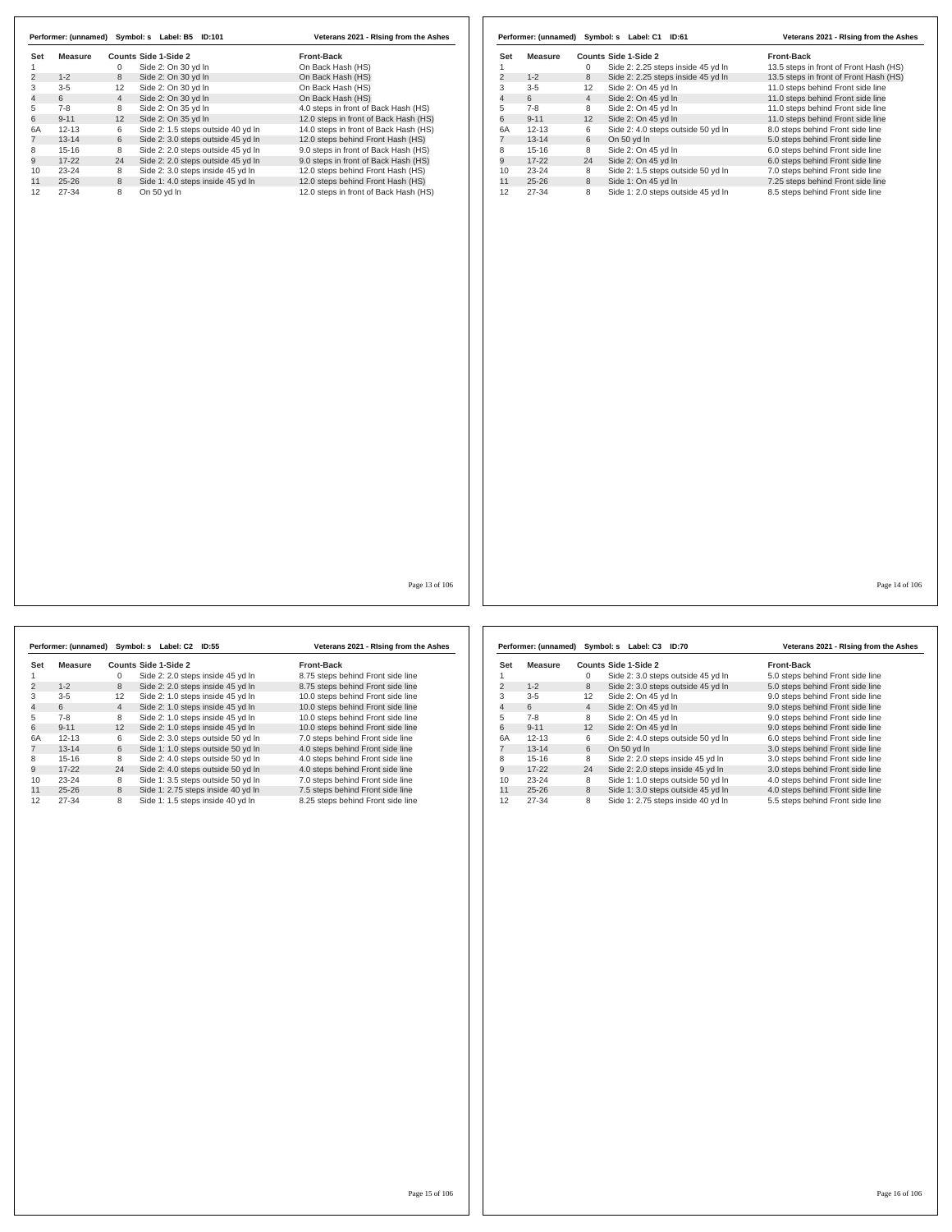**Performer: (unnamed) Symbol: s Label: B5 ID:101** — Veterans 2021 - RIsing from the Ashes

| Set | Measure | Counts | Side 1-Side 2 | Front-Back |
|---|---|---|---|---|
| 1 | | 0 | Side 2: On 30 yd ln | On Back Hash (HS) |
| 2 | 1-2 | 8 | Side 2: On 30 yd ln | On Back Hash (HS) |
| 3 | 3-5 | 12 | Side 2: On 30 yd ln | On Back Hash (HS) |
| 4 | 6 | 4 | Side 2: On 30 yd ln | On Back Hash (HS) |
| 5 | 7-8 | 8 | Side 2: On 35 yd ln | 4.0 steps in front of Back Hash (HS) |
| 6 | 9-11 | 12 | Side 2: On 35 yd ln | 12.0 steps in front of Back Hash (HS) |
| 6A | 12-13 | 6 | Side 2: 1.5 steps outside 40 yd ln | 14.0 steps in front of Back Hash (HS) |
| 7 | 13-14 | 6 | Side 2: 3.0 steps outside 45 yd ln | 12.0 steps behind Front Hash (HS) |
| 8 | 15-16 | 8 | Side 2: 2.0 steps outside 45 yd ln | 9.0 steps in front of Back Hash (HS) |
| 9 | 17-22 | 24 | Side 2: 2.0 steps outside 45 yd ln | 9.0 steps in front of Back Hash (HS) |
| 10 | 23-24 | 8 | Side 2: 3.0 steps inside 45 yd ln | 12.0 steps behind Front Hash (HS) |
| 11 | 25-26 | 8 | Side 1: 4.0 steps inside 45 yd ln | 12.0 steps behind Front Hash (HS) |
| 12 | 27-34 | 8 | On 50 yd ln | 12.0 steps in front of Back Hash (HS) |

**Performer: (unnamed) Symbol: s Label: C1 ID:61** — Veterans 2021 - RIsing from the Ashes

| Set | Measure | Counts | Side 1-Side 2 | Front-Back |
|---|---|---|---|---|
| 1 | | 0 | Side 2: 2.25 steps inside 45 yd ln | 13.5 steps in front of Front Hash (HS) |
| 2 | 1-2 | 8 | Side 2: 2.25 steps inside 45 yd ln | 13.5 steps in front of Front Hash (HS) |
| 3 | 3-5 | 12 | Side 2: On 45 yd ln | 11.0 steps behind Front side line |
| 4 | 6 | 4 | Side 2: On 45 yd ln | 11.0 steps behind Front side line |
| 5 | 7-8 | 8 | Side 2: On 45 yd ln | 11.0 steps behind Front side line |
| 6 | 9-11 | 12 | Side 2: On 45 yd ln | 11.0 steps behind Front side line |
| 6A | 12-13 | 6 | Side 2: 4.0 steps outside 50 yd ln | 8.0 steps behind Front side line |
| 7 | 13-14 | 6 | On 50 yd ln | 5.0 steps behind Front side line |
| 8 | 15-16 | 8 | Side 2: On 45 yd ln | 6.0 steps behind Front side line |
| 9 | 17-22 | 24 | Side 2: On 45 yd ln | 6.0 steps behind Front side line |
| 10 | 23-24 | 8 | Side 2: 1.5 steps outside 50 yd ln | 7.0 steps behind Front side line |
| 11 | 25-26 | 8 | Side 1: On 45 yd ln | 7.25 steps behind Front side line |
| 12 | 27-34 | 8 | Side 1: 2.0 steps outside 45 yd ln | 8.5 steps behind Front side line |

**Performer: (unnamed) Symbol: s Label: C2 ID:55** — Veterans 2021 - RIsing from the Ashes

| Set | Measure | Counts | Side 1-Side 2 | Front-Back |
|---|---|---|---|---|
| 1 | | 0 | Side 2: 2.0 steps inside 45 yd ln | 8.75 steps behind Front side line |
| 2 | 1-2 | 8 | Side 2: 2.0 steps inside 45 yd ln | 8.75 steps behind Front side line |
| 3 | 3-5 | 12 | Side 2: 1.0 steps inside 45 yd ln | 10.0 steps behind Front side line |
| 4 | 6 | 4 | Side 2: 1.0 steps inside 45 yd ln | 10.0 steps behind Front side line |
| 5 | 7-8 | 8 | Side 2: 1.0 steps inside 45 yd ln | 10.0 steps behind Front side line |
| 6 | 9-11 | 12 | Side 2: 1.0 steps inside 45 yd ln | 10.0 steps behind Front side line |
| 6A | 12-13 | 6 | Side 2: 3.0 steps outside 50 yd ln | 7.0 steps behind Front side line |
| 7 | 13-14 | 6 | Side 1: 1.0 steps outside 50 yd ln | 4.0 steps behind Front side line |
| 8 | 15-16 | 8 | Side 2: 4.0 steps outside 50 yd ln | 4.0 steps behind Front side line |
| 9 | 17-22 | 24 | Side 2: 4.0 steps outside 50 yd ln | 4.0 steps behind Front side line |
| 10 | 23-24 | 8 | Side 1: 3.5 steps outside 50 yd ln | 7.0 steps behind Front side line |
| 11 | 25-26 | 8 | Side 1: 2.75 steps inside 40 yd ln | 7.5 steps behind Front side line |
| 12 | 27-34 | 8 | Side 1: 1.5 steps inside 40 yd ln | 8.25 steps behind Front side line |

**Performer: (unnamed) Symbol: s Label: C3 ID:70** — Veterans 2021 - RIsing from the Ashes

| Set | Measure | Counts | Side 1-Side 2 | Front-Back |
|---|---|---|---|---|
| 1 | | 0 | Side 2: 3.0 steps outside 45 yd ln | 5.0 steps behind Front side line |
| 2 | 1-2 | 8 | Side 2: 3.0 steps outside 45 yd ln | 5.0 steps behind Front side line |
| 3 | 3-5 | 12 | Side 2: On 45 yd ln | 9.0 steps behind Front side line |
| 4 | 6 | 4 | Side 2: On 45 yd ln | 9.0 steps behind Front side line |
| 5 | 7-8 | 8 | Side 2: On 45 yd ln | 9.0 steps behind Front side line |
| 6 | 9-11 | 12 | Side 2: On 45 yd ln | 9.0 steps behind Front side line |
| 6A | 12-13 | 6 | Side 2: 4.0 steps outside 50 yd ln | 6.0 steps behind Front side line |
| 7 | 13-14 | 6 | On 50 yd ln | 3.0 steps behind Front side line |
| 8 | 15-16 | 8 | Side 2: 2.0 steps inside 45 yd ln | 3.0 steps behind Front side line |
| 9 | 17-22 | 24 | Side 2: 2.0 steps inside 45 yd ln | 3.0 steps behind Front side line |
| 10 | 23-24 | 8 | Side 1: 1.0 steps outside 50 yd ln | 4.0 steps behind Front side line |
| 11 | 25-26 | 8 | Side 1: 3.0 steps outside 45 yd ln | 4.0 steps behind Front side line |
| 12 | 27-34 | 8 | Side 1: 2.75 steps inside 40 yd ln | 5.5 steps behind Front side line |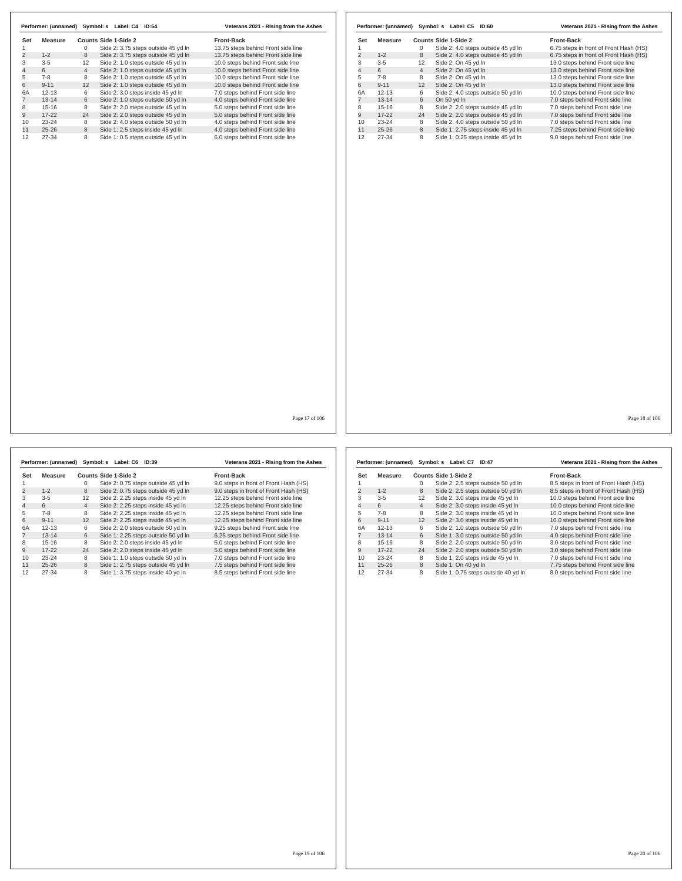**Performer: (unnamed) Symbol: s Label: C4 ID:54** — Veterans 2021 - RIsing from the Ashes

| Set | Measure | Counts | Side 1-Side 2 | Front-Back |
|---|---|---|---|---|
| 1 | | 0 | Side 2: 3.75 steps outside 45 yd ln | 13.75 steps behind Front side line |
| 2 | 1-2 | 8 | Side 2: 3.75 steps outside 45 yd ln | 13.75 steps behind Front side line |
| 3 | 3-5 | 12 | Side 2: 1.0 steps outside 45 yd ln | 10.0 steps behind Front side line |
| 4 | 6 | 4 | Side 2: 1.0 steps outside 45 yd ln | 10.0 steps behind Front side line |
| 5 | 7-8 | 8 | Side 2: 1.0 steps outside 45 yd ln | 10.0 steps behind Front side line |
| 6 | 9-11 | 12 | Side 2: 1.0 steps outside 45 yd ln | 10.0 steps behind Front side line |
| 6A | 12-13 | 6 | Side 2: 3.0 steps inside 45 yd ln | 7.0 steps behind Front side line |
| 7 | 13-14 | 6 | Side 2: 1.0 steps outside 50 yd ln | 4.0 steps behind Front side line |
| 8 | 15-16 | 8 | Side 2: 2.0 steps outside 45 yd ln | 5.0 steps behind Front side line |
| 9 | 17-22 | 24 | Side 2: 2.0 steps outside 45 yd ln | 5.0 steps behind Front side line |
| 10 | 23-24 | 8 | Side 2: 4.0 steps outside 50 yd ln | 4.0 steps behind Front side line |
| 11 | 25-26 | 8 | Side 1: 2.5 steps inside 45 yd ln | 4.0 steps behind Front side line |
| 12 | 27-34 | 8 | Side 1: 0.5 steps outside 45 yd ln | 6.0 steps behind Front side line |

**Performer: (unnamed) Symbol: s Label: C5 ID:60** — Veterans 2021 - RIsing from the Ashes

| Set | Measure | Counts | Side 1-Side 2 | Front-Back |
|---|---|---|---|---|
| 1 | | 0 | Side 2: 4.0 steps outside 45 yd ln | 6.75 steps in front of Front Hash (HS) |
| 2 | 1-2 | 8 | Side 2: 4.0 steps outside 45 yd ln | 6.75 steps in front of Front Hash (HS) |
| 3 | 3-5 | 12 | Side 2: On 45 yd ln | 13.0 steps behind Front side line |
| 4 | 6 | 4 | Side 2: On 45 yd ln | 13.0 steps behind Front side line |
| 5 | 7-8 | 8 | Side 2: On 45 yd ln | 13.0 steps behind Front side line |
| 6 | 9-11 | 12 | Side 2: On 45 yd ln | 13.0 steps behind Front side line |
| 6A | 12-13 | 6 | Side 2: 4.0 steps outside 50 yd ln | 10.0 steps behind Front side line |
| 7 | 13-14 | 6 | On 50 yd ln | 7.0 steps behind Front side line |
| 8 | 15-16 | 8 | Side 2: 2.0 steps outside 45 yd ln | 7.0 steps behind Front side line |
| 9 | 17-22 | 24 | Side 2: 2.0 steps outside 45 yd ln | 7.0 steps behind Front side line |
| 10 | 23-24 | 8 | Side 2: 4.0 steps outside 50 yd ln | 7.0 steps behind Front side line |
| 11 | 25-26 | 8 | Side 1: 2.75 steps inside 45 yd ln | 7.25 steps behind Front side line |
| 12 | 27-34 | 8 | Side 1: 0.25 steps inside 45 yd ln | 9.0 steps behind Front side line |

**Performer: (unnamed) Symbol: s Label: C6 ID:39** — Veterans 2021 - RIsing from the Ashes

| Set | Measure | Counts | Side 1-Side 2 | Front-Back |
|---|---|---|---|---|
| 1 | | 0 | Side 2: 0.75 steps outside 45 yd ln | 9.0 steps in front of Front Hash (HS) |
| 2 | 1-2 | 8 | Side 2: 0.75 steps outside 45 yd ln | 9.0 steps in front of Front Hash (HS) |
| 3 | 3-5 | 12 | Side 2: 2.25 steps inside 45 yd ln | 12.25 steps behind Front side line |
| 4 | 6 | 4 | Side 2: 2.25 steps inside 45 yd ln | 12.25 steps behind Front side line |
| 5 | 7-8 | 8 | Side 2: 2.25 steps inside 45 yd ln | 12.25 steps behind Front side line |
| 6 | 9-11 | 12 | Side 2: 2.25 steps inside 45 yd ln | 12.25 steps behind Front side line |
| 6A | 12-13 | 6 | Side 2: 2.0 steps outside 50 yd ln | 9.25 steps behind Front side line |
| 7 | 13-14 | 6 | Side 1: 2.25 steps outside 50 yd ln | 6.25 steps behind Front side line |
| 8 | 15-16 | 8 | Side 2: 2.0 steps inside 45 yd ln | 5.0 steps behind Front side line |
| 9 | 17-22 | 24 | Side 2: 2.0 steps inside 45 yd ln | 5.0 steps behind Front side line |
| 10 | 23-24 | 8 | Side 1: 1.0 steps outside 50 yd ln | 7.0 steps behind Front side line |
| 11 | 25-26 | 8 | Side 1: 2.75 steps outside 45 yd ln | 7.5 steps behind Front side line |
| 12 | 27-34 | 8 | Side 1: 3.75 steps inside 40 yd ln | 8.5 steps behind Front side line |

**Performer: (unnamed) Symbol: s Label: C7 ID:47** — Veterans 2021 - RIsing from the Ashes

| Set | Measure | Counts | Side 1-Side 2 | Front-Back |
|---|---|---|---|---|
| 1 | | 0 | Side 2: 2.5 steps outside 50 yd ln | 8.5 steps in front of Front Hash (HS) |
| 2 | 1-2 | 8 | Side 2: 2.5 steps outside 50 yd ln | 8.5 steps in front of Front Hash (HS) |
| 3 | 3-5 | 12 | Side 2: 3.0 steps inside 45 yd ln | 10.0 steps behind Front side line |
| 4 | 6 | 4 | Side 2: 3.0 steps inside 45 yd ln | 10.0 steps behind Front side line |
| 5 | 7-8 | 8 | Side 2: 3.0 steps inside 45 yd ln | 10.0 steps behind Front side line |
| 6 | 9-11 | 12 | Side 2: 3.0 steps inside 45 yd ln | 10.0 steps behind Front side line |
| 6A | 12-13 | 6 | Side 2: 1.0 steps outside 50 yd ln | 7.0 steps behind Front side line |
| 7 | 13-14 | 6 | Side 1: 3.0 steps outside 50 yd ln | 4.0 steps behind Front side line |
| 8 | 15-16 | 8 | Side 2: 2.0 steps outside 50 yd ln | 3.0 steps behind Front side line |
| 9 | 17-22 | 24 | Side 2: 2.0 steps outside 50 yd ln | 3.0 steps behind Front side line |
| 10 | 23-24 | 8 | Side 1: 2.0 steps inside 45 yd ln | 7.0 steps behind Front side line |
| 11 | 25-26 | 8 | Side 1: On 40 yd ln | 7.75 steps behind Front side line |
| 12 | 27-34 | 8 | Side 1: 0.75 steps outside 40 yd ln | 8.0 steps behind Front side line |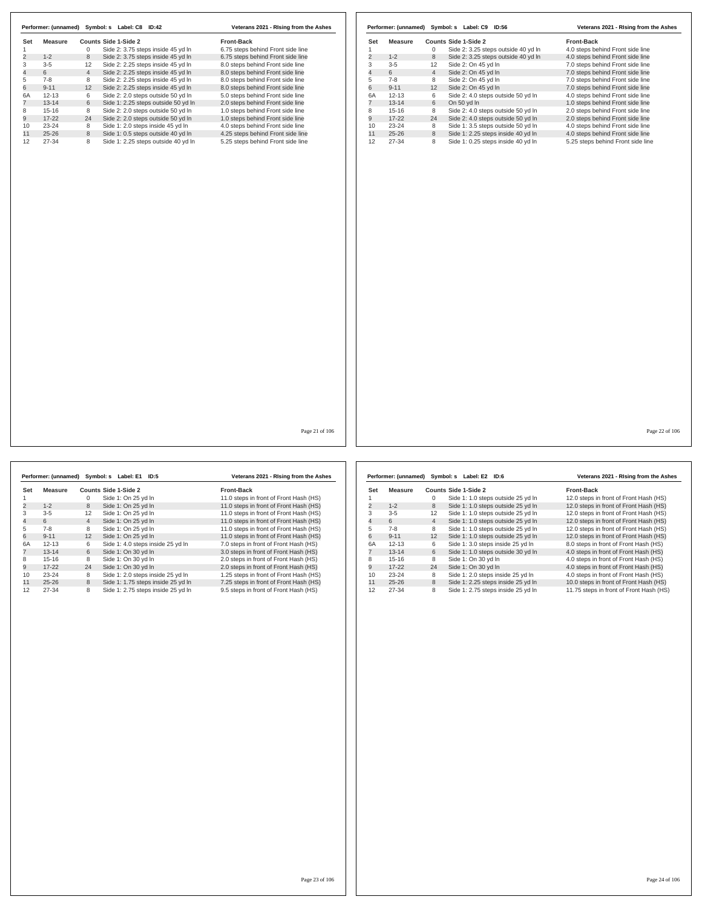**Performer: (unnamed) Symbol: s Label: C8 ID:42** — **Veterans 2021 - RIsing from the Ashes**

| Set | Measure | Counts | Side 1-Side 2 | Front-Back |
|---|---|---|---|---|
| 1 | | 0 | Side 2: 3.75 steps inside 45 yd ln | 6.75 steps behind Front side line |
| 2 | 1-2 | 8 | Side 2: 3.75 steps inside 45 yd ln | 6.75 steps behind Front side line |
| 3 | 3-5 | 12 | Side 2: 2.25 steps inside 45 yd ln | 8.0 steps behind Front side line |
| 4 | 6 | 4 | Side 2: 2.25 steps inside 45 yd ln | 8.0 steps behind Front side line |
| 5 | 7-8 | 8 | Side 2: 2.25 steps inside 45 yd ln | 8.0 steps behind Front side line |
| 6 | 9-11 | 12 | Side 2: 2.25 steps inside 45 yd ln | 8.0 steps behind Front side line |
| 6A | 12-13 | 6 | Side 2: 2.0 steps outside 50 yd ln | 5.0 steps behind Front side line |
| 7 | 13-14 | 6 | Side 1: 2.25 steps outside 50 yd ln | 2.0 steps behind Front side line |
| 8 | 15-16 | 8 | Side 2: 2.0 steps outside 50 yd ln | 1.0 steps behind Front side line |
| 9 | 17-22 | 24 | Side 2: 2.0 steps outside 50 yd ln | 1.0 steps behind Front side line |
| 10 | 23-24 | 8 | Side 1: 2.0 steps inside 45 yd ln | 4.0 steps behind Front side line |
| 11 | 25-26 | 8 | Side 1: 0.5 steps outside 40 yd ln | 4.25 steps behind Front side line |
| 12 | 27-34 | 8 | Side 1: 2.25 steps outside 40 yd ln | 5.25 steps behind Front side line |

**Performer: (unnamed) Symbol: s Label: C9 ID:56** — **Veterans 2021 - RIsing from the Ashes**

| Set | Measure | Counts | Side 1-Side 2 | Front-Back |
|---|---|---|---|---|
| 1 | | 0 | Side 2: 3.25 steps outside 40 yd ln | 4.0 steps behind Front side line |
| 2 | 1-2 | 8 | Side 2: 3.25 steps outside 40 yd ln | 4.0 steps behind Front side line |
| 3 | 3-5 | 12 | Side 2: On 45 yd ln | 7.0 steps behind Front side line |
| 4 | 6 | 4 | Side 2: On 45 yd ln | 7.0 steps behind Front side line |
| 5 | 7-8 | 8 | Side 2: On 45 yd ln | 7.0 steps behind Front side line |
| 6 | 9-11 | 12 | Side 2: On 45 yd ln | 7.0 steps behind Front side line |
| 6A | 12-13 | 6 | Side 2: 4.0 steps outside 50 yd ln | 4.0 steps behind Front side line |
| 7 | 13-14 | 6 | On 50 yd ln | 1.0 steps behind Front side line |
| 8 | 15-16 | 8 | Side 2: 4.0 steps outside 50 yd ln | 2.0 steps behind Front side line |
| 9 | 17-22 | 24 | Side 2: 4.0 steps outside 50 yd ln | 2.0 steps behind Front side line |
| 10 | 23-24 | 8 | Side 1: 3.5 steps outside 50 yd ln | 4.0 steps behind Front side line |
| 11 | 25-26 | 8 | Side 1: 2.25 steps inside 40 yd ln | 4.0 steps behind Front side line |
| 12 | 27-34 | 8 | Side 1: 0.25 steps inside 40 yd ln | 5.25 steps behind Front side line |

**Performer: (unnamed) Symbol: s Label: E1 ID:5** — **Veterans 2021 - RIsing from the Ashes**

| Set | Measure | Counts | Side 1-Side 2 | Front-Back |
|---|---|---|---|---|
| 1 | | 0 | Side 1: On 25 yd ln | 11.0 steps in front of Front Hash (HS) |
| 2 | 1-2 | 8 | Side 1: On 25 yd ln | 11.0 steps in front of Front Hash (HS) |
| 3 | 3-5 | 12 | Side 1: On 25 yd ln | 11.0 steps in front of Front Hash (HS) |
| 4 | 6 | 4 | Side 1: On 25 yd ln | 11.0 steps in front of Front Hash (HS) |
| 5 | 7-8 | 8 | Side 1: On 25 yd ln | 11.0 steps in front of Front Hash (HS) |
| 6 | 9-11 | 12 | Side 1: On 25 yd ln | 11.0 steps in front of Front Hash (HS) |
| 6A | 12-13 | 6 | Side 1: 4.0 steps inside 25 yd ln | 7.0 steps in front of Front Hash (HS) |
| 7 | 13-14 | 6 | Side 1: On 30 yd ln | 3.0 steps in front of Front Hash (HS) |
| 8 | 15-16 | 8 | Side 1: On 30 yd ln | 2.0 steps in front of Front Hash (HS) |
| 9 | 17-22 | 24 | Side 1: On 30 yd ln | 2.0 steps in front of Front Hash (HS) |
| 10 | 23-24 | 8 | Side 1: 2.0 steps inside 25 yd ln | 1.25 steps in front of Front Hash (HS) |
| 11 | 25-26 | 8 | Side 1: 1.75 steps inside 25 yd ln | 7.25 steps in front of Front Hash (HS) |
| 12 | 27-34 | 8 | Side 1: 2.75 steps inside 25 yd ln | 9.5 steps in front of Front Hash (HS) |

**Performer: (unnamed) Symbol: s Label: E2 ID:6** — **Veterans 2021 - RIsing from the Ashes**

| Set | Measure | Counts | Side 1-Side 2 | Front-Back |
|---|---|---|---|---|
| 1 | | 0 | Side 1: 1.0 steps outside 25 yd ln | 12.0 steps in front of Front Hash (HS) |
| 2 | 1-2 | 8 | Side 1: 1.0 steps outside 25 yd ln | 12.0 steps in front of Front Hash (HS) |
| 3 | 3-5 | 12 | Side 1: 1.0 steps outside 25 yd ln | 12.0 steps in front of Front Hash (HS) |
| 4 | 6 | 4 | Side 1: 1.0 steps outside 25 yd ln | 12.0 steps in front of Front Hash (HS) |
| 5 | 7-8 | 8 | Side 1: 1.0 steps outside 25 yd ln | 12.0 steps in front of Front Hash (HS) |
| 6 | 9-11 | 12 | Side 1: 1.0 steps outside 25 yd ln | 12.0 steps in front of Front Hash (HS) |
| 6A | 12-13 | 6 | Side 1: 3.0 steps inside 25 yd ln | 8.0 steps in front of Front Hash (HS) |
| 7 | 13-14 | 6 | Side 1: 1.0 steps outside 30 yd ln | 4.0 steps in front of Front Hash (HS) |
| 8 | 15-16 | 8 | Side 1: On 30 yd ln | 4.0 steps in front of Front Hash (HS) |
| 9 | 17-22 | 24 | Side 1: On 30 yd ln | 4.0 steps in front of Front Hash (HS) |
| 10 | 23-24 | 8 | Side 1: 2.0 steps inside 25 yd ln | 4.0 steps in front of Front Hash (HS) |
| 11 | 25-26 | 8 | Side 1: 2.25 steps inside 25 yd ln | 10.0 steps in front of Front Hash (HS) |
| 12 | 27-34 | 8 | Side 1: 2.75 steps inside 25 yd ln | 11.75 steps in front of Front Hash (HS) |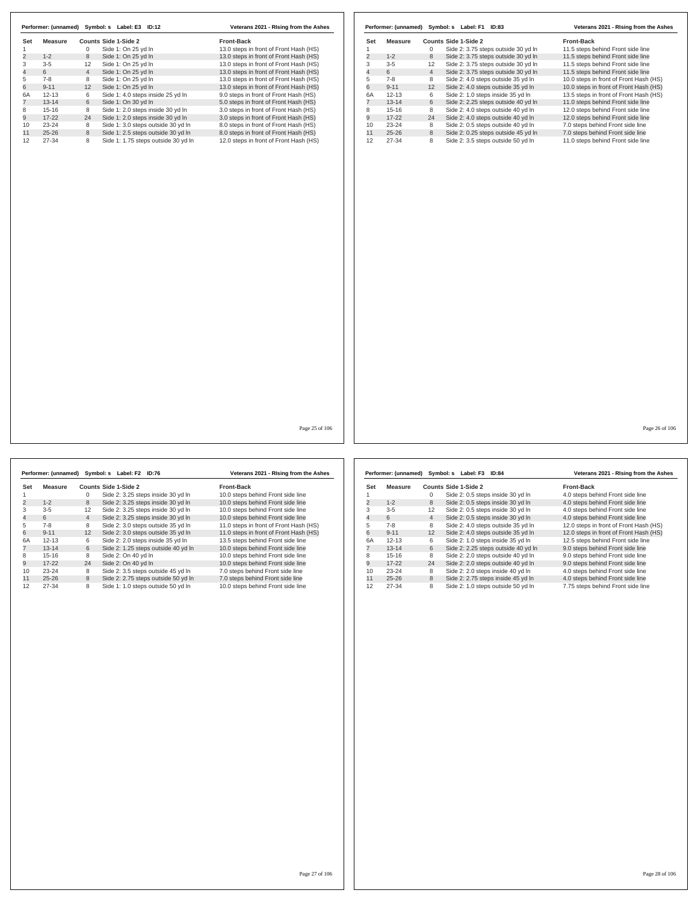**Performer: (unnamed) Symbol: s Label: E3 ID:12** — Veterans 2021 - RIsing from the Ashes

| Set | Measure | Counts | Side 1-Side 2 | Front-Back |
|---|---|---|---|---|
| 1 | | 0 | Side 1: On 25 yd ln | 13.0 steps in front of Front Hash (HS) |
| 2 | 1-2 | 8 | Side 1: On 25 yd ln | 13.0 steps in front of Front Hash (HS) |
| 3 | 3-5 | 12 | Side 1: On 25 yd ln | 13.0 steps in front of Front Hash (HS) |
| 4 | 6 | 4 | Side 1: On 25 yd ln | 13.0 steps in front of Front Hash (HS) |
| 5 | 7-8 | 8 | Side 1: On 25 yd ln | 13.0 steps in front of Front Hash (HS) |
| 6 | 9-11 | 12 | Side 1: On 25 yd ln | 13.0 steps in front of Front Hash (HS) |
| 6A | 12-13 | 6 | Side 1: 4.0 steps inside 25 yd ln | 9.0 steps in front of Front Hash (HS) |
| 7 | 13-14 | 6 | Side 1: On 30 yd ln | 5.0 steps in front of Front Hash (HS) |
| 8 | 15-16 | 8 | Side 1: 2.0 steps inside 30 yd ln | 3.0 steps in front of Front Hash (HS) |
| 9 | 17-22 | 24 | Side 1: 2.0 steps inside 30 yd ln | 3.0 steps in front of Front Hash (HS) |
| 10 | 23-24 | 8 | Side 1: 3.0 steps outside 30 yd ln | 8.0 steps in front of Front Hash (HS) |
| 11 | 25-26 | 8 | Side 1: 2.5 steps outside 30 yd ln | 8.0 steps in front of Front Hash (HS) |
| 12 | 27-34 | 8 | Side 1: 1.75 steps outside 30 yd ln | 12.0 steps in front of Front Hash (HS) |

**Performer: (unnamed) Symbol: s Label: F1 ID:83** — Veterans 2021 - RIsing from the Ashes

| Set | Measure | Counts | Side 1-Side 2 | Front-Back |
|---|---|---|---|---|
| 1 | | 0 | Side 2: 3.75 steps outside 30 yd ln | 11.5 steps behind Front side line |
| 2 | 1-2 | 8 | Side 2: 3.75 steps outside 30 yd ln | 11.5 steps behind Front side line |
| 3 | 3-5 | 12 | Side 2: 3.75 steps outside 30 yd ln | 11.5 steps behind Front side line |
| 4 | 6 | 4 | Side 2: 3.75 steps outside 30 yd ln | 11.5 steps behind Front side line |
| 5 | 7-8 | 8 | Side 2: 4.0 steps outside 35 yd ln | 10.0 steps in front of Front Hash (HS) |
| 6 | 9-11 | 12 | Side 2: 4.0 steps outside 35 yd ln | 10.0 steps in front of Front Hash (HS) |
| 6A | 12-13 | 6 | Side 2: 1.0 steps inside 35 yd ln | 13.5 steps in front of Front Hash (HS) |
| 7 | 13-14 | 6 | Side 2: 2.25 steps outside 40 yd ln | 11.0 steps behind Front side line |
| 8 | 15-16 | 8 | Side 2: 4.0 steps outside 40 yd ln | 12.0 steps behind Front side line |
| 9 | 17-22 | 24 | Side 2: 4.0 steps outside 40 yd ln | 12.0 steps behind Front side line |
| 10 | 23-24 | 8 | Side 2: 0.5 steps outside 40 yd ln | 7.0 steps behind Front side line |
| 11 | 25-26 | 8 | Side 2: 0.25 steps outside 45 yd ln | 7.0 steps behind Front side line |
| 12 | 27-34 | 8 | Side 2: 3.5 steps outside 50 yd ln | 11.0 steps behind Front side line |

**Performer: (unnamed) Symbol: s Label: F2 ID:76** — Veterans 2021 - RIsing from the Ashes

| Set | Measure | Counts | Side 1-Side 2 | Front-Back |
|---|---|---|---|---|
| 1 | | 0 | Side 2: 3.25 steps inside 30 yd ln | 10.0 steps behind Front side line |
| 2 | 1-2 | 8 | Side 2: 3.25 steps inside 30 yd ln | 10.0 steps behind Front side line |
| 3 | 3-5 | 12 | Side 2: 3.25 steps inside 30 yd ln | 10.0 steps behind Front side line |
| 4 | 6 | 4 | Side 2: 3.25 steps inside 30 yd ln | 10.0 steps behind Front side line |
| 5 | 7-8 | 8 | Side 2: 3.0 steps outside 35 yd ln | 11.0 steps in front of Front Hash (HS) |
| 6 | 9-11 | 12 | Side 2: 3.0 steps outside 35 yd ln | 11.0 steps in front of Front Hash (HS) |
| 6A | 12-13 | 6 | Side 2: 2.0 steps inside 35 yd ln | 13.5 steps behind Front side line |
| 7 | 13-14 | 6 | Side 2: 1.25 steps outside 40 yd ln | 10.0 steps behind Front side line |
| 8 | 15-16 | 8 | Side 2: On 40 yd ln | 10.0 steps behind Front side line |
| 9 | 17-22 | 24 | Side 2: On 40 yd ln | 10.0 steps behind Front side line |
| 10 | 23-24 | 8 | Side 2: 3.5 steps outside 45 yd ln | 7.0 steps behind Front side line |
| 11 | 25-26 | 8 | Side 2: 2.75 steps outside 50 yd ln | 7.0 steps behind Front side line |
| 12 | 27-34 | 8 | Side 1: 1.0 steps outside 50 yd ln | 10.0 steps behind Front side line |

**Performer: (unnamed) Symbol: s Label: F3 ID:84** — Veterans 2021 - RIsing from the Ashes

| Set | Measure | Counts | Side 1-Side 2 | Front-Back |
|---|---|---|---|---|
| 1 | | 0 | Side 2: 0.5 steps inside 30 yd ln | 4.0 steps behind Front side line |
| 2 | 1-2 | 8 | Side 2: 0.5 steps inside 30 yd ln | 4.0 steps behind Front side line |
| 3 | 3-5 | 12 | Side 2: 0.5 steps inside 30 yd ln | 4.0 steps behind Front side line |
| 4 | 6 | 4 | Side 2: 0.5 steps inside 30 yd ln | 4.0 steps behind Front side line |
| 5 | 7-8 | 8 | Side 2: 4.0 steps outside 35 yd ln | 12.0 steps in front of Front Hash (HS) |
| 6 | 9-11 | 12 | Side 2: 4.0 steps outside 35 yd ln | 12.0 steps in front of Front Hash (HS) |
| 6A | 12-13 | 6 | Side 2: 1.0 steps inside 35 yd ln | 12.5 steps behind Front side line |
| 7 | 13-14 | 6 | Side 2: 2.25 steps outside 40 yd ln | 9.0 steps behind Front side line |
| 8 | 15-16 | 8 | Side 2: 2.0 steps outside 40 yd ln | 9.0 steps behind Front side line |
| 9 | 17-22 | 24 | Side 2: 2.0 steps outside 40 yd ln | 9.0 steps behind Front side line |
| 10 | 23-24 | 8 | Side 2: 2.0 steps inside 40 yd ln | 4.0 steps behind Front side line |
| 11 | 25-26 | 8 | Side 2: 2.75 steps inside 45 yd ln | 4.0 steps behind Front side line |
| 12 | 27-34 | 8 | Side 2: 1.0 steps outside 50 yd ln | 7.75 steps behind Front side line |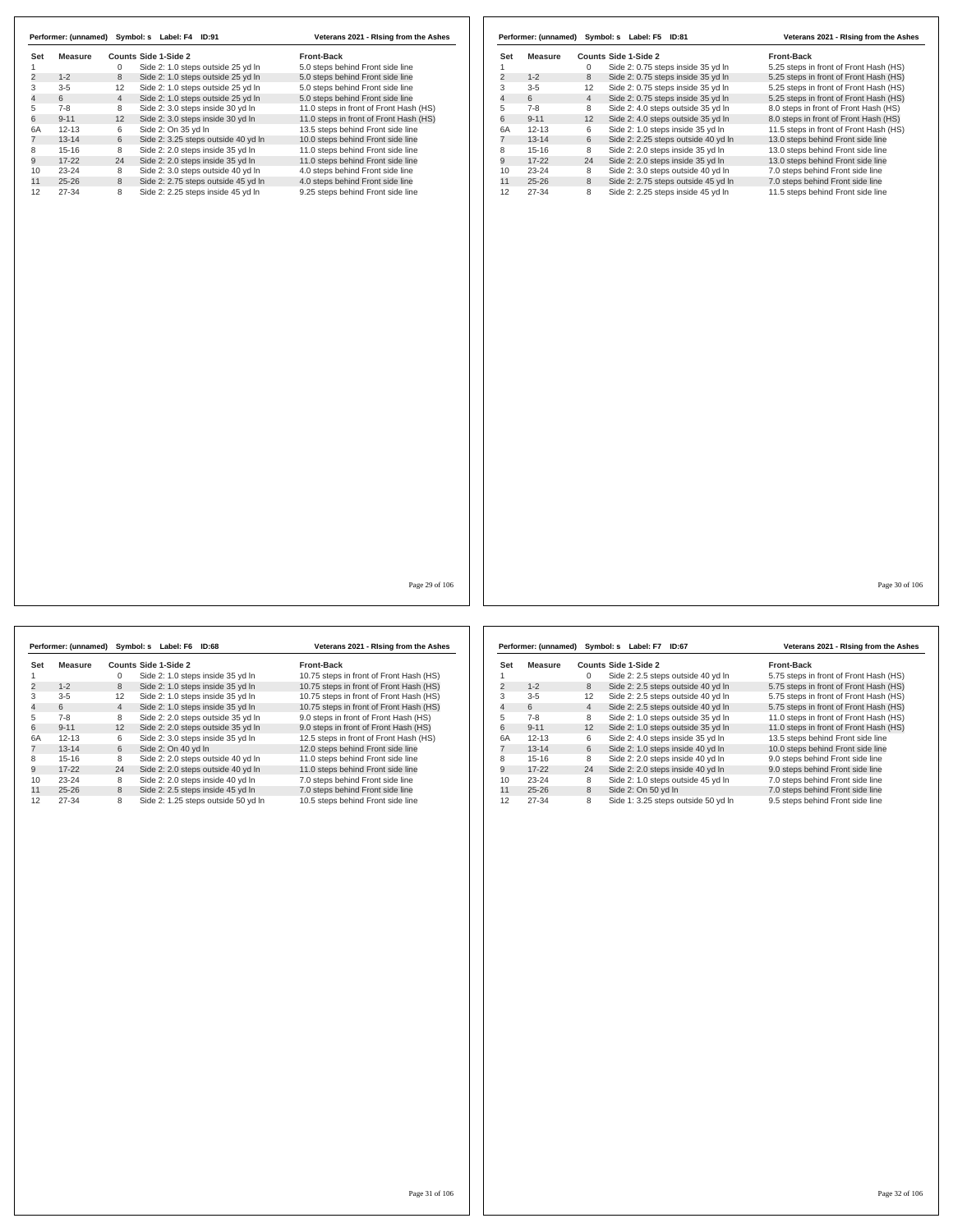**Performer: (unnamed) Symbol: s Label: F4 ID:91** — Veterans 2021 - RIsing from the Ashes

| Set | Measure | Counts | Side 1-Side 2 | Front-Back |
|---|---|---|---|---|
| 1 | | 0 | Side 2: 1.0 steps outside 25 yd ln | 5.0 steps behind Front side line |
| 2 | 1-2 | 8 | Side 2: 1.0 steps outside 25 yd ln | 5.0 steps behind Front side line |
| 3 | 3-5 | 12 | Side 2: 1.0 steps outside 25 yd ln | 5.0 steps behind Front side line |
| 4 | 6 | 4 | Side 2: 1.0 steps outside 25 yd ln | 5.0 steps behind Front side line |
| 5 | 7-8 | 8 | Side 2: 3.0 steps inside 30 yd ln | 11.0 steps in front of Front Hash (HS) |
| 6 | 9-11 | 12 | Side 2: 3.0 steps inside 30 yd ln | 11.0 steps in front of Front Hash (HS) |
| 6A | 12-13 | 6 | Side 2: On 35 yd ln | 13.5 steps behind Front side line |
| 7 | 13-14 | 6 | Side 2: 3.25 steps outside 40 yd ln | 10.0 steps behind Front side line |
| 8 | 15-16 | 8 | Side 2: 2.0 steps inside 35 yd ln | 11.0 steps behind Front side line |
| 9 | 17-22 | 24 | Side 2: 2.0 steps inside 35 yd ln | 11.0 steps behind Front side line |
| 10 | 23-24 | 8 | Side 2: 3.0 steps outside 40 yd ln | 4.0 steps behind Front side line |
| 11 | 25-26 | 8 | Side 2: 2.75 steps outside 45 yd ln | 4.0 steps behind Front side line |
| 12 | 27-34 | 8 | Side 2: 2.25 steps inside 45 yd ln | 9.25 steps behind Front side line |

**Performer: (unnamed) Symbol: s Label: F5 ID:81** — Veterans 2021 - RIsing from the Ashes

| Set | Measure | Counts | Side 1-Side 2 | Front-Back |
|---|---|---|---|---|
| 1 | | 0 | Side 2: 0.75 steps inside 35 yd ln | 5.25 steps in front of Front Hash (HS) |
| 2 | 1-2 | 8 | Side 2: 0.75 steps inside 35 yd ln | 5.25 steps in front of Front Hash (HS) |
| 3 | 3-5 | 12 | Side 2: 0.75 steps inside 35 yd ln | 5.25 steps in front of Front Hash (HS) |
| 4 | 6 | 4 | Side 2: 0.75 steps inside 35 yd ln | 5.25 steps in front of Front Hash (HS) |
| 5 | 7-8 | 8 | Side 2: 4.0 steps outside 35 yd ln | 8.0 steps in front of Front Hash (HS) |
| 6 | 9-11 | 12 | Side 2: 4.0 steps outside 35 yd ln | 8.0 steps in front of Front Hash (HS) |
| 6A | 12-13 | 6 | Side 2: 1.0 steps inside 35 yd ln | 11.5 steps in front of Front Hash (HS) |
| 7 | 13-14 | 6 | Side 2: 2.25 steps outside 40 yd ln | 13.0 steps behind Front side line |
| 8 | 15-16 | 8 | Side 2: 2.0 steps inside 35 yd ln | 13.0 steps behind Front side line |
| 9 | 17-22 | 24 | Side 2: 2.0 steps inside 35 yd ln | 13.0 steps behind Front side line |
| 10 | 23-24 | 8 | Side 2: 3.0 steps outside 40 yd ln | 7.0 steps behind Front side line |
| 11 | 25-26 | 8 | Side 2: 2.75 steps outside 45 yd ln | 7.0 steps behind Front side line |
| 12 | 27-34 | 8 | Side 2: 2.25 steps inside 45 yd ln | 11.5 steps behind Front side line |

**Performer: (unnamed) Symbol: s Label: F6 ID:68** — Veterans 2021 - RIsing from the Ashes

| Set | Measure | Counts | Side 1-Side 2 | Front-Back |
|---|---|---|---|---|
| 1 | | 0 | Side 2: 1.0 steps inside 35 yd ln | 10.75 steps in front of Front Hash (HS) |
| 2 | 1-2 | 8 | Side 2: 1.0 steps inside 35 yd ln | 10.75 steps in front of Front Hash (HS) |
| 3 | 3-5 | 12 | Side 2: 1.0 steps inside 35 yd ln | 10.75 steps in front of Front Hash (HS) |
| 4 | 6 | 4 | Side 2: 1.0 steps inside 35 yd ln | 10.75 steps in front of Front Hash (HS) |
| 5 | 7-8 | 8 | Side 2: 2.0 steps outside 35 yd ln | 9.0 steps in front of Front Hash (HS) |
| 6 | 9-11 | 12 | Side 2: 2.0 steps outside 35 yd ln | 9.0 steps in front of Front Hash (HS) |
| 6A | 12-13 | 6 | Side 2: 3.0 steps inside 35 yd ln | 12.5 steps in front of Front Hash (HS) |
| 7 | 13-14 | 6 | Side 2: On 40 yd ln | 12.0 steps behind Front side line |
| 8 | 15-16 | 8 | Side 2: 2.0 steps outside 40 yd ln | 11.0 steps behind Front side line |
| 9 | 17-22 | 24 | Side 2: 2.0 steps outside 40 yd ln | 11.0 steps behind Front side line |
| 10 | 23-24 | 8 | Side 2: 2.0 steps inside 40 yd ln | 7.0 steps behind Front side line |
| 11 | 25-26 | 8 | Side 2: 2.5 steps inside 45 yd ln | 7.0 steps behind Front side line |
| 12 | 27-34 | 8 | Side 2: 1.25 steps outside 50 yd ln | 10.5 steps behind Front side line |

**Performer: (unnamed) Symbol: s Label: F7 ID:67** — Veterans 2021 - RIsing from the Ashes

| Set | Measure | Counts | Side 1-Side 2 | Front-Back |
|---|---|---|---|---|
| 1 | | 0 | Side 2: 2.5 steps outside 40 yd ln | 5.75 steps in front of Front Hash (HS) |
| 2 | 1-2 | 8 | Side 2: 2.5 steps outside 40 yd ln | 5.75 steps in front of Front Hash (HS) |
| 3 | 3-5 | 12 | Side 2: 2.5 steps outside 40 yd ln | 5.75 steps in front of Front Hash (HS) |
| 4 | 6 | 4 | Side 2: 2.5 steps outside 40 yd ln | 5.75 steps in front of Front Hash (HS) |
| 5 | 7-8 | 8 | Side 2: 1.0 steps outside 35 yd ln | 11.0 steps in front of Front Hash (HS) |
| 6 | 9-11 | 12 | Side 2: 1.0 steps outside 35 yd ln | 11.0 steps in front of Front Hash (HS) |
| 6A | 12-13 | 6 | Side 2: 4.0 steps inside 35 yd ln | 13.5 steps behind Front side line |
| 7 | 13-14 | 6 | Side 2: 1.0 steps inside 40 yd ln | 10.0 steps behind Front side line |
| 8 | 15-16 | 8 | Side 2: 2.0 steps inside 40 yd ln | 9.0 steps behind Front side line |
| 9 | 17-22 | 24 | Side 2: 2.0 steps inside 40 yd ln | 9.0 steps behind Front side line |
| 10 | 23-24 | 8 | Side 2: 1.0 steps outside 45 yd ln | 7.0 steps behind Front side line |
| 11 | 25-26 | 8 | Side 2: On 50 yd ln | 7.0 steps behind Front side line |
| 12 | 27-34 | 8 | Side 1: 3.25 steps outside 50 yd ln | 9.5 steps behind Front side line |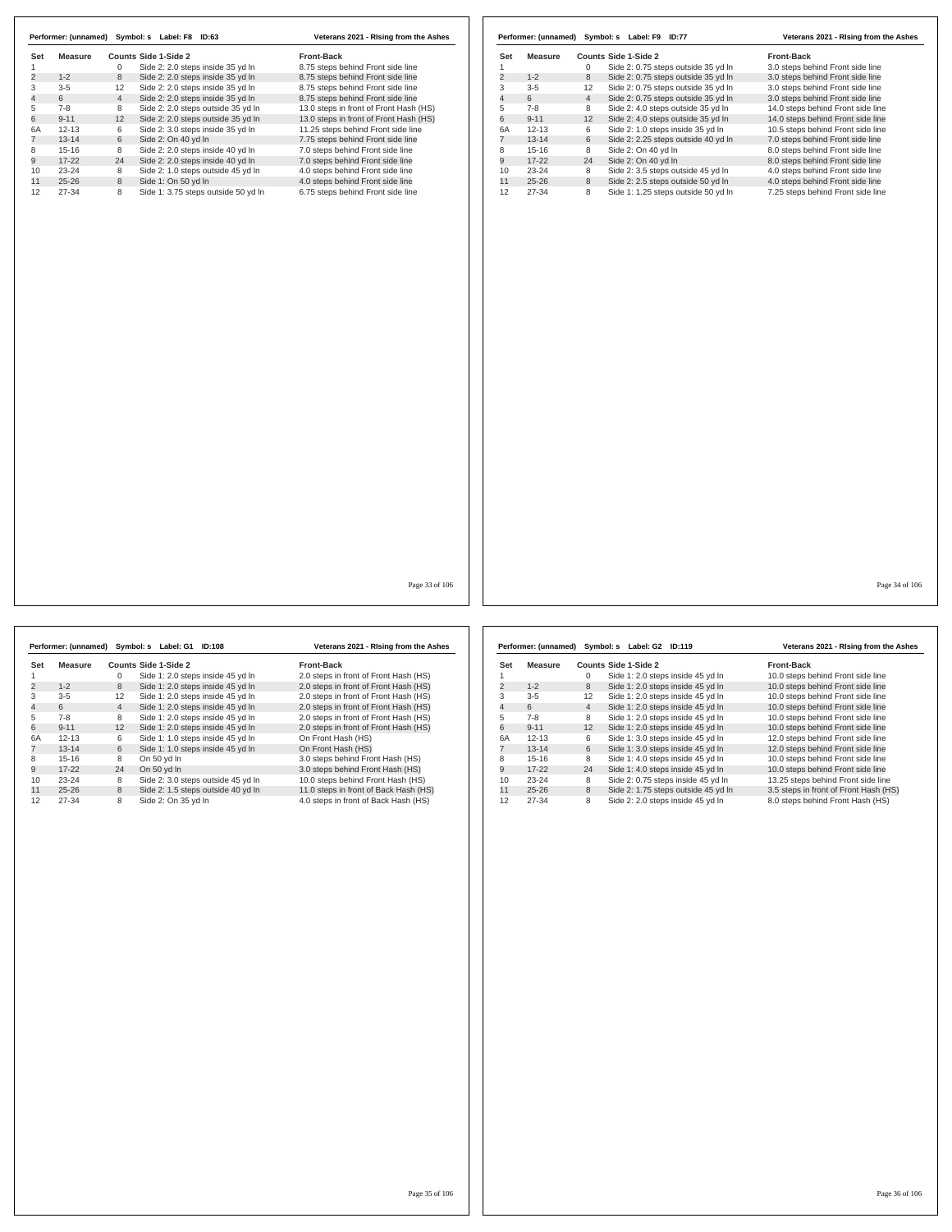**Performer: (unnamed) Symbol: s Label: F8 ID:63** — Veterans 2021 - RIsing from the Ashes

| Set | Measure | Counts | Side 1-Side 2 | Front-Back |
|---|---|---|---|---|
| 1 | | 0 | Side 2: 2.0 steps inside 35 yd ln | 8.75 steps behind Front side line |
| 2 | 1-2 | 8 | Side 2: 2.0 steps inside 35 yd ln | 8.75 steps behind Front side line |
| 3 | 3-5 | 12 | Side 2: 2.0 steps inside 35 yd ln | 8.75 steps behind Front side line |
| 4 | 6 | 4 | Side 2: 2.0 steps inside 35 yd ln | 8.75 steps behind Front side line |
| 5 | 7-8 | 8 | Side 2: 2.0 steps outside 35 yd ln | 13.0 steps in front of Front Hash (HS) |
| 6 | 9-11 | 12 | Side 2: 2.0 steps outside 35 yd ln | 13.0 steps in front of Front Hash (HS) |
| 6A | 12-13 | 6 | Side 2: 3.0 steps inside 35 yd ln | 11.25 steps behind Front side line |
| 7 | 13-14 | 6 | Side 2: On 40 yd ln | 7.75 steps behind Front side line |
| 8 | 15-16 | 8 | Side 2: 2.0 steps inside 40 yd ln | 7.0 steps behind Front side line |
| 9 | 17-22 | 24 | Side 2: 2.0 steps inside 40 yd ln | 7.0 steps behind Front side line |
| 10 | 23-24 | 8 | Side 2: 1.0 steps outside 45 yd ln | 4.0 steps behind Front side line |
| 11 | 25-26 | 8 | Side 1: On 50 yd ln | 4.0 steps behind Front side line |
| 12 | 27-34 | 8 | Side 1: 3.75 steps outside 50 yd ln | 6.75 steps behind Front side line |

**Performer: (unnamed) Symbol: s Label: F9 ID:77** — Veterans 2021 - RIsing from the Ashes

| Set | Measure | Counts | Side 1-Side 2 | Front-Back |
|---|---|---|---|---|
| 1 | | 0 | Side 2: 0.75 steps outside 35 yd ln | 3.0 steps behind Front side line |
| 2 | 1-2 | 8 | Side 2: 0.75 steps outside 35 yd ln | 3.0 steps behind Front side line |
| 3 | 3-5 | 12 | Side 2: 0.75 steps outside 35 yd ln | 3.0 steps behind Front side line |
| 4 | 6 | 4 | Side 2: 0.75 steps outside 35 yd ln | 3.0 steps behind Front side line |
| 5 | 7-8 | 8 | Side 2: 4.0 steps outside 35 yd ln | 14.0 steps behind Front side line |
| 6 | 9-11 | 12 | Side 2: 4.0 steps outside 35 yd ln | 14.0 steps behind Front side line |
| 6A | 12-13 | 6 | Side 2: 1.0 steps inside 35 yd ln | 10.5 steps behind Front side line |
| 7 | 13-14 | 6 | Side 2: 2.25 steps outside 40 yd ln | 7.0 steps behind Front side line |
| 8 | 15-16 | 8 | Side 2: On 40 yd ln | 8.0 steps behind Front side line |
| 9 | 17-22 | 24 | Side 2: On 40 yd ln | 8.0 steps behind Front side line |
| 10 | 23-24 | 8 | Side 2: 3.5 steps outside 45 yd ln | 4.0 steps behind Front side line |
| 11 | 25-26 | 8 | Side 2: 2.5 steps outside 50 yd ln | 4.0 steps behind Front side line |
| 12 | 27-34 | 8 | Side 1: 1.25 steps outside 50 yd ln | 7.25 steps behind Front side line |

**Performer: (unnamed) Symbol: s Label: G1 ID:108** — Veterans 2021 - RIsing from the Ashes

| Set | Measure | Counts | Side 1-Side 2 | Front-Back |
|---|---|---|---|---|
| 1 | | 0 | Side 1: 2.0 steps inside 45 yd ln | 2.0 steps in front of Front Hash (HS) |
| 2 | 1-2 | 8 | Side 1: 2.0 steps inside 45 yd ln | 2.0 steps in front of Front Hash (HS) |
| 3 | 3-5 | 12 | Side 1: 2.0 steps inside 45 yd ln | 2.0 steps in front of Front Hash (HS) |
| 4 | 6 | 4 | Side 1: 2.0 steps inside 45 yd ln | 2.0 steps in front of Front Hash (HS) |
| 5 | 7-8 | 8 | Side 1: 2.0 steps inside 45 yd ln | 2.0 steps in front of Front Hash (HS) |
| 6 | 9-11 | 12 | Side 1: 2.0 steps inside 45 yd ln | 2.0 steps in front of Front Hash (HS) |
| 6A | 12-13 | 6 | Side 1: 1.0 steps inside 45 yd ln | On Front Hash (HS) |
| 7 | 13-14 | 6 | Side 1: 1.0 steps inside 45 yd ln | On Front Hash (HS) |
| 8 | 15-16 | 8 | On 50 yd ln | 3.0 steps behind Front Hash (HS) |
| 9 | 17-22 | 24 | On 50 yd ln | 3.0 steps behind Front Hash (HS) |
| 10 | 23-24 | 8 | Side 2: 3.0 steps outside 45 yd ln | 10.0 steps behind Front Hash (HS) |
| 11 | 25-26 | 8 | Side 2: 1.5 steps outside 40 yd ln | 11.0 steps in front of Back Hash (HS) |
| 12 | 27-34 | 8 | Side 2: On 35 yd ln | 4.0 steps in front of Back Hash (HS) |

**Performer: (unnamed) Symbol: s Label: G2 ID:119** — Veterans 2021 - RIsing from the Ashes

| Set | Measure | Counts | Side 1-Side 2 | Front-Back |
|---|---|---|---|---|
| 1 | | 0 | Side 1: 2.0 steps inside 45 yd ln | 10.0 steps behind Front side line |
| 2 | 1-2 | 8 | Side 1: 2.0 steps inside 45 yd ln | 10.0 steps behind Front side line |
| 3 | 3-5 | 12 | Side 1: 2.0 steps inside 45 yd ln | 10.0 steps behind Front side line |
| 4 | 6 | 4 | Side 1: 2.0 steps inside 45 yd ln | 10.0 steps behind Front side line |
| 5 | 7-8 | 8 | Side 1: 2.0 steps inside 45 yd ln | 10.0 steps behind Front side line |
| 6 | 9-11 | 12 | Side 1: 2.0 steps inside 45 yd ln | 10.0 steps behind Front side line |
| 6A | 12-13 | 6 | Side 1: 3.0 steps inside 45 yd ln | 12.0 steps behind Front side line |
| 7 | 13-14 | 6 | Side 1: 3.0 steps inside 45 yd ln | 12.0 steps behind Front side line |
| 8 | 15-16 | 8 | Side 1: 4.0 steps inside 45 yd ln | 10.0 steps behind Front side line |
| 9 | 17-22 | 24 | Side 1: 4.0 steps inside 45 yd ln | 10.0 steps behind Front side line |
| 10 | 23-24 | 8 | Side 2: 0.75 steps inside 45 yd ln | 13.25 steps behind Front side line |
| 11 | 25-26 | 8 | Side 2: 1.75 steps outside 45 yd ln | 3.5 steps in front of Front Hash (HS) |
| 12 | 27-34 | 8 | Side 2: 2.0 steps inside 45 yd ln | 8.0 steps behind Front Hash (HS) |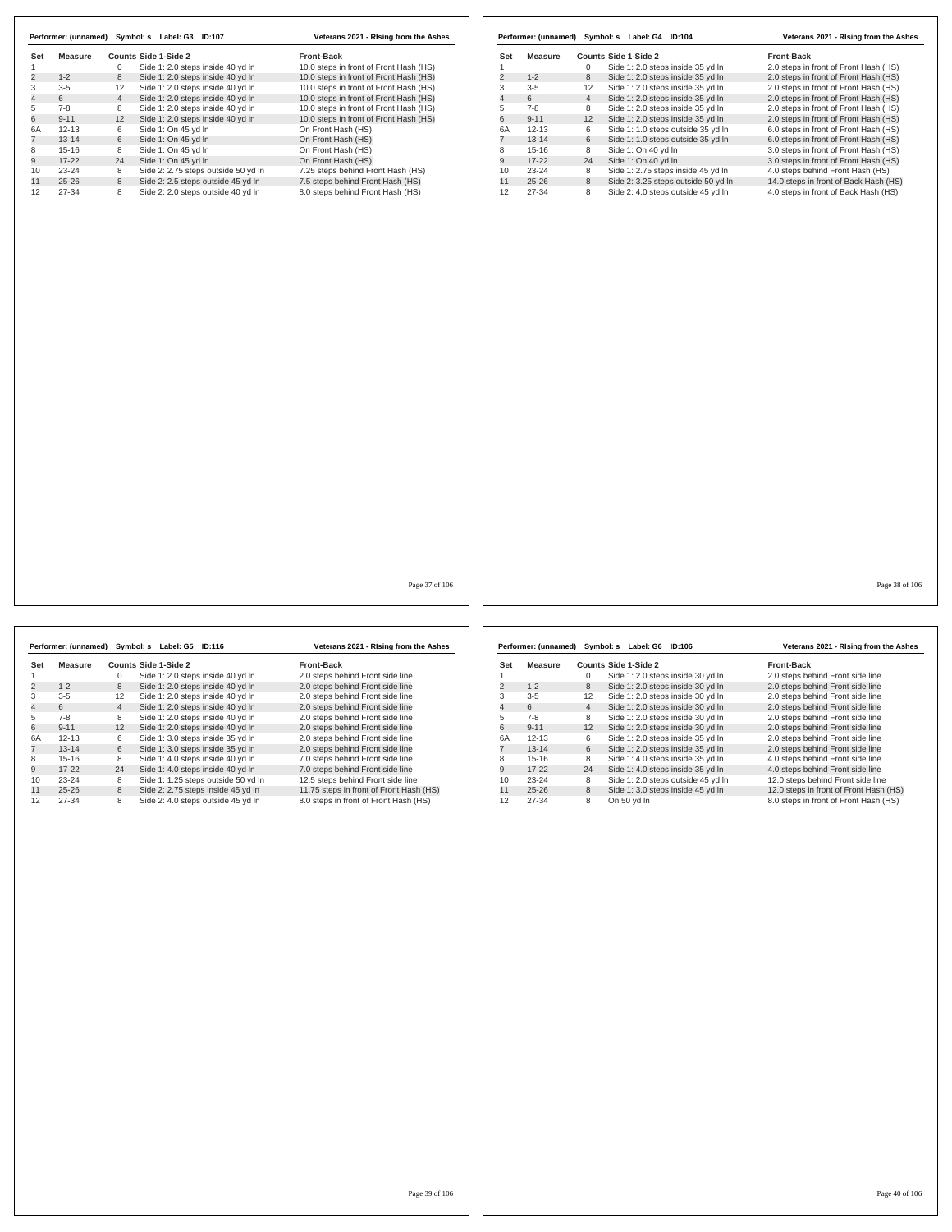**Performer: (unnamed) Symbol: s Label: G3 ID:107** — Veterans 2021 - RIsing from the Ashes

| Set | Measure | Counts | Side 1-Side 2 | Front-Back |
|---|---|---|---|---|
| 1 | | 0 | Side 1: 2.0 steps inside 40 yd ln | 10.0 steps in front of Front Hash (HS) |
| 2 | 1-2 | 8 | Side 1: 2.0 steps inside 40 yd ln | 10.0 steps in front of Front Hash (HS) |
| 3 | 3-5 | 12 | Side 1: 2.0 steps inside 40 yd ln | 10.0 steps in front of Front Hash (HS) |
| 4 | 6 | 4 | Side 1: 2.0 steps inside 40 yd ln | 10.0 steps in front of Front Hash (HS) |
| 5 | 7-8 | 8 | Side 1: 2.0 steps inside 40 yd ln | 10.0 steps in front of Front Hash (HS) |
| 6 | 9-11 | 12 | Side 1: 2.0 steps inside 40 yd ln | 10.0 steps in front of Front Hash (HS) |
| 6A | 12-13 | 6 | Side 1: On 45 yd ln | On Front Hash (HS) |
| 7 | 13-14 | 6 | Side 1: On 45 yd ln | On Front Hash (HS) |
| 8 | 15-16 | 8 | Side 1: On 45 yd ln | On Front Hash (HS) |
| 9 | 17-22 | 24 | Side 1: On 45 yd ln | On Front Hash (HS) |
| 10 | 23-24 | 8 | Side 2: 2.75 steps outside 50 yd ln | 7.25 steps behind Front Hash (HS) |
| 11 | 25-26 | 8 | Side 2: 2.5 steps outside 45 yd ln | 7.5 steps behind Front Hash (HS) |
| 12 | 27-34 | 8 | Side 2: 2.0 steps outside 40 yd ln | 8.0 steps behind Front Hash (HS) |

**Performer: (unnamed) Symbol: s Label: G4 ID:104** — Veterans 2021 - RIsing from the Ashes

| Set | Measure | Counts | Side 1-Side 2 | Front-Back |
|---|---|---|---|---|
| 1 | | 0 | Side 1: 2.0 steps inside 35 yd ln | 2.0 steps in front of Front Hash (HS) |
| 2 | 1-2 | 8 | Side 1: 2.0 steps inside 35 yd ln | 2.0 steps in front of Front Hash (HS) |
| 3 | 3-5 | 12 | Side 1: 2.0 steps inside 35 yd ln | 2.0 steps in front of Front Hash (HS) |
| 4 | 6 | 4 | Side 1: 2.0 steps inside 35 yd ln | 2.0 steps in front of Front Hash (HS) |
| 5 | 7-8 | 8 | Side 1: 2.0 steps inside 35 yd ln | 2.0 steps in front of Front Hash (HS) |
| 6 | 9-11 | 12 | Side 1: 2.0 steps inside 35 yd ln | 2.0 steps in front of Front Hash (HS) |
| 6A | 12-13 | 6 | Side 1: 1.0 steps outside 35 yd ln | 6.0 steps in front of Front Hash (HS) |
| 7 | 13-14 | 6 | Side 1: 1.0 steps outside 35 yd ln | 6.0 steps in front of Front Hash (HS) |
| 8 | 15-16 | 8 | Side 1: On 40 yd ln | 3.0 steps in front of Front Hash (HS) |
| 9 | 17-22 | 24 | Side 1: On 40 yd ln | 3.0 steps in front of Front Hash (HS) |
| 10 | 23-24 | 8 | Side 1: 2.75 steps inside 45 yd ln | 4.0 steps behind Front Hash (HS) |
| 11 | 25-26 | 8 | Side 2: 3.25 steps outside 50 yd ln | 14.0 steps in front of Back Hash (HS) |
| 12 | 27-34 | 8 | Side 2: 4.0 steps outside 45 yd ln | 4.0 steps in front of Back Hash (HS) |

**Performer: (unnamed) Symbol: s Label: G5 ID:116** — Veterans 2021 - RIsing from the Ashes

| Set | Measure | Counts | Side 1-Side 2 | Front-Back |
|---|---|---|---|---|
| 1 | | 0 | Side 1: 2.0 steps inside 40 yd ln | 2.0 steps behind Front side line |
| 2 | 1-2 | 8 | Side 1: 2.0 steps inside 40 yd ln | 2.0 steps behind Front side line |
| 3 | 3-5 | 12 | Side 1: 2.0 steps inside 40 yd ln | 2.0 steps behind Front side line |
| 4 | 6 | 4 | Side 1: 2.0 steps inside 40 yd ln | 2.0 steps behind Front side line |
| 5 | 7-8 | 8 | Side 1: 2.0 steps inside 40 yd ln | 2.0 steps behind Front side line |
| 6 | 9-11 | 12 | Side 1: 2.0 steps inside 40 yd ln | 2.0 steps behind Front side line |
| 6A | 12-13 | 6 | Side 1: 3.0 steps inside 35 yd ln | 2.0 steps behind Front side line |
| 7 | 13-14 | 6 | Side 1: 3.0 steps inside 35 yd ln | 2.0 steps behind Front side line |
| 8 | 15-16 | 8 | Side 1: 4.0 steps inside 40 yd ln | 7.0 steps behind Front side line |
| 9 | 17-22 | 24 | Side 1: 4.0 steps inside 40 yd ln | 7.0 steps behind Front side line |
| 10 | 23-24 | 8 | Side 1: 1.25 steps outside 50 yd ln | 12.5 steps behind Front side line |
| 11 | 25-26 | 8 | Side 2: 2.75 steps inside 45 yd ln | 11.75 steps in front of Front Hash (HS) |
| 12 | 27-34 | 8 | Side 2: 4.0 steps outside 45 yd ln | 8.0 steps in front of Front Hash (HS) |

**Performer: (unnamed) Symbol: s Label: G6 ID:106** — Veterans 2021 - RIsing from the Ashes

| Set | Measure | Counts | Side 1-Side 2 | Front-Back |
|---|---|---|---|---|
| 1 | | 0 | Side 1: 2.0 steps inside 30 yd ln | 2.0 steps behind Front side line |
| 2 | 1-2 | 8 | Side 1: 2.0 steps inside 30 yd ln | 2.0 steps behind Front side line |
| 3 | 3-5 | 12 | Side 1: 2.0 steps inside 30 yd ln | 2.0 steps behind Front side line |
| 4 | 6 | 4 | Side 1: 2.0 steps inside 30 yd ln | 2.0 steps behind Front side line |
| 5 | 7-8 | 8 | Side 1: 2.0 steps inside 30 yd ln | 2.0 steps behind Front side line |
| 6 | 9-11 | 12 | Side 1: 2.0 steps inside 30 yd ln | 2.0 steps behind Front side line |
| 6A | 12-13 | 6 | Side 1: 2.0 steps inside 35 yd ln | 2.0 steps behind Front side line |
| 7 | 13-14 | 6 | Side 1: 2.0 steps inside 35 yd ln | 2.0 steps behind Front side line |
| 8 | 15-16 | 8 | Side 1: 4.0 steps inside 35 yd ln | 4.0 steps behind Front side line |
| 9 | 17-22 | 24 | Side 1: 4.0 steps inside 35 yd ln | 4.0 steps behind Front side line |
| 10 | 23-24 | 8 | Side 1: 2.0 steps outside 45 yd ln | 12.0 steps behind Front side line |
| 11 | 25-26 | 8 | Side 1: 3.0 steps inside 45 yd ln | 12.0 steps in front of Front Hash (HS) |
| 12 | 27-34 | 8 | On 50 yd ln | 8.0 steps in front of Front Hash (HS) |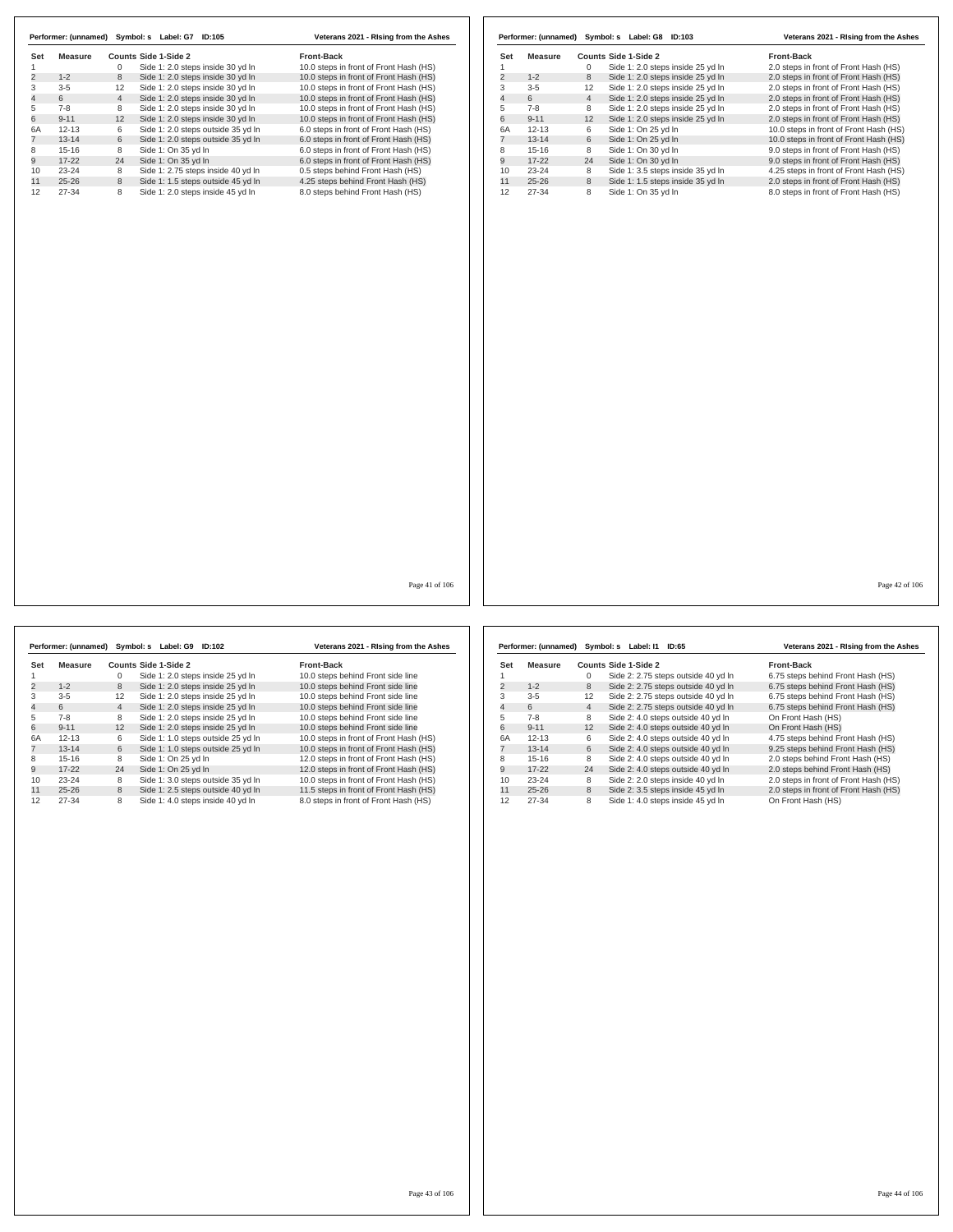**Performer: (unnamed) Symbol: s Label: G7 ID:105** — Veterans 2021 - RIsing from the Ashes

| Set | Measure | Counts | Side 1-Side 2 | Front-Back |
|---|---|---|---|---|
| 1 | | 0 | Side 1: 2.0 steps inside 30 yd ln | 10.0 steps in front of Front Hash (HS) |
| 2 | 1-2 | 8 | Side 1: 2.0 steps inside 30 yd ln | 10.0 steps in front of Front Hash (HS) |
| 3 | 3-5 | 12 | Side 1: 2.0 steps inside 30 yd ln | 10.0 steps in front of Front Hash (HS) |
| 4 | 6 | 4 | Side 1: 2.0 steps inside 30 yd ln | 10.0 steps in front of Front Hash (HS) |
| 5 | 7-8 | 8 | Side 1: 2.0 steps inside 30 yd ln | 10.0 steps in front of Front Hash (HS) |
| 6 | 9-11 | 12 | Side 1: 2.0 steps inside 30 yd ln | 10.0 steps in front of Front Hash (HS) |
| 6A | 12-13 | 6 | Side 1: 2.0 steps outside 35 yd ln | 6.0 steps in front of Front Hash (HS) |
| 7 | 13-14 | 6 | Side 1: 2.0 steps outside 35 yd ln | 6.0 steps in front of Front Hash (HS) |
| 8 | 15-16 | 8 | Side 1: On 35 yd ln | 6.0 steps in front of Front Hash (HS) |
| 9 | 17-22 | 24 | Side 1: On 35 yd ln | 6.0 steps in front of Front Hash (HS) |
| 10 | 23-24 | 8 | Side 1: 2.75 steps inside 40 yd ln | 0.5 steps behind Front Hash (HS) |
| 11 | 25-26 | 8 | Side 1: 1.5 steps outside 45 yd ln | 4.25 steps behind Front Hash (HS) |
| 12 | 27-34 | 8 | Side 1: 2.0 steps inside 45 yd ln | 8.0 steps behind Front Hash (HS) |

**Performer: (unnamed) Symbol: s Label: G8 ID:103** — Veterans 2021 - RIsing from the Ashes

| Set | Measure | Counts | Side 1-Side 2 | Front-Back |
|---|---|---|---|---|
| 1 | | 0 | Side 1: 2.0 steps inside 25 yd ln | 2.0 steps in front of Front Hash (HS) |
| 2 | 1-2 | 8 | Side 1: 2.0 steps inside 25 yd ln | 2.0 steps in front of Front Hash (HS) |
| 3 | 3-5 | 12 | Side 1: 2.0 steps inside 25 yd ln | 2.0 steps in front of Front Hash (HS) |
| 4 | 6 | 4 | Side 1: 2.0 steps inside 25 yd ln | 2.0 steps in front of Front Hash (HS) |
| 5 | 7-8 | 8 | Side 1: 2.0 steps inside 25 yd ln | 2.0 steps in front of Front Hash (HS) |
| 6 | 9-11 | 12 | Side 1: 2.0 steps inside 25 yd ln | 2.0 steps in front of Front Hash (HS) |
| 6A | 12-13 | 6 | Side 1: On 25 yd ln | 10.0 steps in front of Front Hash (HS) |
| 7 | 13-14 | 6 | Side 1: On 25 yd ln | 10.0 steps in front of Front Hash (HS) |
| 8 | 15-16 | 8 | Side 1: On 30 yd ln | 9.0 steps in front of Front Hash (HS) |
| 9 | 17-22 | 24 | Side 1: On 30 yd ln | 9.0 steps in front of Front Hash (HS) |
| 10 | 23-24 | 8 | Side 1: 3.5 steps inside 35 yd ln | 4.25 steps in front of Front Hash (HS) |
| 11 | 25-26 | 8 | Side 1: 1.5 steps inside 35 yd ln | 2.0 steps in front of Front Hash (HS) |
| 12 | 27-34 | 8 | Side 1: On 35 yd ln | 8.0 steps in front of Front Hash (HS) |

**Performer: (unnamed) Symbol: s Label: G9 ID:102** — Veterans 2021 - RIsing from the Ashes

| Set | Measure | Counts | Side 1-Side 2 | Front-Back |
|---|---|---|---|---|
| 1 | | 0 | Side 1: 2.0 steps inside 25 yd ln | 10.0 steps behind Front side line |
| 2 | 1-2 | 8 | Side 1: 2.0 steps inside 25 yd ln | 10.0 steps behind Front side line |
| 3 | 3-5 | 12 | Side 1: 2.0 steps inside 25 yd ln | 10.0 steps behind Front side line |
| 4 | 6 | 4 | Side 1: 2.0 steps inside 25 yd ln | 10.0 steps behind Front side line |
| 5 | 7-8 | 8 | Side 1: 2.0 steps inside 25 yd ln | 10.0 steps behind Front side line |
| 6 | 9-11 | 12 | Side 1: 2.0 steps inside 25 yd ln | 10.0 steps behind Front side line |
| 6A | 12-13 | 6 | Side 1: 1.0 steps outside 25 yd ln | 10.0 steps in front of Front Hash (HS) |
| 7 | 13-14 | 6 | Side 1: 1.0 steps outside 25 yd ln | 10.0 steps in front of Front Hash (HS) |
| 8 | 15-16 | 8 | Side 1: On 25 yd ln | 12.0 steps in front of Front Hash (HS) |
| 9 | 17-22 | 24 | Side 1: On 25 yd ln | 12.0 steps in front of Front Hash (HS) |
| 10 | 23-24 | 8 | Side 1: 3.0 steps outside 35 yd ln | 10.0 steps in front of Front Hash (HS) |
| 11 | 25-26 | 8 | Side 1: 2.5 steps outside 40 yd ln | 11.5 steps in front of Front Hash (HS) |
| 12 | 27-34 | 8 | Side 1: 4.0 steps inside 40 yd ln | 8.0 steps in front of Front Hash (HS) |

**Performer: (unnamed) Symbol: s Label: I1 ID:65** — Veterans 2021 - RIsing from the Ashes

| Set | Measure | Counts | Side 1-Side 2 | Front-Back |
|---|---|---|---|---|
| 1 | | 0 | Side 2: 2.75 steps outside 40 yd ln | 6.75 steps behind Front Hash (HS) |
| 2 | 1-2 | 8 | Side 2: 2.75 steps outside 40 yd ln | 6.75 steps behind Front Hash (HS) |
| 3 | 3-5 | 12 | Side 2: 2.75 steps outside 40 yd ln | 6.75 steps behind Front Hash (HS) |
| 4 | 6 | 4 | Side 2: 2.75 steps outside 40 yd ln | 6.75 steps behind Front Hash (HS) |
| 5 | 7-8 | 8 | Side 2: 4.0 steps outside 40 yd ln | On Front Hash (HS) |
| 6 | 9-11 | 12 | Side 2: 4.0 steps outside 40 yd ln | On Front Hash (HS) |
| 6A | 12-13 | 6 | Side 2: 4.0 steps outside 40 yd ln | 4.75 steps behind Front Hash (HS) |
| 7 | 13-14 | 6 | Side 2: 4.0 steps outside 40 yd ln | 9.25 steps behind Front Hash (HS) |
| 8 | 15-16 | 8 | Side 2: 4.0 steps outside 40 yd ln | 2.0 steps behind Front Hash (HS) |
| 9 | 17-22 | 24 | Side 2: 4.0 steps outside 40 yd ln | 2.0 steps behind Front Hash (HS) |
| 10 | 23-24 | 8 | Side 2: 2.0 steps inside 40 yd ln | 2.0 steps in front of Front Hash (HS) |
| 11 | 25-26 | 8 | Side 2: 3.5 steps inside 45 yd ln | 2.0 steps in front of Front Hash (HS) |
| 12 | 27-34 | 8 | Side 1: 4.0 steps inside 45 yd ln | On Front Hash (HS) |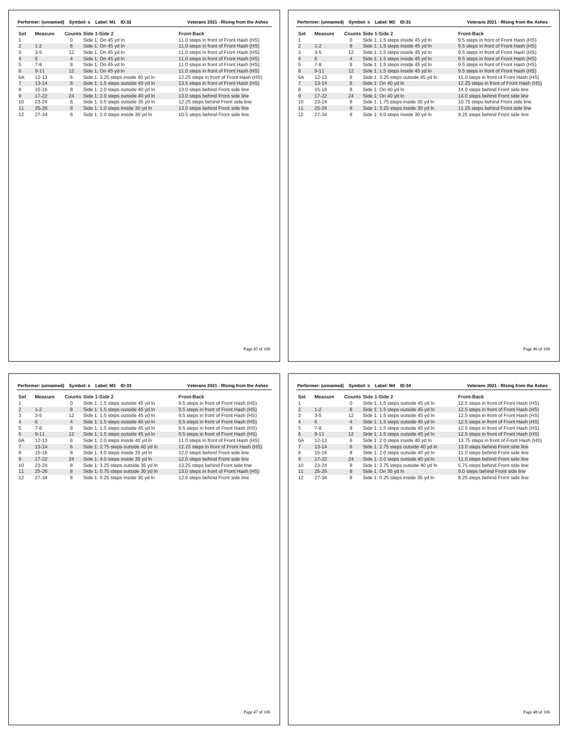**Performer: (unnamed) Symbol: s Label: M1 ID:32** — Veterans 2021 - RIsing from the Ashes

| Set | Measure | Counts | Side 1-Side 2 | Front-Back |
|---|---|---|---|---|
| 1 | | 0 | Side 1: On 45 yd ln | 11.0 steps in front of Front Hash (HS) |
| 2 | 1-2 | 8 | Side 1: On 45 yd ln | 11.0 steps in front of Front Hash (HS) |
| 3 | 3-5 | 12 | Side 1: On 45 yd ln | 11.0 steps in front of Front Hash (HS) |
| 4 | 6 | 4 | Side 1: On 45 yd ln | 11.0 steps in front of Front Hash (HS) |
| 5 | 7-8 | 8 | Side 1: On 45 yd ln | 11.0 steps in front of Front Hash (HS) |
| 6 | 9-11 | 12 | Side 1: On 45 yd ln | 11.0 steps in front of Front Hash (HS) |
| 6A | 12-13 | 6 | Side 1: 3.25 steps inside 40 yd ln | 12.25 steps in front of Front Hash (HS) |
| 7 | 13-14 | 6 | Side 1: 1.5 steps outside 40 yd ln | 13.5 steps in front of Front Hash (HS) |
| 8 | 15-16 | 8 | Side 1: 2.0 steps outside 40 yd ln | 13.0 steps behind Front side line |
| 9 | 17-22 | 24 | Side 1: 2.0 steps outside 40 yd ln | 13.0 steps behind Front side line |
| 10 | 23-24 | 8 | Side 1: 0.5 steps outside 35 yd ln | 12.25 steps behind Front side line |
| 11 | 25-26 | 8 | Side 1: 1.0 steps inside 30 yd ln | 13.0 steps behind Front side line |
| 12 | 27-34 | 8 | Side 1: 2.0 steps inside 30 yd ln | 10.5 steps behind Front side line |

**Performer: (unnamed) Symbol: s Label: M2 ID:31** — Veterans 2021 - RIsing from the Ashes

| Set | Measure | Counts | Side 1-Side 2 | Front-Back |
|---|---|---|---|---|
| 1 | | 0 | Side 1: 1.5 steps inside 45 yd ln | 9.5 steps in front of Front Hash (HS) |
| 2 | 1-2 | 8 | Side 1: 1.5 steps inside 45 yd ln | 9.5 steps in front of Front Hash (HS) |
| 3 | 3-5 | 12 | Side 1: 1.5 steps inside 45 yd ln | 9.5 steps in front of Front Hash (HS) |
| 4 | 6 | 4 | Side 1: 1.5 steps inside 45 yd ln | 9.5 steps in front of Front Hash (HS) |
| 5 | 7-8 | 8 | Side 1: 1.5 steps inside 45 yd ln | 9.5 steps in front of Front Hash (HS) |
| 6 | 9-11 | 12 | Side 1: 1.5 steps inside 45 yd ln | 9.5 steps in front of Front Hash (HS) |
| 6A | 12-13 | 6 | Side 1: 3.25 steps outside 45 yd ln | 11.0 steps in front of Front Hash (HS) |
| 7 | 13-14 | 6 | Side 1: On 40 yd ln | 12.25 steps in front of Front Hash (HS) |
| 8 | 15-16 | 8 | Side 1: On 40 yd ln | 14.0 steps behind Front side line |
| 9 | 17-22 | 24 | Side 1: On 40 yd ln | 14.0 steps behind Front side line |
| 10 | 23-24 | 8 | Side 1: 1.75 steps inside 35 yd ln | 10.75 steps behind Front side line |
| 11 | 25-26 | 8 | Side 1: 3.25 steps inside 30 yd ln | 11.25 steps behind Front side line |
| 12 | 27-34 | 8 | Side 1: 4.0 steps inside 30 yd ln | 9.25 steps behind Front side line |

**Performer: (unnamed) Symbol: s Label: M3 ID:33** — Veterans 2021 - RIsing from the Ashes

| Set | Measure | Counts | Side 1-Side 2 | Front-Back |
|---|---|---|---|---|
| 1 | | 0 | Side 1: 1.5 steps outside 45 yd ln | 9.5 steps in front of Front Hash (HS) |
| 2 | 1-2 | 8 | Side 1: 1.5 steps outside 45 yd ln | 9.5 steps in front of Front Hash (HS) |
| 3 | 3-5 | 12 | Side 1: 1.5 steps outside 45 yd ln | 9.5 steps in front of Front Hash (HS) |
| 4 | 6 | 4 | Side 1: 1.5 steps outside 45 yd ln | 9.5 steps in front of Front Hash (HS) |
| 5 | 7-8 | 8 | Side 1: 1.5 steps outside 45 yd ln | 9.5 steps in front of Front Hash (HS) |
| 6 | 9-11 | 12 | Side 1: 1.5 steps outside 45 yd ln | 9.5 steps in front of Front Hash (HS) |
| 6A | 12-13 | 6 | Side 1: 2.0 steps inside 40 yd ln | 11.0 steps in front of Front Hash (HS) |
| 7 | 13-14 | 6 | Side 1: 2.75 steps outside 40 yd ln | 12.25 steps in front of Front Hash (HS) |
| 8 | 15-16 | 8 | Side 1: 4.0 steps inside 35 yd ln | 12.0 steps behind Front side line |
| 9 | 17-22 | 24 | Side 1: 4.0 steps inside 35 yd ln | 12.0 steps behind Front side line |
| 10 | 23-24 | 8 | Side 1: 3.25 steps outside 35 yd ln | 13.25 steps behind Front side line |
| 11 | 25-26 | 8 | Side 1: 0.75 steps outside 30 yd ln | 13.0 steps in front of Front Hash (HS) |
| 12 | 27-34 | 8 | Side 1: 0.25 steps inside 30 yd ln | 12.0 steps behind Front side line |

**Performer: (unnamed) Symbol: s Label: M4 ID:34** — Veterans 2021 - RIsing from the Ashes

| Set | Measure | Counts | Side 1-Side 2 | Front-Back |
|---|---|---|---|---|
| 1 | | 0 | Side 1: 1.5 steps outside 45 yd ln | 12.5 steps in front of Front Hash (HS) |
| 2 | 1-2 | 8 | Side 1: 1.5 steps outside 45 yd ln | 12.5 steps in front of Front Hash (HS) |
| 3 | 3-5 | 12 | Side 1: 1.5 steps outside 45 yd ln | 12.5 steps in front of Front Hash (HS) |
| 4 | 6 | 4 | Side 1: 1.5 steps outside 45 yd ln | 12.5 steps in front of Front Hash (HS) |
| 5 | 7-8 | 8 | Side 1: 1.5 steps outside 45 yd ln | 12.5 steps in front of Front Hash (HS) |
| 6 | 9-11 | 12 | Side 1: 1.5 steps outside 45 yd ln | 12.5 steps in front of Front Hash (HS) |
| 6A | 12-13 | 6 | Side 1: 2.0 steps inside 40 yd ln | 13.75 steps in front of Front Hash (HS) |
| 7 | 13-14 | 6 | Side 1: 2.75 steps outside 40 yd ln | 13.0 steps behind Front side line |
| 8 | 15-16 | 8 | Side 1: 2.0 steps outside 40 yd ln | 11.0 steps behind Front side line |
| 9 | 17-22 | 24 | Side 1: 2.0 steps outside 40 yd ln | 11.0 steps behind Front side line |
| 10 | 23-24 | 8 | Side 1: 3.75 steps outside 40 yd ln | 5.75 steps behind Front side line |
| 11 | 25-26 | 8 | Side 1: On 35 yd ln | 9.0 steps behind Front side line |
| 12 | 27-34 | 8 | Side 1: 0.25 steps inside 35 yd ln | 8.25 steps behind Front side line |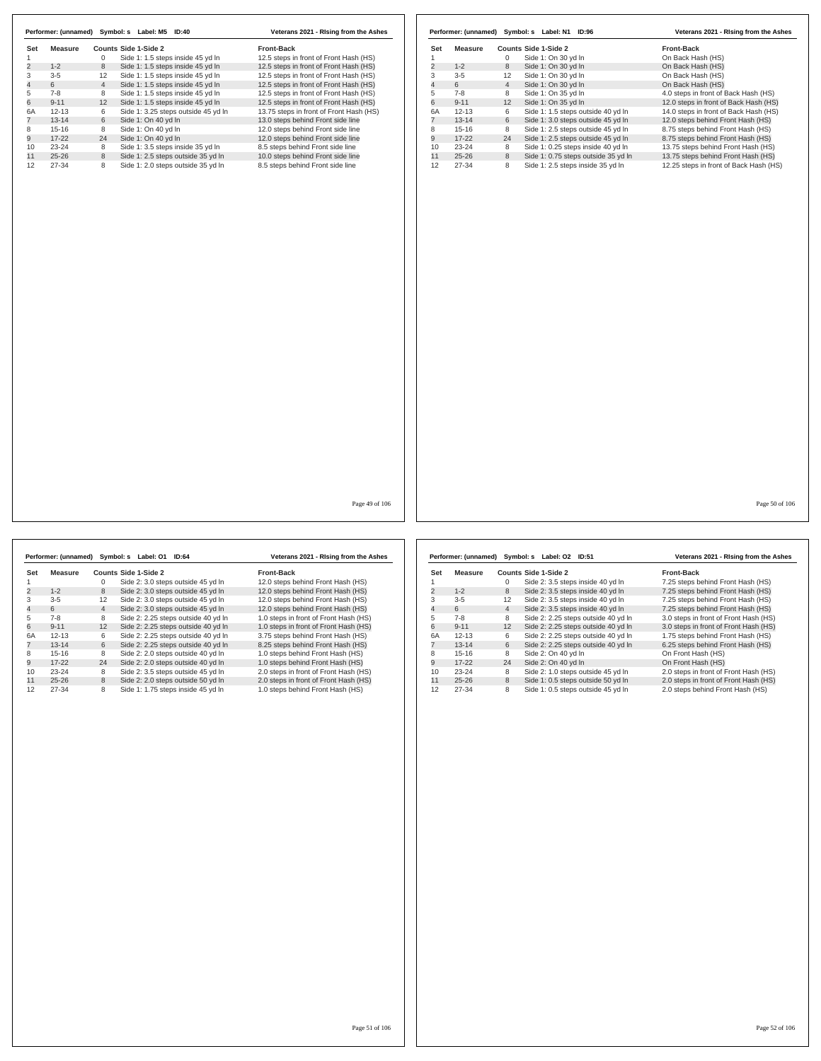**Performer: (unnamed) Symbol: s Label: M5 ID:40** — Veterans 2021 - RIsing from the Ashes

| Set | Measure | Counts | Side 1-Side 2 | Front-Back |
|---|---|---|---|---|
| 1 | | 0 | Side 1: 1.5 steps inside 45 yd ln | 12.5 steps in front of Front Hash (HS) |
| 2 | 1-2 | 8 | Side 1: 1.5 steps inside 45 yd ln | 12.5 steps in front of Front Hash (HS) |
| 3 | 3-5 | 12 | Side 1: 1.5 steps inside 45 yd ln | 12.5 steps in front of Front Hash (HS) |
| 4 | 6 | 4 | Side 1: 1.5 steps inside 45 yd ln | 12.5 steps in front of Front Hash (HS) |
| 5 | 7-8 | 8 | Side 1: 1.5 steps inside 45 yd ln | 12.5 steps in front of Front Hash (HS) |
| 6 | 9-11 | 12 | Side 1: 1.5 steps inside 45 yd ln | 12.5 steps in front of Front Hash (HS) |
| 6A | 12-13 | 6 | Side 1: 3.25 steps outside 45 yd ln | 13.75 steps in front of Front Hash (HS) |
| 7 | 13-14 | 6 | Side 1: On 40 yd ln | 13.0 steps behind Front side line |
| 8 | 15-16 | 8 | Side 1: On 40 yd ln | 12.0 steps behind Front side line |
| 9 | 17-22 | 24 | Side 1: On 40 yd ln | 12.0 steps behind Front side line |
| 10 | 23-24 | 8 | Side 1: 3.5 steps inside 35 yd ln | 8.5 steps behind Front side line |
| 11 | 25-26 | 8 | Side 1: 2.5 steps outside 35 yd ln | 10.0 steps behind Front side line |
| 12 | 27-34 | 8 | Side 1: 2.0 steps outside 35 yd ln | 8.5 steps behind Front side line |

**Performer: (unnamed) Symbol: s Label: N1 ID:96** — Veterans 2021 - RIsing from the Ashes

| Set | Measure | Counts | Side 1-Side 2 | Front-Back |
|---|---|---|---|---|
| 1 | | 0 | Side 1: On 30 yd ln | On Back Hash (HS) |
| 2 | 1-2 | 8 | Side 1: On 30 yd ln | On Back Hash (HS) |
| 3 | 3-5 | 12 | Side 1: On 30 yd ln | On Back Hash (HS) |
| 4 | 6 | 4 | Side 1: On 30 yd ln | On Back Hash (HS) |
| 5 | 7-8 | 8 | Side 1: On 35 yd ln | 4.0 steps in front of Back Hash (HS) |
| 6 | 9-11 | 12 | Side 1: On 35 yd ln | 12.0 steps in front of Back Hash (HS) |
| 6A | 12-13 | 6 | Side 1: 1.5 steps outside 40 yd ln | 14.0 steps in front of Back Hash (HS) |
| 7 | 13-14 | 6 | Side 1: 3.0 steps outside 45 yd ln | 12.0 steps behind Front Hash (HS) |
| 8 | 15-16 | 8 | Side 1: 2.5 steps outside 45 yd ln | 8.75 steps behind Front Hash (HS) |
| 9 | 17-22 | 24 | Side 1: 2.5 steps outside 45 yd ln | 8.75 steps behind Front Hash (HS) |
| 10 | 23-24 | 8 | Side 1: 0.25 steps inside 40 yd ln | 13.75 steps behind Front Hash (HS) |
| 11 | 25-26 | 8 | Side 1: 0.75 steps outside 35 yd ln | 13.75 steps behind Front Hash (HS) |
| 12 | 27-34 | 8 | Side 1: 2.5 steps inside 35 yd ln | 12.25 steps in front of Back Hash (HS) |

**Performer: (unnamed) Symbol: s Label: O1 ID:64** — Veterans 2021 - RIsing from the Ashes

| Set | Measure | Counts | Side 1-Side 2 | Front-Back |
|---|---|---|---|---|
| 1 | | 0 | Side 2: 3.0 steps outside 45 yd ln | 12.0 steps behind Front Hash (HS) |
| 2 | 1-2 | 8 | Side 2: 3.0 steps outside 45 yd ln | 12.0 steps behind Front Hash (HS) |
| 3 | 3-5 | 12 | Side 2: 3.0 steps outside 45 yd ln | 12.0 steps behind Front Hash (HS) |
| 4 | 6 | 4 | Side 2: 3.0 steps outside 45 yd ln | 12.0 steps behind Front Hash (HS) |
| 5 | 7-8 | 8 | Side 2: 2.25 steps outside 40 yd ln | 1.0 steps in front of Front Hash (HS) |
| 6 | 9-11 | 12 | Side 2: 2.25 steps outside 40 yd ln | 1.0 steps in front of Front Hash (HS) |
| 6A | 12-13 | 6 | Side 2: 2.25 steps outside 40 yd ln | 3.75 steps behind Front Hash (HS) |
| 7 | 13-14 | 6 | Side 2: 2.25 steps outside 40 yd ln | 8.25 steps behind Front Hash (HS) |
| 8 | 15-16 | 8 | Side 2: 2.0 steps outside 40 yd ln | 1.0 steps behind Front Hash (HS) |
| 9 | 17-22 | 24 | Side 2: 2.0 steps outside 40 yd ln | 1.0 steps behind Front Hash (HS) |
| 10 | 23-24 | 8 | Side 2: 3.5 steps outside 45 yd ln | 2.0 steps in front of Front Hash (HS) |
| 11 | 25-26 | 8 | Side 2: 2.0 steps outside 50 yd ln | 2.0 steps in front of Front Hash (HS) |
| 12 | 27-34 | 8 | Side 1: 1.75 steps inside 45 yd ln | 1.0 steps behind Front Hash (HS) |

**Performer: (unnamed) Symbol: s Label: O2 ID:51** — Veterans 2021 - RIsing from the Ashes

| Set | Measure | Counts | Side 1-Side 2 | Front-Back |
|---|---|---|---|---|
| 1 | | 0 | Side 2: 3.5 steps inside 40 yd ln | 7.25 steps behind Front Hash (HS) |
| 2 | 1-2 | 8 | Side 2: 3.5 steps inside 40 yd ln | 7.25 steps behind Front Hash (HS) |
| 3 | 3-5 | 12 | Side 2: 3.5 steps inside 40 yd ln | 7.25 steps behind Front Hash (HS) |
| 4 | 6 | 4 | Side 2: 3.5 steps inside 40 yd ln | 7.25 steps behind Front Hash (HS) |
| 5 | 7-8 | 8 | Side 2: 2.25 steps outside 40 yd ln | 3.0 steps in front of Front Hash (HS) |
| 6 | 9-11 | 12 | Side 2: 2.25 steps outside 40 yd ln | 3.0 steps in front of Front Hash (HS) |
| 6A | 12-13 | 6 | Side 2: 2.25 steps outside 40 yd ln | 1.75 steps behind Front Hash (HS) |
| 7 | 13-14 | 6 | Side 2: 2.25 steps outside 40 yd ln | 6.25 steps behind Front Hash (HS) |
| 8 | 15-16 | 8 | Side 2: On 40 yd ln | On Front Hash (HS) |
| 9 | 17-22 | 24 | Side 2: On 40 yd ln | On Front Hash (HS) |
| 10 | 23-24 | 8 | Side 2: 1.0 steps outside 45 yd ln | 2.0 steps in front of Front Hash (HS) |
| 11 | 25-26 | 8 | Side 1: 0.5 steps outside 50 yd ln | 2.0 steps in front of Front Hash (HS) |
| 12 | 27-34 | 8 | Side 1: 0.5 steps outside 45 yd ln | 2.0 steps behind Front Hash (HS) |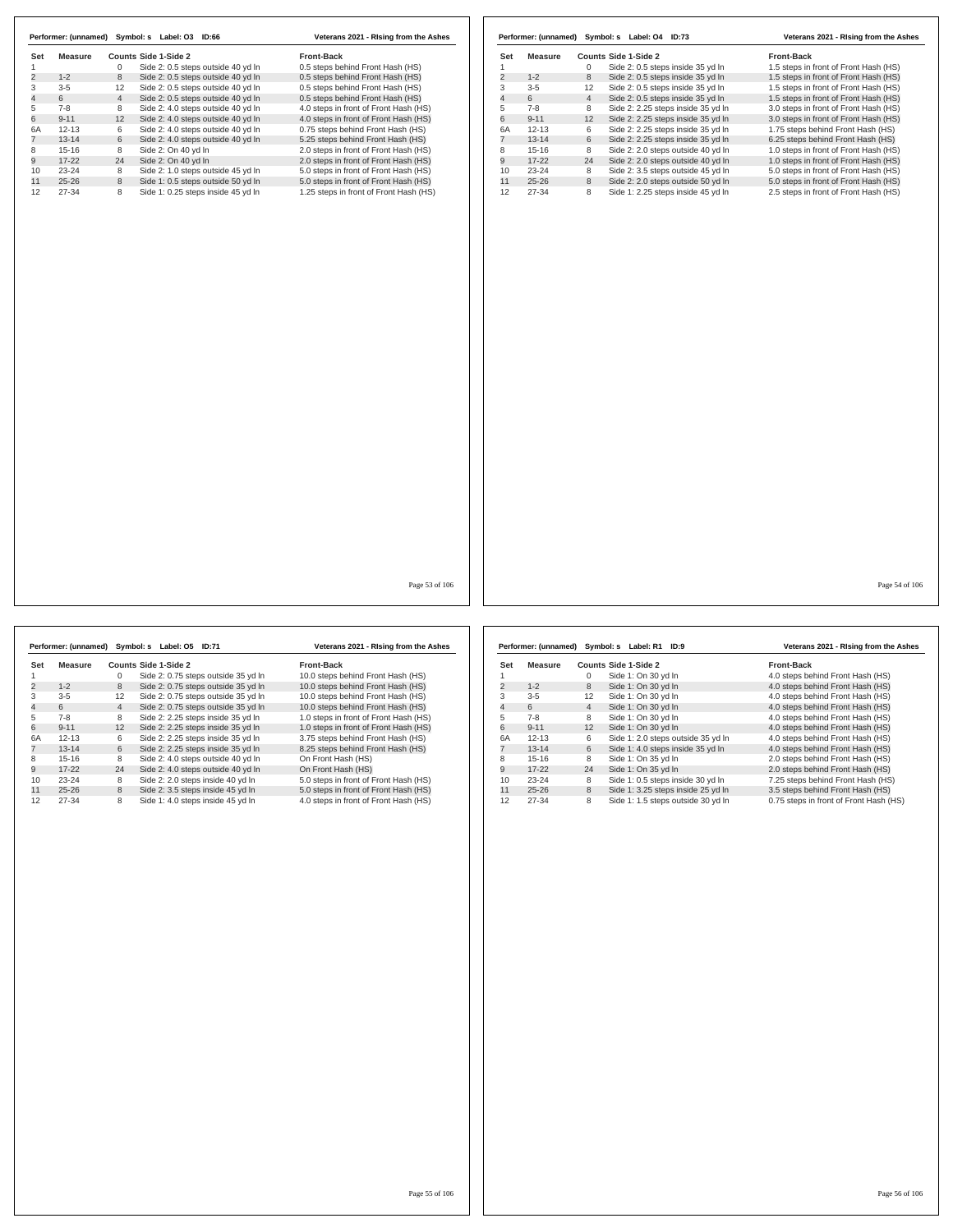**Performer: (unnamed) Symbol: s Label: O3 ID:66** — Veterans 2021 - RIsing from the Ashes

| Set | Measure | Counts | Side 1-Side 2 | Front-Back |
|---|---|---|---|---|
| 1 | | 0 | Side 2: 0.5 steps outside 40 yd ln | 0.5 steps behind Front Hash (HS) |
| 2 | 1-2 | 8 | Side 2: 0.5 steps outside 40 yd ln | 0.5 steps behind Front Hash (HS) |
| 3 | 3-5 | 12 | Side 2: 0.5 steps outside 40 yd ln | 0.5 steps behind Front Hash (HS) |
| 4 | 6 | 4 | Side 2: 0.5 steps outside 40 yd ln | 0.5 steps behind Front Hash (HS) |
| 5 | 7-8 | 8 | Side 2: 4.0 steps outside 40 yd ln | 4.0 steps in front of Front Hash (HS) |
| 6 | 9-11 | 12 | Side 2: 4.0 steps outside 40 yd ln | 4.0 steps in front of Front Hash (HS) |
| 6A | 12-13 | 6 | Side 2: 4.0 steps outside 40 yd ln | 0.75 steps behind Front Hash (HS) |
| 7 | 13-14 | 6 | Side 2: 4.0 steps outside 40 yd ln | 5.25 steps behind Front Hash (HS) |
| 8 | 15-16 | 8 | Side 2: On 40 yd ln | 2.0 steps in front of Front Hash (HS) |
| 9 | 17-22 | 24 | Side 2: On 40 yd ln | 2.0 steps in front of Front Hash (HS) |
| 10 | 23-24 | 8 | Side 2: 1.0 steps outside 45 yd ln | 5.0 steps in front of Front Hash (HS) |
| 11 | 25-26 | 8 | Side 1: 0.5 steps outside 50 yd ln | 5.0 steps in front of Front Hash (HS) |
| 12 | 27-34 | 8 | Side 1: 0.25 steps inside 45 yd ln | 1.25 steps in front of Front Hash (HS) |

**Performer: (unnamed) Symbol: s Label: O4 ID:73** — Veterans 2021 - RIsing from the Ashes

| Set | Measure | Counts | Side 1-Side 2 | Front-Back |
|---|---|---|---|---|
| 1 | | 0 | Side 2: 0.5 steps inside 35 yd ln | 1.5 steps in front of Front Hash (HS) |
| 2 | 1-2 | 8 | Side 2: 0.5 steps inside 35 yd ln | 1.5 steps in front of Front Hash (HS) |
| 3 | 3-5 | 12 | Side 2: 0.5 steps inside 35 yd ln | 1.5 steps in front of Front Hash (HS) |
| 4 | 6 | 4 | Side 2: 0.5 steps inside 35 yd ln | 1.5 steps in front of Front Hash (HS) |
| 5 | 7-8 | 8 | Side 2: 2.25 steps inside 35 yd ln | 3.0 steps in front of Front Hash (HS) |
| 6 | 9-11 | 12 | Side 2: 2.25 steps inside 35 yd ln | 3.0 steps in front of Front Hash (HS) |
| 6A | 12-13 | 6 | Side 2: 2.25 steps inside 35 yd ln | 1.75 steps behind Front Hash (HS) |
| 7 | 13-14 | 6 | Side 2: 2.25 steps inside 35 yd ln | 6.25 steps behind Front Hash (HS) |
| 8 | 15-16 | 8 | Side 2: 2.0 steps outside 40 yd ln | 1.0 steps in front of Front Hash (HS) |
| 9 | 17-22 | 24 | Side 2: 2.0 steps outside 40 yd ln | 1.0 steps in front of Front Hash (HS) |
| 10 | 23-24 | 8 | Side 2: 3.5 steps outside 45 yd ln | 5.0 steps in front of Front Hash (HS) |
| 11 | 25-26 | 8 | Side 2: 2.0 steps outside 50 yd ln | 5.0 steps in front of Front Hash (HS) |
| 12 | 27-34 | 8 | Side 1: 2.25 steps inside 45 yd ln | 2.5 steps in front of Front Hash (HS) |

**Performer: (unnamed) Symbol: s Label: O5 ID:71** — Veterans 2021 - RIsing from the Ashes

| Set | Measure | Counts | Side 1-Side 2 | Front-Back |
|---|---|---|---|---|
| 1 | | 0 | Side 2: 0.75 steps outside 35 yd ln | 10.0 steps behind Front Hash (HS) |
| 2 | 1-2 | 8 | Side 2: 0.75 steps outside 35 yd ln | 10.0 steps behind Front Hash (HS) |
| 3 | 3-5 | 12 | Side 2: 0.75 steps outside 35 yd ln | 10.0 steps behind Front Hash (HS) |
| 4 | 6 | 4 | Side 2: 0.75 steps outside 35 yd ln | 10.0 steps behind Front Hash (HS) |
| 5 | 7-8 | 8 | Side 2: 2.25 steps inside 35 yd ln | 1.0 steps in front of Front Hash (HS) |
| 6 | 9-11 | 12 | Side 2: 2.25 steps inside 35 yd ln | 1.0 steps in front of Front Hash (HS) |
| 6A | 12-13 | 6 | Side 2: 2.25 steps inside 35 yd ln | 3.75 steps behind Front Hash (HS) |
| 7 | 13-14 | 6 | Side 2: 2.25 steps inside 35 yd ln | 8.25 steps behind Front Hash (HS) |
| 8 | 15-16 | 8 | Side 2: 4.0 steps outside 40 yd ln | On Front Hash (HS) |
| 9 | 17-22 | 24 | Side 2: 4.0 steps outside 40 yd ln | On Front Hash (HS) |
| 10 | 23-24 | 8 | Side 2: 2.0 steps inside 40 yd ln | 5.0 steps in front of Front Hash (HS) |
| 11 | 25-26 | 8 | Side 2: 3.5 steps inside 45 yd ln | 5.0 steps in front of Front Hash (HS) |
| 12 | 27-34 | 8 | Side 1: 4.0 steps inside 45 yd ln | 4.0 steps in front of Front Hash (HS) |

**Performer: (unnamed) Symbol: s Label: R1 ID:9** — Veterans 2021 - RIsing from the Ashes

| Set | Measure | Counts | Side 1-Side 2 | Front-Back |
|---|---|---|---|---|
| 1 | | 0 | Side 1: On 30 yd ln | 4.0 steps behind Front Hash (HS) |
| 2 | 1-2 | 8 | Side 1: On 30 yd ln | 4.0 steps behind Front Hash (HS) |
| 3 | 3-5 | 12 | Side 1: On 30 yd ln | 4.0 steps behind Front Hash (HS) |
| 4 | 6 | 4 | Side 1: On 30 yd ln | 4.0 steps behind Front Hash (HS) |
| 5 | 7-8 | 8 | Side 1: On 30 yd ln | 4.0 steps behind Front Hash (HS) |
| 6 | 9-11 | 12 | Side 1: On 30 yd ln | 4.0 steps behind Front Hash (HS) |
| 6A | 12-13 | 6 | Side 1: 2.0 steps outside 35 yd ln | 4.0 steps behind Front Hash (HS) |
| 7 | 13-14 | 6 | Side 1: 4.0 steps inside 35 yd ln | 4.0 steps behind Front Hash (HS) |
| 8 | 15-16 | 8 | Side 1: On 35 yd ln | 2.0 steps behind Front Hash (HS) |
| 9 | 17-22 | 24 | Side 1: On 35 yd ln | 2.0 steps behind Front Hash (HS) |
| 10 | 23-24 | 8 | Side 1: 0.5 steps inside 30 yd ln | 7.25 steps behind Front Hash (HS) |
| 11 | 25-26 | 8 | Side 1: 3.25 steps inside 25 yd ln | 3.5 steps behind Front Hash (HS) |
| 12 | 27-34 | 8 | Side 1: 1.5 steps outside 30 yd ln | 0.75 steps in front of Front Hash (HS) |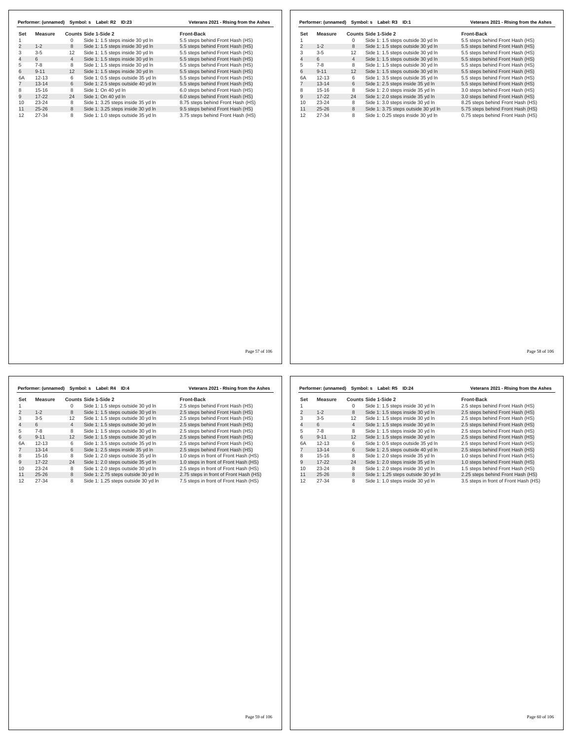**Performer: (unnamed) Symbol: s Label: R2 ID:23** — Veterans 2021 - RIsing from the Ashes

| Set | Measure | Counts | Side 1-Side 2 | Front-Back |
|---|---|---|---|---|
| 1 | | 0 | Side 1: 1.5 steps inside 30 yd ln | 5.5 steps behind Front Hash (HS) |
| 2 | 1-2 | 8 | Side 1: 1.5 steps inside 30 yd ln | 5.5 steps behind Front Hash (HS) |
| 3 | 3-5 | 12 | Side 1: 1.5 steps inside 30 yd ln | 5.5 steps behind Front Hash (HS) |
| 4 | 6 | 4 | Side 1: 1.5 steps inside 30 yd ln | 5.5 steps behind Front Hash (HS) |
| 5 | 7-8 | 8 | Side 1: 1.5 steps inside 30 yd ln | 5.5 steps behind Front Hash (HS) |
| 6 | 9-11 | 12 | Side 1: 1.5 steps inside 30 yd ln | 5.5 steps behind Front Hash (HS) |
| 6A | 12-13 | 6 | Side 1: 0.5 steps outside 35 yd ln | 5.5 steps behind Front Hash (HS) |
| 7 | 13-14 | 6 | Side 1: 2.5 steps outside 40 yd ln | 5.5 steps behind Front Hash (HS) |
| 8 | 15-16 | 8 | Side 1: On 40 yd ln | 6.0 steps behind Front Hash (HS) |
| 9 | 17-22 | 24 | Side 1: On 40 yd ln | 6.0 steps behind Front Hash (HS) |
| 10 | 23-24 | 8 | Side 1: 3.25 steps inside 35 yd ln | 8.75 steps behind Front Hash (HS) |
| 11 | 25-26 | 8 | Side 1: 3.25 steps inside 30 yd ln | 9.5 steps behind Front Hash (HS) |
| 12 | 27-34 | 8 | Side 1: 1.0 steps outside 35 yd ln | 3.75 steps behind Front Hash (HS) |

**Performer: (unnamed) Symbol: s Label: R3 ID:1** — Veterans 2021 - RIsing from the Ashes

| Set | Measure | Counts | Side 1-Side 2 | Front-Back |
|---|---|---|---|---|
| 1 | | 0 | Side 1: 1.5 steps outside 30 yd ln | 5.5 steps behind Front Hash (HS) |
| 2 | 1-2 | 8 | Side 1: 1.5 steps outside 30 yd ln | 5.5 steps behind Front Hash (HS) |
| 3 | 3-5 | 12 | Side 1: 1.5 steps outside 30 yd ln | 5.5 steps behind Front Hash (HS) |
| 4 | 6 | 4 | Side 1: 1.5 steps outside 30 yd ln | 5.5 steps behind Front Hash (HS) |
| 5 | 7-8 | 8 | Side 1: 1.5 steps outside 30 yd ln | 5.5 steps behind Front Hash (HS) |
| 6 | 9-11 | 12 | Side 1: 1.5 steps outside 30 yd ln | 5.5 steps behind Front Hash (HS) |
| 6A | 12-13 | 6 | Side 1: 3.5 steps outside 35 yd ln | 5.5 steps behind Front Hash (HS) |
| 7 | 13-14 | 6 | Side 1: 2.5 steps inside 35 yd ln | 5.5 steps behind Front Hash (HS) |
| 8 | 15-16 | 8 | Side 1: 2.0 steps inside 35 yd ln | 3.0 steps behind Front Hash (HS) |
| 9 | 17-22 | 24 | Side 1: 2.0 steps inside 35 yd ln | 3.0 steps behind Front Hash (HS) |
| 10 | 23-24 | 8 | Side 1: 3.0 steps inside 30 yd ln | 8.25 steps behind Front Hash (HS) |
| 11 | 25-26 | 8 | Side 1: 3.75 steps outside 30 yd ln | 5.75 steps behind Front Hash (HS) |
| 12 | 27-34 | 8 | Side 1: 0.25 steps inside 30 yd ln | 0.75 steps behind Front Hash (HS) |

**Performer: (unnamed) Symbol: s Label: R4 ID:4** — Veterans 2021 - RIsing from the Ashes

| Set | Measure | Counts | Side 1-Side 2 | Front-Back |
|---|---|---|---|---|
| 1 | | 0 | Side 1: 1.5 steps outside 30 yd ln | 2.5 steps behind Front Hash (HS) |
| 2 | 1-2 | 8 | Side 1: 1.5 steps outside 30 yd ln | 2.5 steps behind Front Hash (HS) |
| 3 | 3-5 | 12 | Side 1: 1.5 steps outside 30 yd ln | 2.5 steps behind Front Hash (HS) |
| 4 | 6 | 4 | Side 1: 1.5 steps outside 30 yd ln | 2.5 steps behind Front Hash (HS) |
| 5 | 7-8 | 8 | Side 1: 1.5 steps outside 30 yd ln | 2.5 steps behind Front Hash (HS) |
| 6 | 9-11 | 12 | Side 1: 1.5 steps outside 30 yd ln | 2.5 steps behind Front Hash (HS) |
| 6A | 12-13 | 6 | Side 1: 3.5 steps outside 35 yd ln | 2.5 steps behind Front Hash (HS) |
| 7 | 13-14 | 6 | Side 1: 2.5 steps inside 35 yd ln | 2.5 steps behind Front Hash (HS) |
| 8 | 15-16 | 8 | Side 1: 2.0 steps outside 35 yd ln | 1.0 steps in front of Front Hash (HS) |
| 9 | 17-22 | 24 | Side 1: 2.0 steps outside 35 yd ln | 1.0 steps in front of Front Hash (HS) |
| 10 | 23-24 | 8 | Side 1: 2.0 steps outside 30 yd ln | 2.5 steps in front of Front Hash (HS) |
| 11 | 25-26 | 8 | Side 1: 2.75 steps outside 30 yd ln | 2.75 steps in front of Front Hash (HS) |
| 12 | 27-34 | 8 | Side 1: 1.25 steps outside 30 yd ln | 7.5 steps in front of Front Hash (HS) |

**Performer: (unnamed) Symbol: s Label: R5 ID:24** — Veterans 2021 - RIsing from the Ashes

| Set | Measure | Counts | Side 1-Side 2 | Front-Back |
|---|---|---|---|---|
| 1 | | 0 | Side 1: 1.5 steps inside 30 yd ln | 2.5 steps behind Front Hash (HS) |
| 2 | 1-2 | 8 | Side 1: 1.5 steps inside 30 yd ln | 2.5 steps behind Front Hash (HS) |
| 3 | 3-5 | 12 | Side 1: 1.5 steps inside 30 yd ln | 2.5 steps behind Front Hash (HS) |
| 4 | 6 | 4 | Side 1: 1.5 steps inside 30 yd ln | 2.5 steps behind Front Hash (HS) |
| 5 | 7-8 | 8 | Side 1: 1.5 steps inside 30 yd ln | 2.5 steps behind Front Hash (HS) |
| 6 | 9-11 | 12 | Side 1: 1.5 steps inside 30 yd ln | 2.5 steps behind Front Hash (HS) |
| 6A | 12-13 | 6 | Side 1: 0.5 steps outside 35 yd ln | 2.5 steps behind Front Hash (HS) |
| 7 | 13-14 | 6 | Side 1: 2.5 steps outside 40 yd ln | 2.5 steps behind Front Hash (HS) |
| 8 | 15-16 | 8 | Side 1: 2.0 steps inside 35 yd ln | 1.0 steps behind Front Hash (HS) |
| 9 | 17-22 | 24 | Side 1: 2.0 steps inside 35 yd ln | 1.0 steps behind Front Hash (HS) |
| 10 | 23-24 | 8 | Side 1: 2.0 steps inside 30 yd ln | 1.5 steps behind Front Hash (HS) |
| 11 | 25-26 | 8 | Side 1: 1.25 steps outside 30 yd ln | 2.25 steps behind Front Hash (HS) |
| 12 | 27-34 | 8 | Side 1: 1.0 steps inside 30 yd ln | 3.5 steps in front of Front Hash (HS) |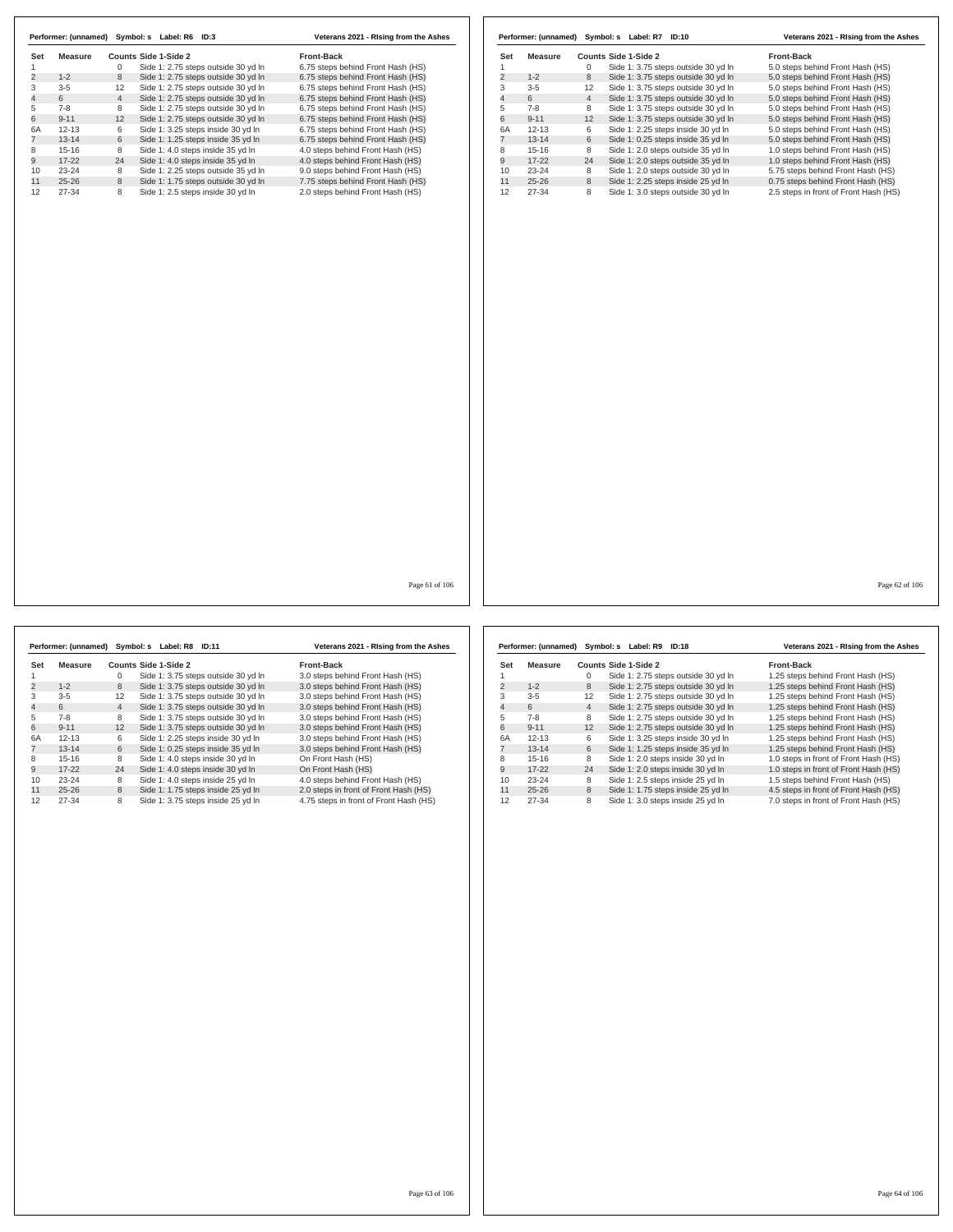**Performer: (unnamed)   Symbol: s   Label: R6   ID:3**   **Veterans 2021 - RIsing from the Ashes**

| Set | Measure | Counts | Side 1-Side 2 | Front-Back |
|---|---|---|---|---|
| 1 | | 0 | Side 1: 2.75 steps outside 30 yd ln | 6.75 steps behind Front Hash (HS) |
| 2 | 1-2 | 8 | Side 1: 2.75 steps outside 30 yd ln | 6.75 steps behind Front Hash (HS) |
| 3 | 3-5 | 12 | Side 1: 2.75 steps outside 30 yd ln | 6.75 steps behind Front Hash (HS) |
| 4 | 6 | 4 | Side 1: 2.75 steps outside 30 yd ln | 6.75 steps behind Front Hash (HS) |
| 5 | 7-8 | 8 | Side 1: 2.75 steps outside 30 yd ln | 6.75 steps behind Front Hash (HS) |
| 6 | 9-11 | 12 | Side 1: 2.75 steps outside 30 yd ln | 6.75 steps behind Front Hash (HS) |
| 6A | 12-13 | 6 | Side 1: 3.25 steps inside 30 yd ln | 6.75 steps behind Front Hash (HS) |
| 7 | 13-14 | 6 | Side 1: 1.25 steps inside 35 yd ln | 6.75 steps behind Front Hash (HS) |
| 8 | 15-16 | 8 | Side 1: 4.0 steps inside 35 yd ln | 4.0 steps behind Front Hash (HS) |
| 9 | 17-22 | 24 | Side 1: 4.0 steps inside 35 yd ln | 4.0 steps behind Front Hash (HS) |
| 10 | 23-24 | 8 | Side 1: 2.25 steps outside 35 yd ln | 9.0 steps behind Front Hash (HS) |
| 11 | 25-26 | 8 | Side 1: 1.75 steps outside 30 yd ln | 7.75 steps behind Front Hash (HS) |
| 12 | 27-34 | 8 | Side 1: 2.5 steps inside 30 yd ln | 2.0 steps behind Front Hash (HS) |

**Performer: (unnamed)   Symbol: s   Label: R7   ID:10**   **Veterans 2021 - RIsing from the Ashes**

| Set | Measure | Counts | Side 1-Side 2 | Front-Back |
|---|---|---|---|---|
| 1 | | 0 | Side 1: 3.75 steps outside 30 yd ln | 5.0 steps behind Front Hash (HS) |
| 2 | 1-2 | 8 | Side 1: 3.75 steps outside 30 yd ln | 5.0 steps behind Front Hash (HS) |
| 3 | 3-5 | 12 | Side 1: 3.75 steps outside 30 yd ln | 5.0 steps behind Front Hash (HS) |
| 4 | 6 | 4 | Side 1: 3.75 steps outside 30 yd ln | 5.0 steps behind Front Hash (HS) |
| 5 | 7-8 | 8 | Side 1: 3.75 steps outside 30 yd ln | 5.0 steps behind Front Hash (HS) |
| 6 | 9-11 | 12 | Side 1: 3.75 steps outside 30 yd ln | 5.0 steps behind Front Hash (HS) |
| 6A | 12-13 | 6 | Side 1: 2.25 steps inside 30 yd ln | 5.0 steps behind Front Hash (HS) |
| 7 | 13-14 | 6 | Side 1: 0.25 steps inside 35 yd ln | 5.0 steps behind Front Hash (HS) |
| 8 | 15-16 | 8 | Side 1: 2.0 steps outside 35 yd ln | 1.0 steps behind Front Hash (HS) |
| 9 | 17-22 | 24 | Side 1: 2.0 steps outside 35 yd ln | 1.0 steps behind Front Hash (HS) |
| 10 | 23-24 | 8 | Side 1: 2.0 steps outside 30 yd ln | 5.75 steps behind Front Hash (HS) |
| 11 | 25-26 | 8 | Side 1: 2.25 steps inside 25 yd ln | 0.75 steps behind Front Hash (HS) |
| 12 | 27-34 | 8 | Side 1: 3.0 steps outside 30 yd ln | 2.5 steps in front of Front Hash (HS) |

**Performer: (unnamed)   Symbol: s   Label: R8   ID:11**   **Veterans 2021 - RIsing from the Ashes**

| Set | Measure | Counts | Side 1-Side 2 | Front-Back |
|---|---|---|---|---|
| 1 | | 0 | Side 1: 3.75 steps outside 30 yd ln | 3.0 steps behind Front Hash (HS) |
| 2 | 1-2 | 8 | Side 1: 3.75 steps outside 30 yd ln | 3.0 steps behind Front Hash (HS) |
| 3 | 3-5 | 12 | Side 1: 3.75 steps outside 30 yd ln | 3.0 steps behind Front Hash (HS) |
| 4 | 6 | 4 | Side 1: 3.75 steps outside 30 yd ln | 3.0 steps behind Front Hash (HS) |
| 5 | 7-8 | 8 | Side 1: 3.75 steps outside 30 yd ln | 3.0 steps behind Front Hash (HS) |
| 6 | 9-11 | 12 | Side 1: 3.75 steps outside 30 yd ln | 3.0 steps behind Front Hash (HS) |
| 6A | 12-13 | 6 | Side 1: 2.25 steps inside 30 yd ln | 3.0 steps behind Front Hash (HS) |
| 7 | 13-14 | 6 | Side 1: 0.25 steps inside 35 yd ln | 3.0 steps behind Front Hash (HS) |
| 8 | 15-16 | 8 | Side 1: 4.0 steps inside 30 yd ln | On Front Hash (HS) |
| 9 | 17-22 | 24 | Side 1: 4.0 steps inside 30 yd ln | On Front Hash (HS) |
| 10 | 23-24 | 8 | Side 1: 4.0 steps inside 25 yd ln | 4.0 steps behind Front Hash (HS) |
| 11 | 25-26 | 8 | Side 1: 1.75 steps inside 25 yd ln | 2.0 steps in front of Front Hash (HS) |
| 12 | 27-34 | 8 | Side 1: 3.75 steps inside 25 yd ln | 4.75 steps in front of Front Hash (HS) |

**Performer: (unnamed)   Symbol: s   Label: R9   ID:18**   **Veterans 2021 - RIsing from the Ashes**

| Set | Measure | Counts | Side 1-Side 2 | Front-Back |
|---|---|---|---|---|
| 1 | | 0 | Side 1: 2.75 steps outside 30 yd ln | 1.25 steps behind Front Hash (HS) |
| 2 | 1-2 | 8 | Side 1: 2.75 steps outside 30 yd ln | 1.25 steps behind Front Hash (HS) |
| 3 | 3-5 | 12 | Side 1: 2.75 steps outside 30 yd ln | 1.25 steps behind Front Hash (HS) |
| 4 | 6 | 4 | Side 1: 2.75 steps outside 30 yd ln | 1.25 steps behind Front Hash (HS) |
| 5 | 7-8 | 8 | Side 1: 2.75 steps outside 30 yd ln | 1.25 steps behind Front Hash (HS) |
| 6 | 9-11 | 12 | Side 1: 2.75 steps outside 30 yd ln | 1.25 steps behind Front Hash (HS) |
| 6A | 12-13 | 6 | Side 1: 3.25 steps inside 30 yd ln | 1.25 steps behind Front Hash (HS) |
| 7 | 13-14 | 6 | Side 1: 1.25 steps inside 35 yd ln | 1.25 steps behind Front Hash (HS) |
| 8 | 15-16 | 8 | Side 1: 2.0 steps inside 30 yd ln | 1.0 steps in front of Front Hash (HS) |
| 9 | 17-22 | 24 | Side 1: 2.0 steps inside 30 yd ln | 1.0 steps in front of Front Hash (HS) |
| 10 | 23-24 | 8 | Side 1: 2.5 steps inside 25 yd ln | 1.5 steps behind Front Hash (HS) |
| 11 | 25-26 | 8 | Side 1: 1.75 steps inside 25 yd ln | 4.5 steps in front of Front Hash (HS) |
| 12 | 27-34 | 8 | Side 1: 3.0 steps inside 25 yd ln | 7.0 steps in front of Front Hash (HS) |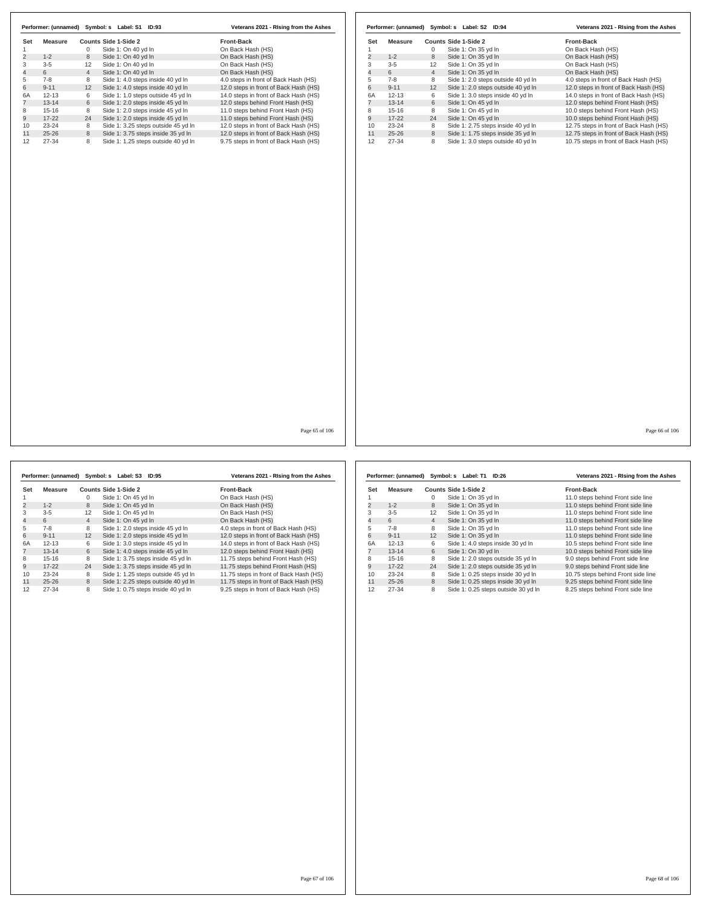Performer: (unnamed) Symbol: s Label: S1 ID:93 — Veterans 2021 - RIsing from the Ashes

| Set | Measure | Counts | Side 1-Side 2 | Front-Back |
|---|---|---|---|---|
| 1 | | 0 | Side 1: On 40 yd ln | On Back Hash (HS) |
| 2 | 1-2 | 8 | Side 1: On 40 yd ln | On Back Hash (HS) |
| 3 | 3-5 | 12 | Side 1: On 40 yd ln | On Back Hash (HS) |
| 4 | 6 | 4 | Side 1: On 40 yd ln | On Back Hash (HS) |
| 5 | 7-8 | 8 | Side 1: 4.0 steps inside 40 yd ln | 4.0 steps in front of Back Hash (HS) |
| 6 | 9-11 | 12 | Side 1: 4.0 steps inside 40 yd ln | 12.0 steps in front of Back Hash (HS) |
| 6A | 12-13 | 6 | Side 1: 1.0 steps outside 45 yd ln | 14.0 steps in front of Back Hash (HS) |
| 7 | 13-14 | 6 | Side 1: 2.0 steps inside 45 yd ln | 12.0 steps behind Front Hash (HS) |
| 8 | 15-16 | 8 | Side 1: 2.0 steps inside 45 yd ln | 11.0 steps behind Front Hash (HS) |
| 9 | 17-22 | 24 | Side 1: 2.0 steps inside 45 yd ln | 11.0 steps behind Front Hash (HS) |
| 10 | 23-24 | 8 | Side 1: 3.25 steps outside 45 yd ln | 12.0 steps in front of Back Hash (HS) |
| 11 | 25-26 | 8 | Side 1: 3.75 steps inside 35 yd ln | 12.0 steps in front of Back Hash (HS) |
| 12 | 27-34 | 8 | Side 1: 1.25 steps outside 40 yd ln | 9.75 steps in front of Back Hash (HS) |

Performer: (unnamed) Symbol: s Label: S2 ID:94 — Veterans 2021 - RIsing from the Ashes

| Set | Measure | Counts | Side 1-Side 2 | Front-Back |
|---|---|---|---|---|
| 1 | | 0 | Side 1: On 35 yd ln | On Back Hash (HS) |
| 2 | 1-2 | 8 | Side 1: On 35 yd ln | On Back Hash (HS) |
| 3 | 3-5 | 12 | Side 1: On 35 yd ln | On Back Hash (HS) |
| 4 | 6 | 4 | Side 1: On 35 yd ln | On Back Hash (HS) |
| 5 | 7-8 | 8 | Side 1: 2.0 steps outside 40 yd ln | 4.0 steps in front of Back Hash (HS) |
| 6 | 9-11 | 12 | Side 1: 2.0 steps outside 40 yd ln | 12.0 steps in front of Back Hash (HS) |
| 6A | 12-13 | 6 | Side 1: 3.0 steps inside 40 yd ln | 14.0 steps in front of Back Hash (HS) |
| 7 | 13-14 | 6 | Side 1: On 45 yd ln | 12.0 steps behind Front Hash (HS) |
| 8 | 15-16 | 8 | Side 1: On 45 yd ln | 10.0 steps behind Front Hash (HS) |
| 9 | 17-22 | 24 | Side 1: On 45 yd ln | 10.0 steps behind Front Hash (HS) |
| 10 | 23-24 | 8 | Side 1: 2.75 steps inside 40 yd ln | 12.75 steps in front of Back Hash (HS) |
| 11 | 25-26 | 8 | Side 1: 1.75 steps inside 35 yd ln | 12.75 steps in front of Back Hash (HS) |
| 12 | 27-34 | 8 | Side 1: 3.0 steps outside 40 yd ln | 10.75 steps in front of Back Hash (HS) |

Performer: (unnamed) Symbol: s Label: S3 ID:95 — Veterans 2021 - RIsing from the Ashes

| Set | Measure | Counts | Side 1-Side 2 | Front-Back |
|---|---|---|---|---|
| 1 | | 0 | Side 1: On 45 yd ln | On Back Hash (HS) |
| 2 | 1-2 | 8 | Side 1: On 45 yd ln | On Back Hash (HS) |
| 3 | 3-5 | 12 | Side 1: On 45 yd ln | On Back Hash (HS) |
| 4 | 6 | 4 | Side 1: On 45 yd ln | On Back Hash (HS) |
| 5 | 7-8 | 8 | Side 1: 2.0 steps inside 45 yd ln | 4.0 steps in front of Back Hash (HS) |
| 6 | 9-11 | 12 | Side 1: 2.0 steps inside 45 yd ln | 12.0 steps in front of Back Hash (HS) |
| 6A | 12-13 | 6 | Side 1: 3.0 steps inside 45 yd ln | 14.0 steps in front of Back Hash (HS) |
| 7 | 13-14 | 6 | Side 1: 4.0 steps inside 45 yd ln | 12.0 steps behind Front Hash (HS) |
| 8 | 15-16 | 8 | Side 1: 3.75 steps inside 45 yd ln | 11.75 steps behind Front Hash (HS) |
| 9 | 17-22 | 24 | Side 1: 3.75 steps inside 45 yd ln | 11.75 steps behind Front Hash (HS) |
| 10 | 23-24 | 8 | Side 1: 1.25 steps outside 45 yd ln | 11.75 steps in front of Back Hash (HS) |
| 11 | 25-26 | 8 | Side 1: 2.25 steps outside 40 yd ln | 11.75 steps in front of Back Hash (HS) |
| 12 | 27-34 | 8 | Side 1: 0.75 steps inside 40 yd ln | 9.25 steps in front of Back Hash (HS) |

Performer: (unnamed) Symbol: s Label: T1 ID:26 — Veterans 2021 - RIsing from the Ashes

| Set | Measure | Counts | Side 1-Side 2 | Front-Back |
|---|---|---|---|---|
| 1 | | 0 | Side 1: On 35 yd ln | 11.0 steps behind Front side line |
| 2 | 1-2 | 8 | Side 1: On 35 yd ln | 11.0 steps behind Front side line |
| 3 | 3-5 | 12 | Side 1: On 35 yd ln | 11.0 steps behind Front side line |
| 4 | 6 | 4 | Side 1: On 35 yd ln | 11.0 steps behind Front side line |
| 5 | 7-8 | 8 | Side 1: On 35 yd ln | 11.0 steps behind Front side line |
| 6 | 9-11 | 12 | Side 1: On 35 yd ln | 11.0 steps behind Front side line |
| 6A | 12-13 | 6 | Side 1: 4.0 steps inside 30 yd ln | 10.5 steps behind Front side line |
| 7 | 13-14 | 6 | Side 1: On 30 yd ln | 10.0 steps behind Front side line |
| 8 | 15-16 | 8 | Side 1: 2.0 steps outside 35 yd ln | 9.0 steps behind Front side line |
| 9 | 17-22 | 24 | Side 1: 2.0 steps outside 35 yd ln | 9.0 steps behind Front side line |
| 10 | 23-24 | 8 | Side 1: 0.25 steps inside 30 yd ln | 10.75 steps behind Front side line |
| 11 | 25-26 | 8 | Side 1: 0.25 steps inside 30 yd ln | 9.25 steps behind Front side line |
| 12 | 27-34 | 8 | Side 1: 0.25 steps outside 30 yd ln | 8.25 steps behind Front side line |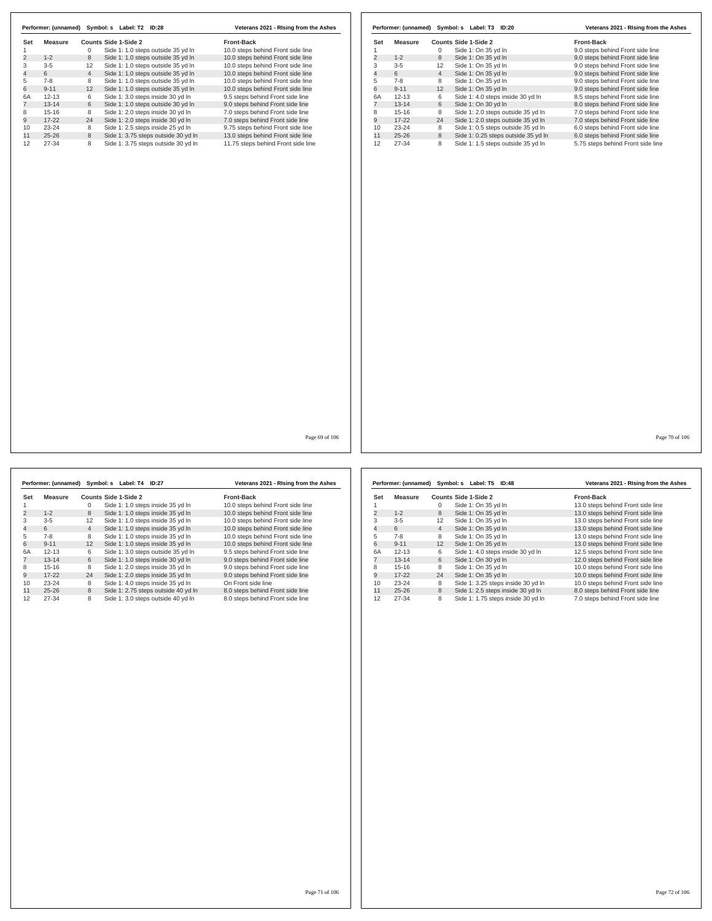**Performer: (unnamed) Symbol: s Label: T2 ID:28** — Veterans 2021 - RIsing from the Ashes

| Set | Measure | Counts | Side 1-Side 2 | Front-Back |
|---|---|---|---|---|
| 1 | | 0 | Side 1: 1.0 steps outside 35 yd ln | 10.0 steps behind Front side line |
| 2 | 1-2 | 8 | Side 1: 1.0 steps outside 35 yd ln | 10.0 steps behind Front side line |
| 3 | 3-5 | 12 | Side 1: 1.0 steps outside 35 yd ln | 10.0 steps behind Front side line |
| 4 | 6 | 4 | Side 1: 1.0 steps outside 35 yd ln | 10.0 steps behind Front side line |
| 5 | 7-8 | 8 | Side 1: 1.0 steps outside 35 yd ln | 10.0 steps behind Front side line |
| 6 | 9-11 | 12 | Side 1: 1.0 steps outside 35 yd ln | 10.0 steps behind Front side line |
| 6A | 12-13 | 6 | Side 1: 3.0 steps inside 30 yd ln | 9.5 steps behind Front side line |
| 7 | 13-14 | 6 | Side 1: 1.0 steps outside 30 yd ln | 9.0 steps behind Front side line |
| 8 | 15-16 | 8 | Side 1: 2.0 steps inside 30 yd ln | 7.0 steps behind Front side line |
| 9 | 17-22 | 24 | Side 1: 2.0 steps inside 30 yd ln | 7.0 steps behind Front side line |
| 10 | 23-24 | 8 | Side 1: 2.5 steps inside 25 yd ln | 9.75 steps behind Front side line |
| 11 | 25-26 | 8 | Side 1: 3.75 steps outside 30 yd ln | 13.0 steps behind Front side line |
| 12 | 27-34 | 8 | Side 1: 3.75 steps outside 30 yd ln | 11.75 steps behind Front side line |

**Performer: (unnamed) Symbol: s Label: T3 ID:20** — Veterans 2021 - RIsing from the Ashes

| Set | Measure | Counts | Side 1-Side 2 | Front-Back |
|---|---|---|---|---|
| 1 | | 0 | Side 1: On 35 yd ln | 9.0 steps behind Front side line |
| 2 | 1-2 | 8 | Side 1: On 35 yd ln | 9.0 steps behind Front side line |
| 3 | 3-5 | 12 | Side 1: On 35 yd ln | 9.0 steps behind Front side line |
| 4 | 6 | 4 | Side 1: On 35 yd ln | 9.0 steps behind Front side line |
| 5 | 7-8 | 8 | Side 1: On 35 yd ln | 9.0 steps behind Front side line |
| 6 | 9-11 | 12 | Side 1: On 35 yd ln | 9.0 steps behind Front side line |
| 6A | 12-13 | 6 | Side 1: 4.0 steps inside 30 yd ln | 8.5 steps behind Front side line |
| 7 | 13-14 | 6 | Side 1: On 30 yd ln | 8.0 steps behind Front side line |
| 8 | 15-16 | 8 | Side 1: 2.0 steps outside 35 yd ln | 7.0 steps behind Front side line |
| 9 | 17-22 | 24 | Side 1: 2.0 steps outside 35 yd ln | 7.0 steps behind Front side line |
| 10 | 23-24 | 8 | Side 1: 0.5 steps outside 35 yd ln | 6.0 steps behind Front side line |
| 11 | 25-26 | 8 | Side 1: 0.25 steps outside 35 yd ln | 6.0 steps behind Front side line |
| 12 | 27-34 | 8 | Side 1: 1.5 steps outside 35 yd ln | 5.75 steps behind Front side line |

**Performer: (unnamed) Symbol: s Label: T4 ID:27** — Veterans 2021 - RIsing from the Ashes

| Set | Measure | Counts | Side 1-Side 2 | Front-Back |
|---|---|---|---|---|
| 1 | | 0 | Side 1: 1.0 steps inside 35 yd ln | 10.0 steps behind Front side line |
| 2 | 1-2 | 8 | Side 1: 1.0 steps inside 35 yd ln | 10.0 steps behind Front side line |
| 3 | 3-5 | 12 | Side 1: 1.0 steps inside 35 yd ln | 10.0 steps behind Front side line |
| 4 | 6 | 4 | Side 1: 1.0 steps inside 35 yd ln | 10.0 steps behind Front side line |
| 5 | 7-8 | 8 | Side 1: 1.0 steps inside 35 yd ln | 10.0 steps behind Front side line |
| 6 | 9-11 | 12 | Side 1: 1.0 steps inside 35 yd ln | 10.0 steps behind Front side line |
| 6A | 12-13 | 6 | Side 1: 3.0 steps outside 35 yd ln | 9.5 steps behind Front side line |
| 7 | 13-14 | 6 | Side 1: 1.0 steps inside 30 yd ln | 9.0 steps behind Front side line |
| 8 | 15-16 | 8 | Side 1: 2.0 steps inside 35 yd ln | 9.0 steps behind Front side line |
| 9 | 17-22 | 24 | Side 1: 2.0 steps inside 35 yd ln | 9.0 steps behind Front side line |
| 10 | 23-24 | 8 | Side 1: 4.0 steps inside 35 yd ln | On Front side line |
| 11 | 25-26 | 8 | Side 1: 2.75 steps outside 40 yd ln | 8.0 steps behind Front side line |
| 12 | 27-34 | 8 | Side 1: 3.0 steps outside 40 yd ln | 8.0 steps behind Front side line |

**Performer: (unnamed) Symbol: s Label: T5 ID:48** — Veterans 2021 - RIsing from the Ashes

| Set | Measure | Counts | Side 1-Side 2 | Front-Back |
|---|---|---|---|---|
| 1 | | 0 | Side 1: On 35 yd ln | 13.0 steps behind Front side line |
| 2 | 1-2 | 8 | Side 1: On 35 yd ln | 13.0 steps behind Front side line |
| 3 | 3-5 | 12 | Side 1: On 35 yd ln | 13.0 steps behind Front side line |
| 4 | 6 | 4 | Side 1: On 35 yd ln | 13.0 steps behind Front side line |
| 5 | 7-8 | 8 | Side 1: On 35 yd ln | 13.0 steps behind Front side line |
| 6 | 9-11 | 12 | Side 1: On 35 yd ln | 13.0 steps behind Front side line |
| 6A | 12-13 | 6 | Side 1: 4.0 steps inside 30 yd ln | 12.5 steps behind Front side line |
| 7 | 13-14 | 6 | Side 1: On 30 yd ln | 12.0 steps behind Front side line |
| 8 | 15-16 | 8 | Side 1: On 35 yd ln | 10.0 steps behind Front side line |
| 9 | 17-22 | 24 | Side 1: On 35 yd ln | 10.0 steps behind Front side line |
| 10 | 23-24 | 8 | Side 1: 3.25 steps inside 30 yd ln | 10.0 steps behind Front side line |
| 11 | 25-26 | 8 | Side 1: 2.5 steps inside 30 yd ln | 8.0 steps behind Front side line |
| 12 | 27-34 | 8 | Side 1: 1.75 steps inside 30 yd ln | 7.0 steps behind Front side line |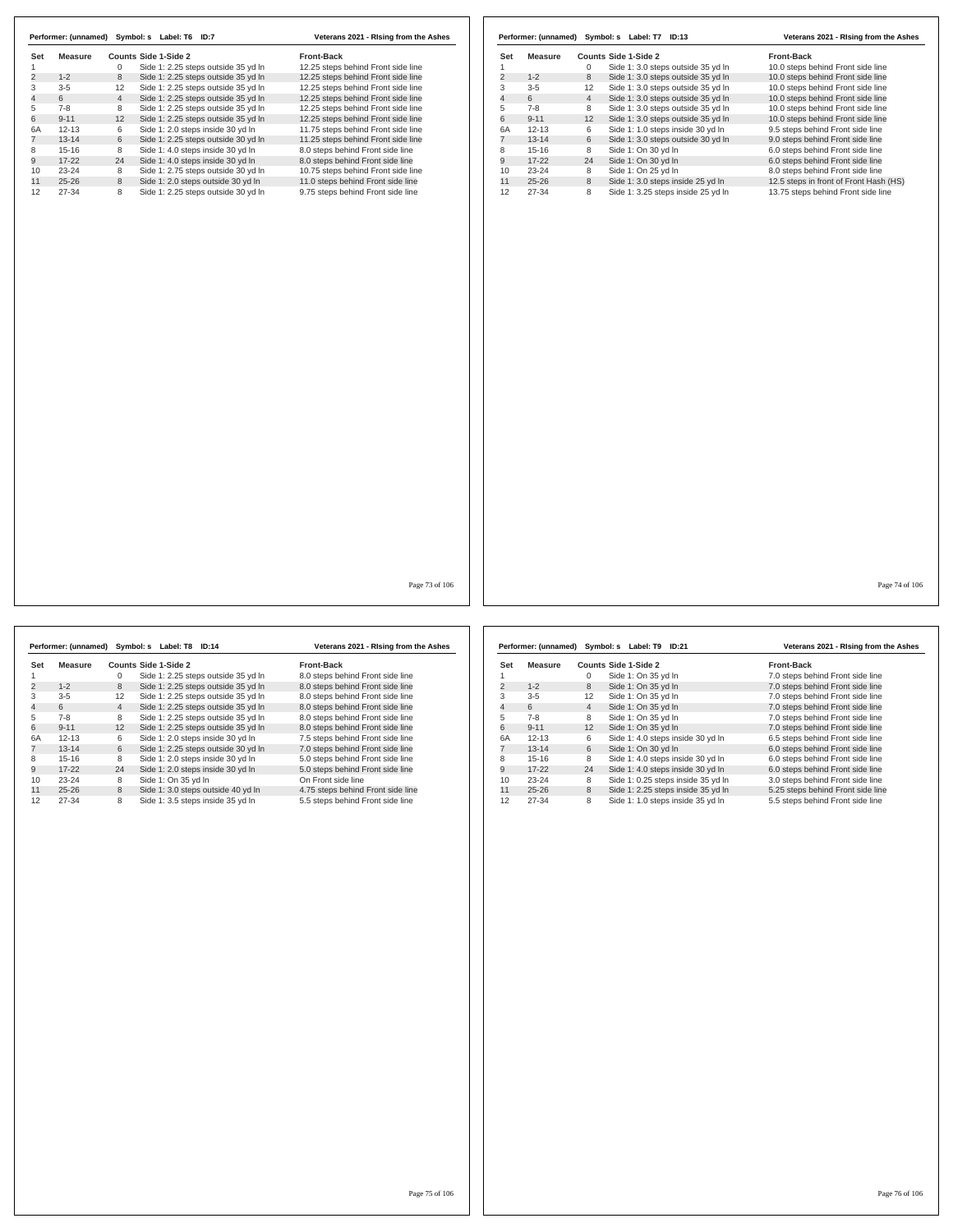**Performer: (unnamed) Symbol: s Label: T6 ID:7** — Veterans 2021 - RIsing from the Ashes

| Set | Measure | Counts | Side 1-Side 2 | Front-Back |
|---|---|---|---|---|
| 1 | | 0 | Side 1: 2.25 steps outside 35 yd ln | 12.25 steps behind Front side line |
| 2 | 1-2 | 8 | Side 1: 2.25 steps outside 35 yd ln | 12.25 steps behind Front side line |
| 3 | 3-5 | 12 | Side 1: 2.25 steps outside 35 yd ln | 12.25 steps behind Front side line |
| 4 | 6 | 4 | Side 1: 2.25 steps outside 35 yd ln | 12.25 steps behind Front side line |
| 5 | 7-8 | 8 | Side 1: 2.25 steps outside 35 yd ln | 12.25 steps behind Front side line |
| 6 | 9-11 | 12 | Side 1: 2.25 steps outside 35 yd ln | 12.25 steps behind Front side line |
| 6A | 12-13 | 6 | Side 1: 2.0 steps inside 30 yd ln | 11.75 steps behind Front side line |
| 7 | 13-14 | 6 | Side 1: 2.25 steps outside 30 yd ln | 11.25 steps behind Front side line |
| 8 | 15-16 | 8 | Side 1: 4.0 steps inside 30 yd ln | 8.0 steps behind Front side line |
| 9 | 17-22 | 24 | Side 1: 4.0 steps inside 30 yd ln | 8.0 steps behind Front side line |
| 10 | 23-24 | 8 | Side 1: 2.75 steps outside 30 yd ln | 10.75 steps behind Front side line |
| 11 | 25-26 | 8 | Side 1: 2.0 steps outside 30 yd ln | 11.0 steps behind Front side line |
| 12 | 27-34 | 8 | Side 1: 2.25 steps outside 30 yd ln | 9.75 steps behind Front side line |

**Performer: (unnamed) Symbol: s Label: T7 ID:13** — Veterans 2021 - RIsing from the Ashes

| Set | Measure | Counts | Side 1-Side 2 | Front-Back |
|---|---|---|---|---|
| 1 | | 0 | Side 1: 3.0 steps outside 35 yd ln | 10.0 steps behind Front side line |
| 2 | 1-2 | 8 | Side 1: 3.0 steps outside 35 yd ln | 10.0 steps behind Front side line |
| 3 | 3-5 | 12 | Side 1: 3.0 steps outside 35 yd ln | 10.0 steps behind Front side line |
| 4 | 6 | 4 | Side 1: 3.0 steps outside 35 yd ln | 10.0 steps behind Front side line |
| 5 | 7-8 | 8 | Side 1: 3.0 steps outside 35 yd ln | 10.0 steps behind Front side line |
| 6 | 9-11 | 12 | Side 1: 3.0 steps outside 35 yd ln | 10.0 steps behind Front side line |
| 6A | 12-13 | 6 | Side 1: 1.0 steps inside 30 yd ln | 9.5 steps behind Front side line |
| 7 | 13-14 | 6 | Side 1: 3.0 steps outside 30 yd ln | 9.0 steps behind Front side line |
| 8 | 15-16 | 8 | Side 1: On 30 yd ln | 6.0 steps behind Front side line |
| 9 | 17-22 | 24 | Side 1: On 30 yd ln | 6.0 steps behind Front side line |
| 10 | 23-24 | 8 | Side 1: On 25 yd ln | 8.0 steps behind Front side line |
| 11 | 25-26 | 8 | Side 1: 3.0 steps inside 25 yd ln | 12.5 steps in front of Front Hash (HS) |
| 12 | 27-34 | 8 | Side 1: 3.25 steps inside 25 yd ln | 13.75 steps behind Front side line |

**Performer: (unnamed) Symbol: s Label: T8 ID:14** — Veterans 2021 - RIsing from the Ashes

| Set | Measure | Counts | Side 1-Side 2 | Front-Back |
|---|---|---|---|---|
| 1 | | 0 | Side 1: 2.25 steps outside 35 yd ln | 8.0 steps behind Front side line |
| 2 | 1-2 | 8 | Side 1: 2.25 steps outside 35 yd ln | 8.0 steps behind Front side line |
| 3 | 3-5 | 12 | Side 1: 2.25 steps outside 35 yd ln | 8.0 steps behind Front side line |
| 4 | 6 | 4 | Side 1: 2.25 steps outside 35 yd ln | 8.0 steps behind Front side line |
| 5 | 7-8 | 8 | Side 1: 2.25 steps outside 35 yd ln | 8.0 steps behind Front side line |
| 6 | 9-11 | 12 | Side 1: 2.25 steps outside 35 yd ln | 8.0 steps behind Front side line |
| 6A | 12-13 | 6 | Side 1: 2.0 steps inside 30 yd ln | 7.5 steps behind Front side line |
| 7 | 13-14 | 6 | Side 1: 2.25 steps outside 30 yd ln | 7.0 steps behind Front side line |
| 8 | 15-16 | 8 | Side 1: 2.0 steps inside 30 yd ln | 5.0 steps behind Front side line |
| 9 | 17-22 | 24 | Side 1: 2.0 steps inside 30 yd ln | 5.0 steps behind Front side line |
| 10 | 23-24 | 8 | Side 1: On 35 yd ln | On Front side line |
| 11 | 25-26 | 8 | Side 1: 3.0 steps outside 40 yd ln | 4.75 steps behind Front side line |
| 12 | 27-34 | 8 | Side 1: 3.5 steps inside 35 yd ln | 5.5 steps behind Front side line |

**Performer: (unnamed) Symbol: s Label: T9 ID:21** — Veterans 2021 - RIsing from the Ashes

| Set | Measure | Counts | Side 1-Side 2 | Front-Back |
|---|---|---|---|---|
| 1 | | 0 | Side 1: On 35 yd ln | 7.0 steps behind Front side line |
| 2 | 1-2 | 8 | Side 1: On 35 yd ln | 7.0 steps behind Front side line |
| 3 | 3-5 | 12 | Side 1: On 35 yd ln | 7.0 steps behind Front side line |
| 4 | 6 | 4 | Side 1: On 35 yd ln | 7.0 steps behind Front side line |
| 5 | 7-8 | 8 | Side 1: On 35 yd ln | 7.0 steps behind Front side line |
| 6 | 9-11 | 12 | Side 1: On 35 yd ln | 7.0 steps behind Front side line |
| 6A | 12-13 | 6 | Side 1: 4.0 steps inside 30 yd ln | 6.5 steps behind Front side line |
| 7 | 13-14 | 6 | Side 1: On 30 yd ln | 6.0 steps behind Front side line |
| 8 | 15-16 | 8 | Side 1: 4.0 steps inside 30 yd ln | 6.0 steps behind Front side line |
| 9 | 17-22 | 24 | Side 1: 4.0 steps inside 30 yd ln | 6.0 steps behind Front side line |
| 10 | 23-24 | 8 | Side 1: 0.25 steps inside 35 yd ln | 3.0 steps behind Front side line |
| 11 | 25-26 | 8 | Side 1: 2.25 steps inside 35 yd ln | 5.25 steps behind Front side line |
| 12 | 27-34 | 8 | Side 1: 1.0 steps inside 35 yd ln | 5.5 steps behind Front side line |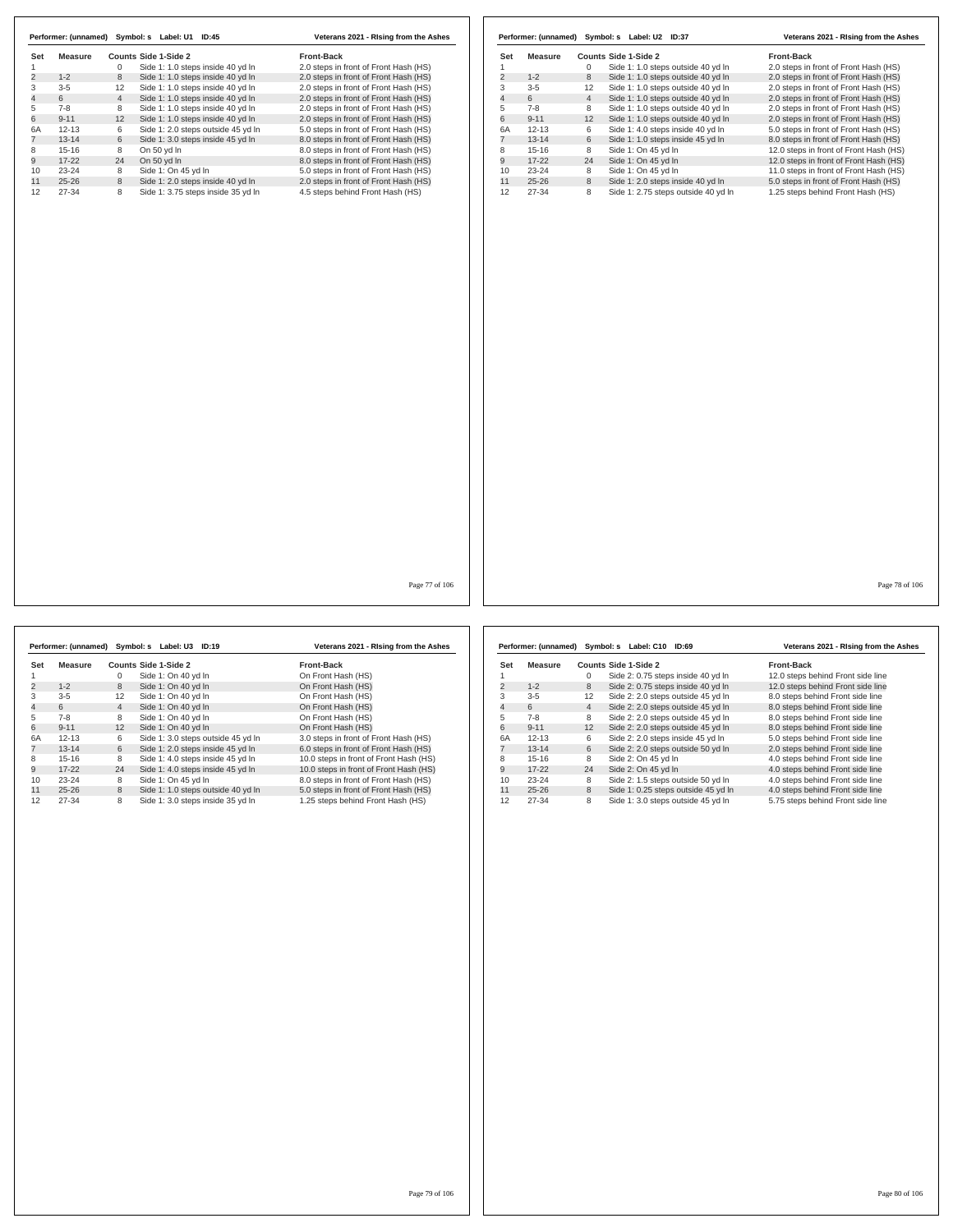**Performer: (unnamed) Symbol: s Label: U1 ID:45** — **Veterans 2021 - RIsing from the Ashes**

| Set | Measure | Counts | Side 1-Side 2 | Front-Back |
|---|---|---|---|---|
| 1 | | 0 | Side 1: 1.0 steps inside 40 yd ln | 2.0 steps in front of Front Hash (HS) |
| 2 | 1-2 | 8 | Side 1: 1.0 steps inside 40 yd ln | 2.0 steps in front of Front Hash (HS) |
| 3 | 3-5 | 12 | Side 1: 1.0 steps inside 40 yd ln | 2.0 steps in front of Front Hash (HS) |
| 4 | 6 | 4 | Side 1: 1.0 steps inside 40 yd ln | 2.0 steps in front of Front Hash (HS) |
| 5 | 7-8 | 8 | Side 1: 1.0 steps inside 40 yd ln | 2.0 steps in front of Front Hash (HS) |
| 6 | 9-11 | 12 | Side 1: 1.0 steps inside 40 yd ln | 2.0 steps in front of Front Hash (HS) |
| 6A | 12-13 | 6 | Side 1: 2.0 steps outside 45 yd ln | 5.0 steps in front of Front Hash (HS) |
| 7 | 13-14 | 6 | Side 1: 3.0 steps inside 45 yd ln | 8.0 steps in front of Front Hash (HS) |
| 8 | 15-16 | 8 | On 50 yd ln | 8.0 steps in front of Front Hash (HS) |
| 9 | 17-22 | 24 | On 50 yd ln | 8.0 steps in front of Front Hash (HS) |
| 10 | 23-24 | 8 | Side 1: On 45 yd ln | 5.0 steps in front of Front Hash (HS) |
| 11 | 25-26 | 8 | Side 1: 2.0 steps inside 40 yd ln | 2.0 steps in front of Front Hash (HS) |
| 12 | 27-34 | 8 | Side 1: 3.75 steps inside 35 yd ln | 4.5 steps behind Front Hash (HS) |

**Performer: (unnamed) Symbol: s Label: U2 ID:37** — **Veterans 2021 - RIsing from the Ashes**

| Set | Measure | Counts | Side 1-Side 2 | Front-Back |
|---|---|---|---|---|
| 1 | | 0 | Side 1: 1.0 steps outside 40 yd ln | 2.0 steps in front of Front Hash (HS) |
| 2 | 1-2 | 8 | Side 1: 1.0 steps outside 40 yd ln | 2.0 steps in front of Front Hash (HS) |
| 3 | 3-5 | 12 | Side 1: 1.0 steps outside 40 yd ln | 2.0 steps in front of Front Hash (HS) |
| 4 | 6 | 4 | Side 1: 1.0 steps outside 40 yd ln | 2.0 steps in front of Front Hash (HS) |
| 5 | 7-8 | 8 | Side 1: 1.0 steps outside 40 yd ln | 2.0 steps in front of Front Hash (HS) |
| 6 | 9-11 | 12 | Side 1: 1.0 steps outside 40 yd ln | 2.0 steps in front of Front Hash (HS) |
| 6A | 12-13 | 6 | Side 1: 4.0 steps inside 40 yd ln | 5.0 steps in front of Front Hash (HS) |
| 7 | 13-14 | 6 | Side 1: 1.0 steps inside 45 yd ln | 8.0 steps in front of Front Hash (HS) |
| 8 | 15-16 | 8 | Side 1: On 45 yd ln | 12.0 steps in front of Front Hash (HS) |
| 9 | 17-22 | 24 | Side 1: On 45 yd ln | 12.0 steps in front of Front Hash (HS) |
| 10 | 23-24 | 8 | Side 1: On 45 yd ln | 11.0 steps in front of Front Hash (HS) |
| 11 | 25-26 | 8 | Side 1: 2.0 steps inside 40 yd ln | 5.0 steps in front of Front Hash (HS) |
| 12 | 27-34 | 8 | Side 1: 2.75 steps outside 40 yd ln | 1.25 steps behind Front Hash (HS) |

**Performer: (unnamed) Symbol: s Label: U3 ID:19** — **Veterans 2021 - RIsing from the Ashes**

| Set | Measure | Counts | Side 1-Side 2 | Front-Back |
|---|---|---|---|---|
| 1 | | 0 | Side 1: On 40 yd ln | On Front Hash (HS) |
| 2 | 1-2 | 8 | Side 1: On 40 yd ln | On Front Hash (HS) |
| 3 | 3-5 | 12 | Side 1: On 40 yd ln | On Front Hash (HS) |
| 4 | 6 | 4 | Side 1: On 40 yd ln | On Front Hash (HS) |
| 5 | 7-8 | 8 | Side 1: On 40 yd ln | On Front Hash (HS) |
| 6 | 9-11 | 12 | Side 1: On 40 yd ln | On Front Hash (HS) |
| 6A | 12-13 | 6 | Side 1: 3.0 steps outside 45 yd ln | 3.0 steps in front of Front Hash (HS) |
| 7 | 13-14 | 6 | Side 1: 2.0 steps inside 45 yd ln | 6.0 steps in front of Front Hash (HS) |
| 8 | 15-16 | 8 | Side 1: 4.0 steps inside 45 yd ln | 10.0 steps in front of Front Hash (HS) |
| 9 | 17-22 | 24 | Side 1: 4.0 steps inside 45 yd ln | 10.0 steps in front of Front Hash (HS) |
| 10 | 23-24 | 8 | Side 1: On 45 yd ln | 8.0 steps in front of Front Hash (HS) |
| 11 | 25-26 | 8 | Side 1: 1.0 steps outside 40 yd ln | 5.0 steps in front of Front Hash (HS) |
| 12 | 27-34 | 8 | Side 1: 3.0 steps inside 35 yd ln | 1.25 steps behind Front Hash (HS) |

**Performer: (unnamed) Symbol: s Label: C10 ID:69** — **Veterans 2021 - RIsing from the Ashes**

| Set | Measure | Counts | Side 1-Side 2 | Front-Back |
|---|---|---|---|---|
| 1 | | 0 | Side 2: 0.75 steps inside 40 yd ln | 12.0 steps behind Front side line |
| 2 | 1-2 | 8 | Side 2: 0.75 steps inside 40 yd ln | 12.0 steps behind Front side line |
| 3 | 3-5 | 12 | Side 2: 2.0 steps outside 45 yd ln | 8.0 steps behind Front side line |
| 4 | 6 | 4 | Side 2: 2.0 steps outside 45 yd ln | 8.0 steps behind Front side line |
| 5 | 7-8 | 8 | Side 2: 2.0 steps outside 45 yd ln | 8.0 steps behind Front side line |
| 6 | 9-11 | 12 | Side 2: 2.0 steps outside 45 yd ln | 8.0 steps behind Front side line |
| 6A | 12-13 | 6 | Side 2: 2.0 steps inside 45 yd ln | 5.0 steps behind Front side line |
| 7 | 13-14 | 6 | Side 2: 2.0 steps outside 50 yd ln | 2.0 steps behind Front side line |
| 8 | 15-16 | 8 | Side 2: On 45 yd ln | 4.0 steps behind Front side line |
| 9 | 17-22 | 24 | Side 2: On 45 yd ln | 4.0 steps behind Front side line |
| 10 | 23-24 | 8 | Side 2: 1.5 steps outside 50 yd ln | 4.0 steps behind Front side line |
| 11 | 25-26 | 8 | Side 1: 0.25 steps outside 45 yd ln | 4.0 steps behind Front side line |
| 12 | 27-34 | 8 | Side 1: 3.0 steps outside 45 yd ln | 5.75 steps behind Front side line |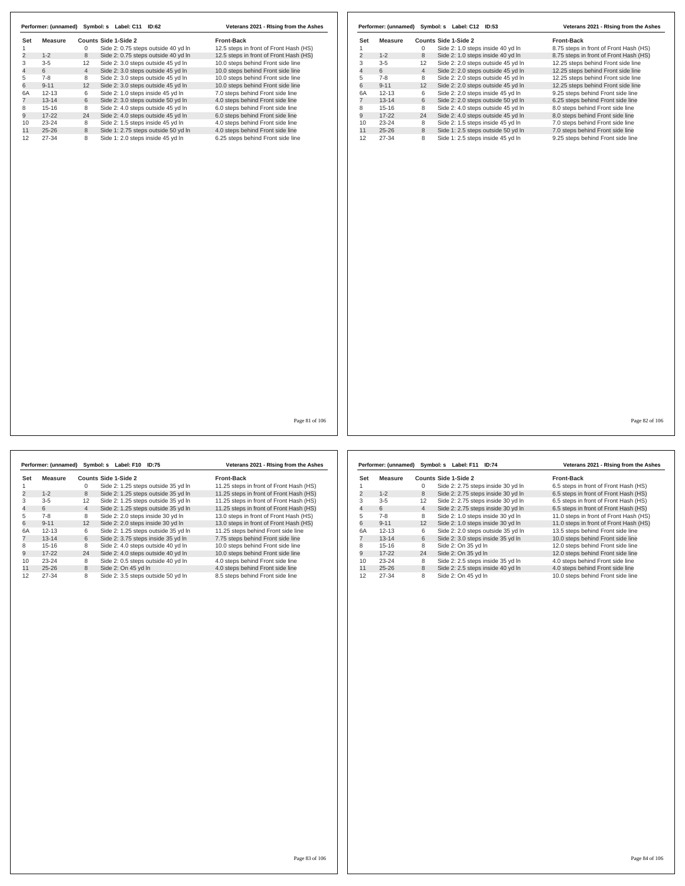**Performer: (unnamed) Symbol: s Label: C11 ID:62** — Veterans 2021 - RIsing from the Ashes

| Set | Measure | Counts | Side 1-Side 2 | Front-Back |
|---|---|---|---|---|
| 1 | | 0 | Side 2: 0.75 steps outside 40 yd ln | 12.5 steps in front of Front Hash (HS) |
| 2 | 1-2 | 8 | Side 2: 0.75 steps outside 40 yd ln | 12.5 steps in front of Front Hash (HS) |
| 3 | 3-5 | 12 | Side 2: 3.0 steps outside 45 yd ln | 10.0 steps behind Front side line |
| 4 | 6 | 4 | Side 2: 3.0 steps outside 45 yd ln | 10.0 steps behind Front side line |
| 5 | 7-8 | 8 | Side 2: 3.0 steps outside 45 yd ln | 10.0 steps behind Front side line |
| 6 | 9-11 | 12 | Side 2: 3.0 steps outside 45 yd ln | 10.0 steps behind Front side line |
| 6A | 12-13 | 6 | Side 2: 1.0 steps inside 45 yd ln | 7.0 steps behind Front side line |
| 7 | 13-14 | 6 | Side 2: 3.0 steps outside 50 yd ln | 4.0 steps behind Front side line |
| 8 | 15-16 | 8 | Side 2: 4.0 steps outside 45 yd ln | 6.0 steps behind Front side line |
| 9 | 17-22 | 24 | Side 2: 4.0 steps outside 45 yd ln | 6.0 steps behind Front side line |
| 10 | 23-24 | 8 | Side 2: 1.5 steps inside 45 yd ln | 4.0 steps behind Front side line |
| 11 | 25-26 | 8 | Side 1: 2.75 steps outside 50 yd ln | 4.0 steps behind Front side line |
| 12 | 27-34 | 8 | Side 1: 2.0 steps inside 45 yd ln | 6.25 steps behind Front side line |

**Performer: (unnamed) Symbol: s Label: C12 ID:53** — Veterans 2021 - RIsing from the Ashes

| Set | Measure | Counts | Side 1-Side 2 | Front-Back |
|---|---|---|---|---|
| 1 | | 0 | Side 2: 1.0 steps inside 40 yd ln | 8.75 steps in front of Front Hash (HS) |
| 2 | 1-2 | 8 | Side 2: 1.0 steps inside 40 yd ln | 8.75 steps in front of Front Hash (HS) |
| 3 | 3-5 | 12 | Side 2: 2.0 steps outside 45 yd ln | 12.25 steps behind Front side line |
| 4 | 6 | 4 | Side 2: 2.0 steps outside 45 yd ln | 12.25 steps behind Front side line |
| 5 | 7-8 | 8 | Side 2: 2.0 steps outside 45 yd ln | 12.25 steps behind Front side line |
| 6 | 9-11 | 12 | Side 2: 2.0 steps outside 45 yd ln | 12.25 steps behind Front side line |
| 6A | 12-13 | 6 | Side 2: 2.0 steps inside 45 yd ln | 9.25 steps behind Front side line |
| 7 | 13-14 | 6 | Side 2: 2.0 steps outside 50 yd ln | 6.25 steps behind Front side line |
| 8 | 15-16 | 8 | Side 2: 4.0 steps outside 45 yd ln | 8.0 steps behind Front side line |
| 9 | 17-22 | 24 | Side 2: 4.0 steps outside 45 yd ln | 8.0 steps behind Front side line |
| 10 | 23-24 | 8 | Side 2: 1.5 steps inside 45 yd ln | 7.0 steps behind Front side line |
| 11 | 25-26 | 8 | Side 1: 2.5 steps outside 50 yd ln | 7.0 steps behind Front side line |
| 12 | 27-34 | 8 | Side 1: 2.5 steps inside 45 yd ln | 9.25 steps behind Front side line |

**Performer: (unnamed) Symbol: s Label: F10 ID:75** — Veterans 2021 - RIsing from the Ashes

| Set | Measure | Counts | Side 1-Side 2 | Front-Back |
|---|---|---|---|---|
| 1 | | 0 | Side 2: 1.25 steps outside 35 yd ln | 11.25 steps in front of Front Hash (HS) |
| 2 | 1-2 | 8 | Side 2: 1.25 steps outside 35 yd ln | 11.25 steps in front of Front Hash (HS) |
| 3 | 3-5 | 12 | Side 2: 1.25 steps outside 35 yd ln | 11.25 steps in front of Front Hash (HS) |
| 4 | 6 | 4 | Side 2: 1.25 steps outside 35 yd ln | 11.25 steps in front of Front Hash (HS) |
| 5 | 7-8 | 8 | Side 2: 2.0 steps inside 30 yd ln | 13.0 steps in front of Front Hash (HS) |
| 6 | 9-11 | 12 | Side 2: 2.0 steps inside 30 yd ln | 13.0 steps in front of Front Hash (HS) |
| 6A | 12-13 | 6 | Side 2: 1.25 steps outside 35 yd ln | 11.25 steps behind Front side line |
| 7 | 13-14 | 6 | Side 2: 3.75 steps inside 35 yd ln | 7.75 steps behind Front side line |
| 8 | 15-16 | 8 | Side 2: 4.0 steps outside 40 yd ln | 10.0 steps behind Front side line |
| 9 | 17-22 | 24 | Side 2: 4.0 steps outside 40 yd ln | 10.0 steps behind Front side line |
| 10 | 23-24 | 8 | Side 2: 0.5 steps outside 40 yd ln | 4.0 steps behind Front side line |
| 11 | 25-26 | 8 | Side 2: On 45 yd ln | 4.0 steps behind Front side line |
| 12 | 27-34 | 8 | Side 2: 3.5 steps outside 50 yd ln | 8.5 steps behind Front side line |

**Performer: (unnamed) Symbol: s Label: F11 ID:74** — Veterans 2021 - RIsing from the Ashes

| Set | Measure | Counts | Side 1-Side 2 | Front-Back |
|---|---|---|---|---|
| 1 | | 0 | Side 2: 2.75 steps inside 30 yd ln | 6.5 steps in front of Front Hash (HS) |
| 2 | 1-2 | 8 | Side 2: 2.75 steps inside 30 yd ln | 6.5 steps in front of Front Hash (HS) |
| 3 | 3-5 | 12 | Side 2: 2.75 steps inside 30 yd ln | 6.5 steps in front of Front Hash (HS) |
| 4 | 6 | 4 | Side 2: 2.75 steps inside 30 yd ln | 6.5 steps in front of Front Hash (HS) |
| 5 | 7-8 | 8 | Side 2: 1.0 steps inside 30 yd ln | 11.0 steps in front of Front Hash (HS) |
| 6 | 9-11 | 12 | Side 2: 1.0 steps inside 30 yd ln | 11.0 steps in front of Front Hash (HS) |
| 6A | 12-13 | 6 | Side 2: 2.0 steps outside 35 yd ln | 13.5 steps behind Front side line |
| 7 | 13-14 | 6 | Side 2: 3.0 steps inside 35 yd ln | 10.0 steps behind Front side line |
| 8 | 15-16 | 8 | Side 2: On 35 yd ln | 12.0 steps behind Front side line |
| 9 | 17-22 | 24 | Side 2: On 35 yd ln | 12.0 steps behind Front side line |
| 10 | 23-24 | 8 | Side 2: 2.5 steps inside 35 yd ln | 4.0 steps behind Front side line |
| 11 | 25-26 | 8 | Side 2: 2.5 steps inside 40 yd ln | 4.0 steps behind Front side line |
| 12 | 27-34 | 8 | Side 2: On 45 yd ln | 10.0 steps behind Front side line |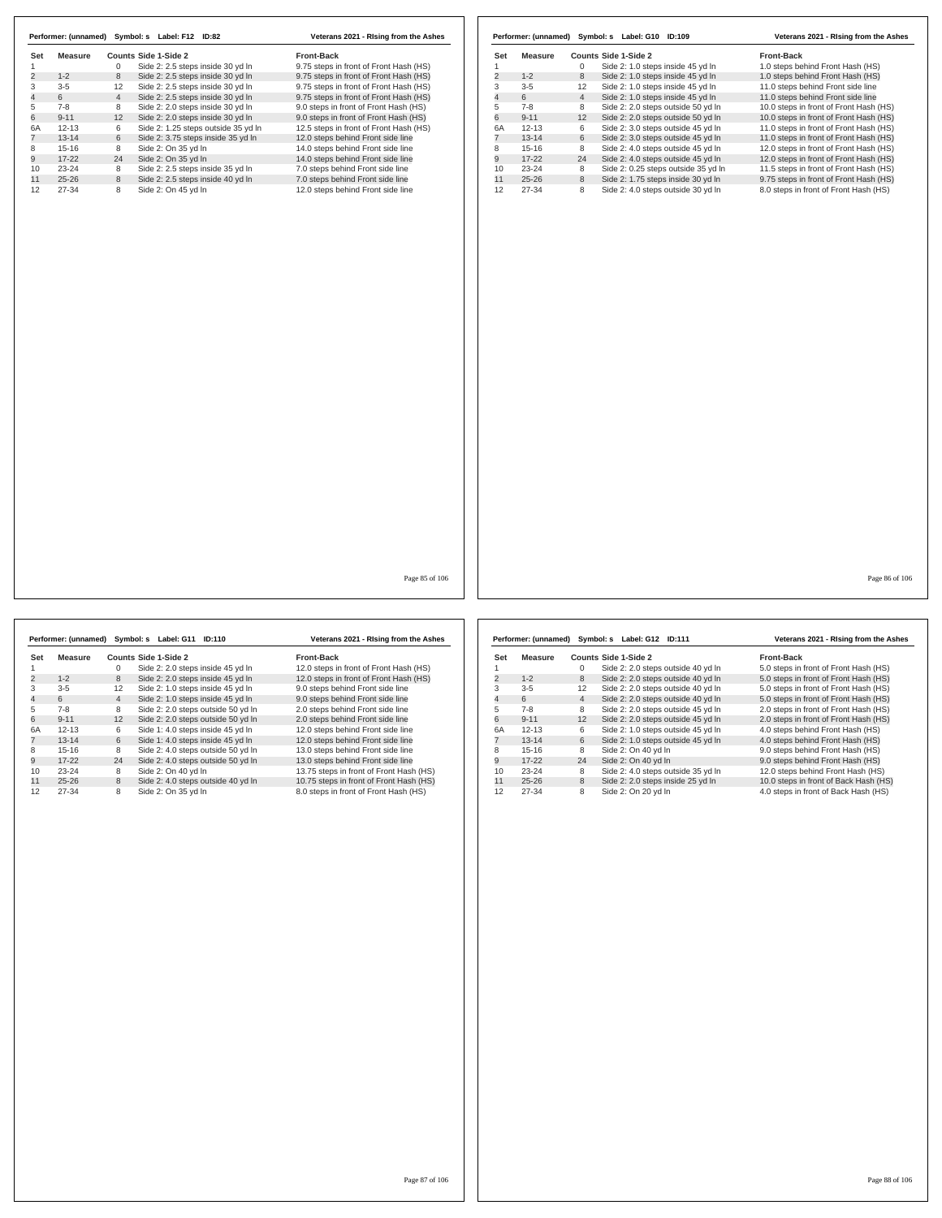**Performer: (unnamed) Symbol: s Label: F12 ID:82** — Veterans 2021 - RIsing from the Ashes

| Set | Measure | Counts | Side 1-Side 2 | Front-Back |
|---|---|---|---|---|
| 1 | | 0 | Side 2: 2.5 steps inside 30 yd ln | 9.75 steps in front of Front Hash (HS) |
| 2 | 1-2 | 8 | Side 2: 2.5 steps inside 30 yd ln | 9.75 steps in front of Front Hash (HS) |
| 3 | 3-5 | 12 | Side 2: 2.5 steps inside 30 yd ln | 9.75 steps in front of Front Hash (HS) |
| 4 | 6 | 4 | Side 2: 2.5 steps inside 30 yd ln | 9.75 steps in front of Front Hash (HS) |
| 5 | 7-8 | 8 | Side 2: 2.0 steps inside 30 yd ln | 9.0 steps in front of Front Hash (HS) |
| 6 | 9-11 | 12 | Side 2: 2.0 steps inside 30 yd ln | 9.0 steps in front of Front Hash (HS) |
| 6A | 12-13 | 6 | Side 2: 1.25 steps outside 35 yd ln | 12.5 steps in front of Front Hash (HS) |
| 7 | 13-14 | 6 | Side 2: 3.75 steps inside 35 yd ln | 12.0 steps behind Front side line |
| 8 | 15-16 | 8 | Side 2: On 35 yd ln | 14.0 steps behind Front side line |
| 9 | 17-22 | 24 | Side 2: On 35 yd ln | 14.0 steps behind Front side line |
| 10 | 23-24 | 8 | Side 2: 2.5 steps inside 35 yd ln | 7.0 steps behind Front side line |
| 11 | 25-26 | 8 | Side 2: 2.5 steps inside 40 yd ln | 7.0 steps behind Front side line |
| 12 | 27-34 | 8 | Side 2: On 45 yd ln | 12.0 steps behind Front side line |

**Performer: (unnamed) Symbol: s Label: G10 ID:109** — Veterans 2021 - RIsing from the Ashes

| Set | Measure | Counts | Side 1-Side 2 | Front-Back |
|---|---|---|---|---|
| 1 | | 0 | Side 2: 1.0 steps inside 45 yd ln | 1.0 steps behind Front Hash (HS) |
| 2 | 1-2 | 8 | Side 2: 1.0 steps inside 45 yd ln | 1.0 steps behind Front Hash (HS) |
| 3 | 3-5 | 12 | Side 2: 1.0 steps inside 45 yd ln | 11.0 steps behind Front side line |
| 4 | 6 | 4 | Side 2: 1.0 steps inside 45 yd ln | 11.0 steps behind Front side line |
| 5 | 7-8 | 8 | Side 2: 2.0 steps outside 50 yd ln | 10.0 steps in front of Front Hash (HS) |
| 6 | 9-11 | 12 | Side 2: 2.0 steps outside 50 yd ln | 10.0 steps in front of Front Hash (HS) |
| 6A | 12-13 | 6 | Side 2: 3.0 steps outside 45 yd ln | 11.0 steps in front of Front Hash (HS) |
| 7 | 13-14 | 6 | Side 2: 3.0 steps outside 45 yd ln | 11.0 steps in front of Front Hash (HS) |
| 8 | 15-16 | 8 | Side 2: 4.0 steps outside 45 yd ln | 12.0 steps in front of Front Hash (HS) |
| 9 | 17-22 | 24 | Side 2: 4.0 steps outside 45 yd ln | 12.0 steps in front of Front Hash (HS) |
| 10 | 23-24 | 8 | Side 2: 0.25 steps outside 35 yd ln | 11.5 steps in front of Front Hash (HS) |
| 11 | 25-26 | 8 | Side 2: 1.75 steps inside 30 yd ln | 9.75 steps in front of Front Hash (HS) |
| 12 | 27-34 | 8 | Side 2: 4.0 steps outside 30 yd ln | 8.0 steps in front of Front Hash (HS) |

**Performer: (unnamed) Symbol: s Label: G11 ID:110** — Veterans 2021 - RIsing from the Ashes

| Set | Measure | Counts | Side 1-Side 2 | Front-Back |
|---|---|---|---|---|
| 1 | | 0 | Side 2: 2.0 steps inside 45 yd ln | 12.0 steps in front of Front Hash (HS) |
| 2 | 1-2 | 8 | Side 2: 2.0 steps inside 45 yd ln | 12.0 steps in front of Front Hash (HS) |
| 3 | 3-5 | 12 | Side 2: 1.0 steps inside 45 yd ln | 9.0 steps behind Front side line |
| 4 | 6 | 4 | Side 2: 1.0 steps inside 45 yd ln | 9.0 steps behind Front side line |
| 5 | 7-8 | 8 | Side 2: 2.0 steps outside 50 yd ln | 2.0 steps behind Front side line |
| 6 | 9-11 | 12 | Side 2: 2.0 steps outside 50 yd ln | 2.0 steps behind Front side line |
| 6A | 12-13 | 6 | Side 1: 4.0 steps inside 45 yd ln | 12.0 steps behind Front side line |
| 7 | 13-14 | 6 | Side 1: 4.0 steps inside 45 yd ln | 12.0 steps behind Front side line |
| 8 | 15-16 | 8 | Side 2: 4.0 steps outside 50 yd ln | 13.0 steps behind Front side line |
| 9 | 17-22 | 24 | Side 2: 4.0 steps outside 50 yd ln | 13.0 steps behind Front side line |
| 10 | 23-24 | 8 | Side 2: On 40 yd ln | 13.75 steps in front of Front Hash (HS) |
| 11 | 25-26 | 8 | Side 2: 4.0 steps outside 40 yd ln | 10.75 steps in front of Front Hash (HS) |
| 12 | 27-34 | 8 | Side 2: On 35 yd ln | 8.0 steps in front of Front Hash (HS) |

**Performer: (unnamed) Symbol: s Label: G12 ID:111** — Veterans 2021 - RIsing from the Ashes

| Set | Measure | Counts | Side 1-Side 2 | Front-Back |
|---|---|---|---|---|
| 1 | | 0 | Side 2: 2.0 steps outside 40 yd ln | 5.0 steps in front of Front Hash (HS) |
| 2 | 1-2 | 8 | Side 2: 2.0 steps outside 40 yd ln | 5.0 steps in front of Front Hash (HS) |
| 3 | 3-5 | 12 | Side 2: 2.0 steps outside 40 yd ln | 5.0 steps in front of Front Hash (HS) |
| 4 | 6 | 4 | Side 2: 2.0 steps outside 40 yd ln | 5.0 steps in front of Front Hash (HS) |
| 5 | 7-8 | 8 | Side 2: 2.0 steps outside 45 yd ln | 2.0 steps in front of Front Hash (HS) |
| 6 | 9-11 | 12 | Side 2: 2.0 steps outside 45 yd ln | 2.0 steps in front of Front Hash (HS) |
| 6A | 12-13 | 6 | Side 2: 1.0 steps outside 45 yd ln | 4.0 steps behind Front Hash (HS) |
| 7 | 13-14 | 6 | Side 2: 1.0 steps outside 45 yd ln | 4.0 steps behind Front Hash (HS) |
| 8 | 15-16 | 8 | Side 2: On 40 yd ln | 9.0 steps behind Front Hash (HS) |
| 9 | 17-22 | 24 | Side 2: On 40 yd ln | 9.0 steps behind Front Hash (HS) |
| 10 | 23-24 | 8 | Side 2: 4.0 steps outside 35 yd ln | 12.0 steps behind Front Hash (HS) |
| 11 | 25-26 | 8 | Side 2: 2.0 steps inside 25 yd ln | 10.0 steps in front of Back Hash (HS) |
| 12 | 27-34 | 8 | Side 2: On 20 yd ln | 4.0 steps in front of Back Hash (HS) |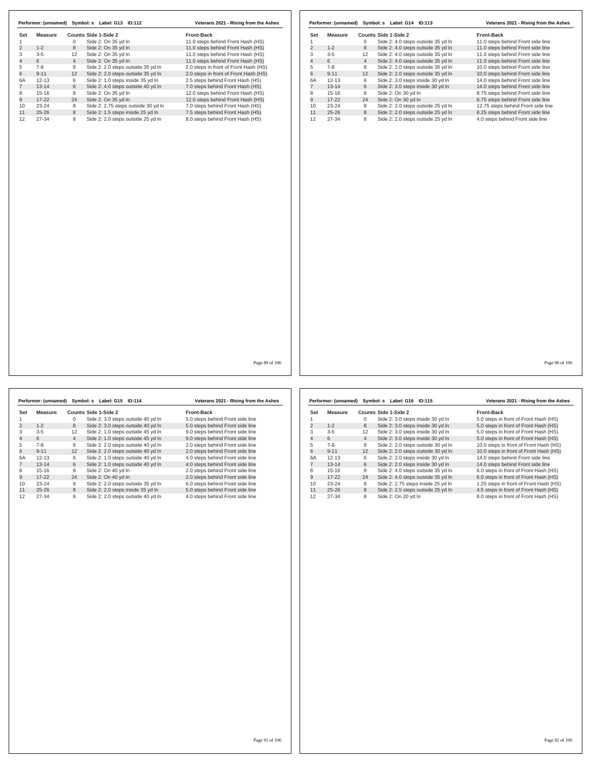**Performer: (unnamed) Symbol: s Label: G13 ID:112** — Veterans 2021 - RIsing from the Ashes

| Set | Measure | Counts | Side 1-Side 2 | Front-Back |
|---|---|---|---|---|
| 1 | | 0 | Side 2: On 35 yd ln | 11.0 steps behind Front Hash (HS) |
| 2 | 1-2 | 8 | Side 2: On 35 yd ln | 11.0 steps behind Front Hash (HS) |
| 3 | 3-5 | 12 | Side 2: On 35 yd ln | 11.0 steps behind Front Hash (HS) |
| 4 | 6 | 4 | Side 2: On 35 yd ln | 11.0 steps behind Front Hash (HS) |
| 5 | 7-8 | 8 | Side 2: 2.0 steps outside 35 yd ln | 2.0 steps in front of Front Hash (HS) |
| 6 | 9-11 | 12 | Side 2: 2.0 steps outside 35 yd ln | 2.0 steps in front of Front Hash (HS) |
| 6A | 12-13 | 6 | Side 2: 1.0 steps inside 35 yd ln | 2.5 steps behind Front Hash (HS) |
| 7 | 13-14 | 6 | Side 2: 4.0 steps outside 40 yd ln | 7.0 steps behind Front Hash (HS) |
| 8 | 15-16 | 8 | Side 2: On 35 yd ln | 12.0 steps behind Front Hash (HS) |
| 9 | 17-22 | 24 | Side 2: On 35 yd ln | 12.0 steps behind Front Hash (HS) |
| 10 | 23-24 | 8 | Side 2: 2.75 steps outside 30 yd ln | 7.0 steps behind Front Hash (HS) |
| 11 | 25-26 | 8 | Side 2: 1.5 steps inside 25 yd ln | 7.5 steps behind Front Hash (HS) |
| 12 | 27-34 | 8 | Side 2: 2.0 steps outside 25 yd ln | 8.0 steps behind Front Hash (HS) |

**Performer: (unnamed) Symbol: s Label: G14 ID:113** — Veterans 2021 - RIsing from the Ashes

| Set | Measure | Counts | Side 1-Side 2 | Front-Back |
|---|---|---|---|---|
| 1 | | 0 | Side 2: 4.0 steps outside 35 yd ln | 11.0 steps behind Front side line |
| 2 | 1-2 | 8 | Side 2: 4.0 steps outside 35 yd ln | 11.0 steps behind Front side line |
| 3 | 3-5 | 12 | Side 2: 4.0 steps outside 35 yd ln | 11.0 steps behind Front side line |
| 4 | 6 | 4 | Side 2: 4.0 steps outside 35 yd ln | 11.0 steps behind Front side line |
| 5 | 7-8 | 8 | Side 2: 2.0 steps outside 35 yd ln | 10.0 steps behind Front side line |
| 6 | 9-11 | 12 | Side 2: 2.0 steps outside 35 yd ln | 10.0 steps behind Front side line |
| 6A | 12-13 | 6 | Side 2: 3.0 steps inside 30 yd ln | 14.0 steps behind Front side line |
| 7 | 13-14 | 6 | Side 2: 3.0 steps inside 30 yd ln | 14.0 steps behind Front side line |
| 8 | 15-16 | 8 | Side 2: On 30 yd ln | 8.75 steps behind Front side line |
| 9 | 17-22 | 24 | Side 2: On 30 yd ln | 8.75 steps behind Front side line |
| 10 | 23-24 | 8 | Side 2: 2.0 steps outside 25 yd ln | 12.75 steps behind Front side line |
| 11 | 25-26 | 8 | Side 2: 2.0 steps outside 25 yd ln | 8.25 steps behind Front side line |
| 12 | 27-34 | 8 | Side 2: 2.0 steps outside 25 yd ln | 4.0 steps behind Front side line |

**Performer: (unnamed) Symbol: s Label: G15 ID:114** — Veterans 2021 - RIsing from the Ashes

| Set | Measure | Counts | Side 1-Side 2 | Front-Back |
|---|---|---|---|---|
| 1 | | 0 | Side 2: 3.0 steps outside 40 yd ln | 5.0 steps behind Front side line |
| 2 | 1-2 | 8 | Side 2: 3.0 steps outside 40 yd ln | 5.0 steps behind Front side line |
| 3 | 3-5 | 12 | Side 2: 1.0 steps outside 45 yd ln | 9.0 steps behind Front side line |
| 4 | 6 | 4 | Side 2: 1.0 steps outside 45 yd ln | 9.0 steps behind Front side line |
| 5 | 7-8 | 8 | Side 2: 2.0 steps outside 40 yd ln | 2.0 steps behind Front side line |
| 6 | 9-11 | 12 | Side 2: 2.0 steps outside 40 yd ln | 2.0 steps behind Front side line |
| 6A | 12-13 | 6 | Side 2: 1.0 steps outside 40 yd ln | 4.0 steps behind Front side line |
| 7 | 13-14 | 6 | Side 2: 1.0 steps outside 40 yd ln | 4.0 steps behind Front side line |
| 8 | 15-16 | 8 | Side 2: On 40 yd ln | 2.0 steps behind Front side line |
| 9 | 17-22 | 24 | Side 2: On 40 yd ln | 2.0 steps behind Front side line |
| 10 | 23-24 | 8 | Side 2: 2.0 steps outside 35 yd ln | 6.0 steps behind Front side line |
| 11 | 25-26 | 8 | Side 2: 2.0 steps inside 35 yd ln | 5.0 steps behind Front side line |
| 12 | 27-34 | 8 | Side 2: 2.0 steps outside 40 yd ln | 4.0 steps behind Front side line |

**Performer: (unnamed) Symbol: s Label: G16 ID:115** — Veterans 2021 - RIsing from the Ashes

| Set | Measure | Counts | Side 1-Side 2 | Front-Back |
|---|---|---|---|---|
| 1 | | 0 | Side 2: 3.0 steps inside 30 yd ln | 5.0 steps in front of Front Hash (HS) |
| 2 | 1-2 | 8 | Side 2: 3.0 steps inside 30 yd ln | 5.0 steps in front of Front Hash (HS) |
| 3 | 3-5 | 12 | Side 2: 3.0 steps inside 30 yd ln | 5.0 steps in front of Front Hash (HS) |
| 4 | 6 | 4 | Side 2: 3.0 steps inside 30 yd ln | 5.0 steps in front of Front Hash (HS) |
| 5 | 7-8 | 8 | Side 2: 2.0 steps outside 30 yd ln | 10.0 steps in front of Front Hash (HS) |
| 6 | 9-11 | 12 | Side 2: 2.0 steps outside 30 yd ln | 10.0 steps in front of Front Hash (HS) |
| 6A | 12-13 | 6 | Side 2: 2.0 steps inside 30 yd ln | 14.0 steps behind Front side line |
| 7 | 13-14 | 6 | Side 2: 2.0 steps inside 30 yd ln | 14.0 steps behind Front side line |
| 8 | 15-16 | 8 | Side 2: 4.0 steps outside 35 yd ln | 6.0 steps in front of Front Hash (HS) |
| 9 | 17-22 | 24 | Side 2: 4.0 steps outside 35 yd ln | 6.0 steps in front of Front Hash (HS) |
| 10 | 23-24 | 8 | Side 2: 2.75 steps inside 25 yd ln | 1.25 steps in front of Front Hash (HS) |
| 11 | 25-26 | 8 | Side 2: 2.5 steps outside 25 yd ln | 4.5 steps in front of Front Hash (HS) |
| 12 | 27-34 | 8 | Side 2: On 20 yd ln | 8.0 steps in front of Front Hash (HS) |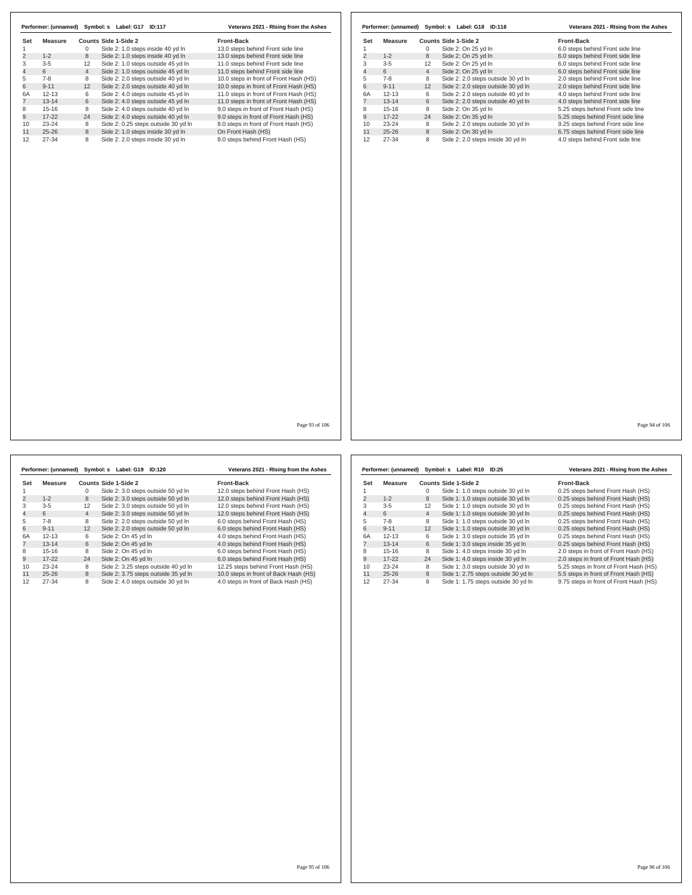**Performer: (unnamed) Symbol: s Label: G17 ID:117** — Veterans 2021 - RIsing from the Ashes

| Set | Measure | Counts | Side 1-Side 2 | Front-Back |
|---|---|---|---|---|
| 1 | | 0 | Side 2: 1.0 steps inside 40 yd ln | 13.0 steps behind Front side line |
| 2 | 1-2 | 8 | Side 2: 1.0 steps inside 40 yd ln | 13.0 steps behind Front side line |
| 3 | 3-5 | 12 | Side 2: 1.0 steps outside 45 yd ln | 11.0 steps behind Front side line |
| 4 | 6 | 4 | Side 2: 1.0 steps outside 45 yd ln | 11.0 steps behind Front side line |
| 5 | 7-8 | 8 | Side 2: 2.0 steps outside 40 yd ln | 10.0 steps in front of Front Hash (HS) |
| 6 | 9-11 | 12 | Side 2: 2.0 steps outside 40 yd ln | 10.0 steps in front of Front Hash (HS) |
| 6A | 12-13 | 6 | Side 2: 4.0 steps outside 45 yd ln | 11.0 steps in front of Front Hash (HS) |
| 7 | 13-14 | 6 | Side 2: 4.0 steps outside 45 yd ln | 11.0 steps in front of Front Hash (HS) |
| 8 | 15-16 | 8 | Side 2: 4.0 steps outside 40 yd ln | 9.0 steps in front of Front Hash (HS) |
| 9 | 17-22 | 24 | Side 2: 4.0 steps outside 40 yd ln | 9.0 steps in front of Front Hash (HS) |
| 10 | 23-24 | 8 | Side 2: 0.25 steps outside 30 yd ln | 8.0 steps in front of Front Hash (HS) |
| 11 | 25-26 | 8 | Side 2: 1.0 steps inside 30 yd ln | On Front Hash (HS) |
| 12 | 27-34 | 8 | Side 2: 2.0 steps inside 30 yd ln | 8.0 steps behind Front Hash (HS) |

**Performer: (unnamed) Symbol: s Label: G18 ID:118** — Veterans 2021 - RIsing from the Ashes

| Set | Measure | Counts | Side 1-Side 2 | Front-Back |
|---|---|---|---|---|
| 1 | | 0 | Side 2: On 25 yd ln | 6.0 steps behind Front side line |
| 2 | 1-2 | 8 | Side 2: On 25 yd ln | 6.0 steps behind Front side line |
| 3 | 3-5 | 12 | Side 2: On 25 yd ln | 6.0 steps behind Front side line |
| 4 | 6 | 4 | Side 2: On 25 yd ln | 6.0 steps behind Front side line |
| 5 | 7-8 | 8 | Side 2: 2.0 steps outside 30 yd ln | 2.0 steps behind Front side line |
| 6 | 9-11 | 12 | Side 2: 2.0 steps outside 30 yd ln | 2.0 steps behind Front side line |
| 6A | 12-13 | 6 | Side 2: 2.0 steps outside 40 yd ln | 4.0 steps behind Front side line |
| 7 | 13-14 | 6 | Side 2: 2.0 steps outside 40 yd ln | 4.0 steps behind Front side line |
| 8 | 15-16 | 8 | Side 2: On 35 yd ln | 5.25 steps behind Front side line |
| 9 | 17-22 | 24 | Side 2: On 35 yd ln | 5.25 steps behind Front side line |
| 10 | 23-24 | 8 | Side 2: 2.0 steps outside 30 yd ln | 9.25 steps behind Front side line |
| 11 | 25-26 | 8 | Side 2: On 30 yd ln | 6.75 steps behind Front side line |
| 12 | 27-34 | 8 | Side 2: 2.0 steps inside 30 yd ln | 4.0 steps behind Front side line |

**Performer: (unnamed) Symbol: s Label: G19 ID:120** — Veterans 2021 - RIsing from the Ashes

| Set | Measure | Counts | Side 1-Side 2 | Front-Back |
|---|---|---|---|---|
| 1 | | 0 | Side 2: 3.0 steps outside 50 yd ln | 12.0 steps behind Front Hash (HS) |
| 2 | 1-2 | 8 | Side 2: 3.0 steps outside 50 yd ln | 12.0 steps behind Front Hash (HS) |
| 3 | 3-5 | 12 | Side 2: 3.0 steps outside 50 yd ln | 12.0 steps behind Front Hash (HS) |
| 4 | 6 | 4 | Side 2: 3.0 steps outside 50 yd ln | 12.0 steps behind Front Hash (HS) |
| 5 | 7-8 | 8 | Side 2: 2.0 steps outside 50 yd ln | 6.0 steps behind Front Hash (HS) |
| 6 | 9-11 | 12 | Side 2: 2.0 steps outside 50 yd ln | 6.0 steps behind Front Hash (HS) |
| 6A | 12-13 | 6 | Side 2: On 45 yd ln | 4.0 steps behind Front Hash (HS) |
| 7 | 13-14 | 6 | Side 2: On 45 yd ln | 4.0 steps behind Front Hash (HS) |
| 8 | 15-16 | 8 | Side 2: On 45 yd ln | 6.0 steps behind Front Hash (HS) |
| 9 | 17-22 | 24 | Side 2: On 45 yd ln | 6.0 steps behind Front Hash (HS) |
| 10 | 23-24 | 8 | Side 2: 3.25 steps outside 40 yd ln | 12.25 steps behind Front Hash (HS) |
| 11 | 25-26 | 8 | Side 2: 3.75 steps outside 35 yd ln | 10.0 steps in front of Back Hash (HS) |
| 12 | 27-34 | 8 | Side 2: 4.0 steps outside 30 yd ln | 4.0 steps in front of Back Hash (HS) |

**Performer: (unnamed) Symbol: s Label: R10 ID:25** — Veterans 2021 - RIsing from the Ashes

| Set | Measure | Counts | Side 1-Side 2 | Front-Back |
|---|---|---|---|---|
| 1 | | 0 | Side 1: 1.0 steps outside 30 yd ln | 0.25 steps behind Front Hash (HS) |
| 2 | 1-2 | 8 | Side 1: 1.0 steps outside 30 yd ln | 0.25 steps behind Front Hash (HS) |
| 3 | 3-5 | 12 | Side 1: 1.0 steps outside 30 yd ln | 0.25 steps behind Front Hash (HS) |
| 4 | 6 | 4 | Side 1: 1.0 steps outside 30 yd ln | 0.25 steps behind Front Hash (HS) |
| 5 | 7-8 | 8 | Side 1: 1.0 steps outside 30 yd ln | 0.25 steps behind Front Hash (HS) |
| 6 | 9-11 | 12 | Side 1: 1.0 steps outside 30 yd ln | 0.25 steps behind Front Hash (HS) |
| 6A | 12-13 | 6 | Side 1: 3.0 steps outside 35 yd ln | 0.25 steps behind Front Hash (HS) |
| 7 | 13-14 | 6 | Side 1: 3.0 steps inside 35 yd ln | 0.25 steps behind Front Hash (HS) |
| 8 | 15-16 | 8 | Side 1: 4.0 steps inside 30 yd ln | 2.0 steps in front of Front Hash (HS) |
| 9 | 17-22 | 24 | Side 1: 4.0 steps inside 30 yd ln | 2.0 steps in front of Front Hash (HS) |
| 10 | 23-24 | 8 | Side 1: 3.0 steps outside 30 yd ln | 5.25 steps in front of Front Hash (HS) |
| 11 | 25-26 | 8 | Side 1: 2.75 steps outside 30 yd ln | 5.5 steps in front of Front Hash (HS) |
| 12 | 27-34 | 8 | Side 1: 1.75 steps outside 30 yd ln | 9.75 steps in front of Front Hash (HS) |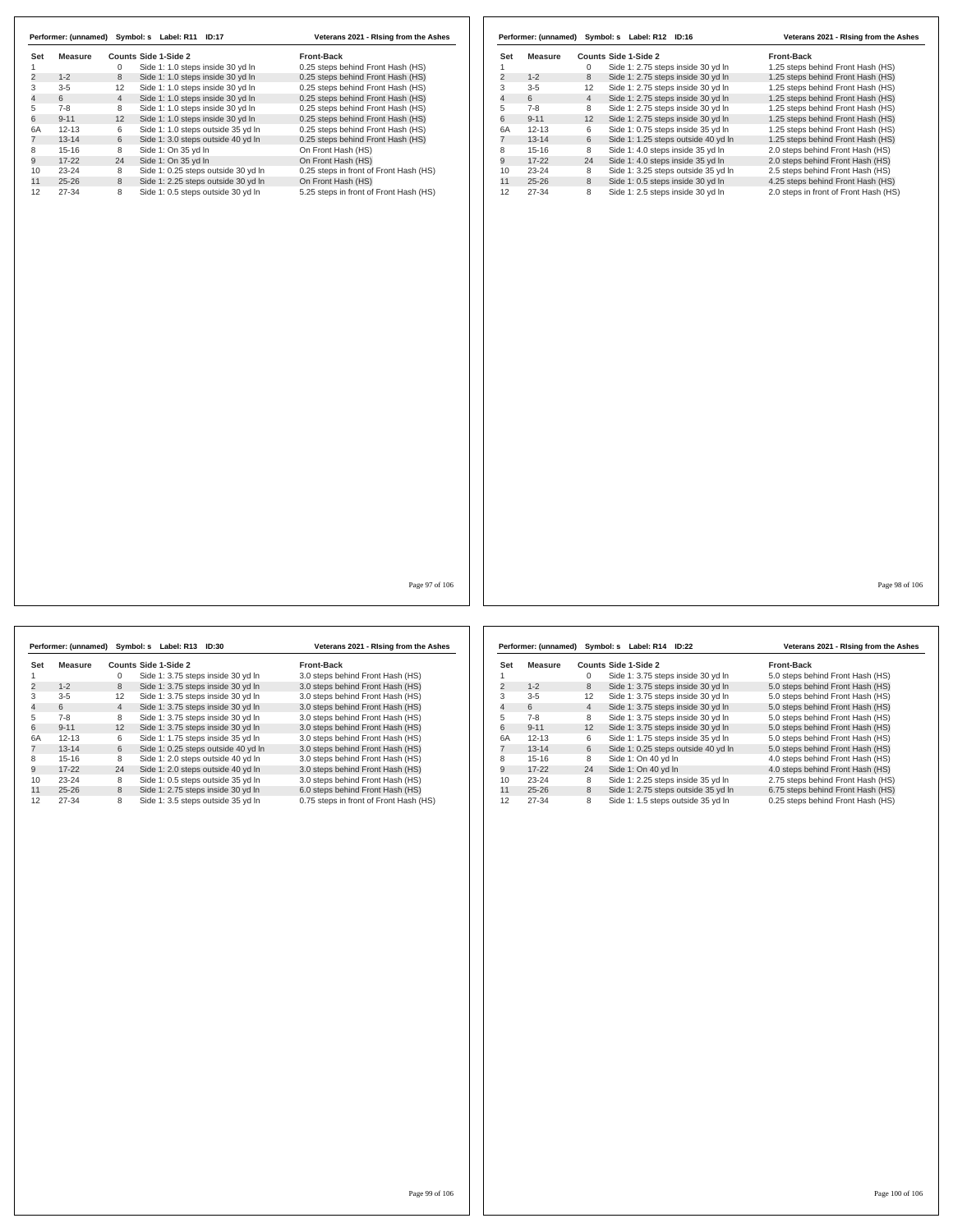**Performer: (unnamed) Symbol: s Label: R11 ID:17** — Veterans 2021 - RIsing from the Ashes

| Set | Measure | Counts | Side 1-Side 2 | Front-Back |
|---|---|---|---|---|
| 1 | | 0 | Side 1: 1.0 steps inside 30 yd ln | 0.25 steps behind Front Hash (HS) |
| 2 | 1-2 | 8 | Side 1: 1.0 steps inside 30 yd ln | 0.25 steps behind Front Hash (HS) |
| 3 | 3-5 | 12 | Side 1: 1.0 steps inside 30 yd ln | 0.25 steps behind Front Hash (HS) |
| 4 | 6 | 4 | Side 1: 1.0 steps inside 30 yd ln | 0.25 steps behind Front Hash (HS) |
| 5 | 7-8 | 8 | Side 1: 1.0 steps inside 30 yd ln | 0.25 steps behind Front Hash (HS) |
| 6 | 9-11 | 12 | Side 1: 1.0 steps inside 30 yd ln | 0.25 steps behind Front Hash (HS) |
| 6A | 12-13 | 6 | Side 1: 1.0 steps outside 35 yd ln | 0.25 steps behind Front Hash (HS) |
| 7 | 13-14 | 6 | Side 1: 3.0 steps outside 40 yd ln | 0.25 steps behind Front Hash (HS) |
| 8 | 15-16 | 8 | Side 1: On 35 yd ln | On Front Hash (HS) |
| 9 | 17-22 | 24 | Side 1: On 35 yd ln | On Front Hash (HS) |
| 10 | 23-24 | 8 | Side 1: 0.25 steps outside 30 yd ln | 0.25 steps in front of Front Hash (HS) |
| 11 | 25-26 | 8 | Side 1: 2.25 steps outside 30 yd ln | On Front Hash (HS) |
| 12 | 27-34 | 8 | Side 1: 0.5 steps outside 30 yd ln | 5.25 steps in front of Front Hash (HS) |

**Performer: (unnamed) Symbol: s Label: R12 ID:16** — Veterans 2021 - RIsing from the Ashes

| Set | Measure | Counts | Side 1-Side 2 | Front-Back |
|---|---|---|---|---|
| 1 | | 0 | Side 1: 2.75 steps inside 30 yd ln | 1.25 steps behind Front Hash (HS) |
| 2 | 1-2 | 8 | Side 1: 2.75 steps inside 30 yd ln | 1.25 steps behind Front Hash (HS) |
| 3 | 3-5 | 12 | Side 1: 2.75 steps inside 30 yd ln | 1.25 steps behind Front Hash (HS) |
| 4 | 6 | 4 | Side 1: 2.75 steps inside 30 yd ln | 1.25 steps behind Front Hash (HS) |
| 5 | 7-8 | 8 | Side 1: 2.75 steps inside 30 yd ln | 1.25 steps behind Front Hash (HS) |
| 6 | 9-11 | 12 | Side 1: 2.75 steps inside 30 yd ln | 1.25 steps behind Front Hash (HS) |
| 6A | 12-13 | 6 | Side 1: 0.75 steps inside 35 yd ln | 1.25 steps behind Front Hash (HS) |
| 7 | 13-14 | 6 | Side 1: 1.25 steps outside 40 yd ln | 1.25 steps behind Front Hash (HS) |
| 8 | 15-16 | 8 | Side 1: 4.0 steps inside 35 yd ln | 2.0 steps behind Front Hash (HS) |
| 9 | 17-22 | 24 | Side 1: 4.0 steps inside 35 yd ln | 2.0 steps behind Front Hash (HS) |
| 10 | 23-24 | 8 | Side 1: 3.25 steps outside 35 yd ln | 2.5 steps behind Front Hash (HS) |
| 11 | 25-26 | 8 | Side 1: 0.5 steps inside 30 yd ln | 4.25 steps behind Front Hash (HS) |
| 12 | 27-34 | 8 | Side 1: 2.5 steps inside 30 yd ln | 2.0 steps in front of Front Hash (HS) |

**Performer: (unnamed) Symbol: s Label: R13 ID:30** — Veterans 2021 - RIsing from the Ashes

| Set | Measure | Counts | Side 1-Side 2 | Front-Back |
|---|---|---|---|---|
| 1 | | 0 | Side 1: 3.75 steps inside 30 yd ln | 3.0 steps behind Front Hash (HS) |
| 2 | 1-2 | 8 | Side 1: 3.75 steps inside 30 yd ln | 3.0 steps behind Front Hash (HS) |
| 3 | 3-5 | 12 | Side 1: 3.75 steps inside 30 yd ln | 3.0 steps behind Front Hash (HS) |
| 4 | 6 | 4 | Side 1: 3.75 steps inside 30 yd ln | 3.0 steps behind Front Hash (HS) |
| 5 | 7-8 | 8 | Side 1: 3.75 steps inside 30 yd ln | 3.0 steps behind Front Hash (HS) |
| 6 | 9-11 | 12 | Side 1: 3.75 steps inside 30 yd ln | 3.0 steps behind Front Hash (HS) |
| 6A | 12-13 | 6 | Side 1: 1.75 steps inside 35 yd ln | 3.0 steps behind Front Hash (HS) |
| 7 | 13-14 | 6 | Side 1: 0.25 steps outside 40 yd ln | 3.0 steps behind Front Hash (HS) |
| 8 | 15-16 | 8 | Side 1: 2.0 steps outside 40 yd ln | 3.0 steps behind Front Hash (HS) |
| 9 | 17-22 | 24 | Side 1: 2.0 steps outside 40 yd ln | 3.0 steps behind Front Hash (HS) |
| 10 | 23-24 | 8 | Side 1: 0.5 steps outside 35 yd ln | 3.0 steps behind Front Hash (HS) |
| 11 | 25-26 | 8 | Side 1: 2.75 steps inside 30 yd ln | 6.0 steps behind Front Hash (HS) |
| 12 | 27-34 | 8 | Side 1: 3.5 steps outside 35 yd ln | 0.75 steps in front of Front Hash (HS) |

**Performer: (unnamed) Symbol: s Label: R14 ID:22** — Veterans 2021 - RIsing from the Ashes

| Set | Measure | Counts | Side 1-Side 2 | Front-Back |
|---|---|---|---|---|
| 1 | | 0 | Side 1: 3.75 steps inside 30 yd ln | 5.0 steps behind Front Hash (HS) |
| 2 | 1-2 | 8 | Side 1: 3.75 steps inside 30 yd ln | 5.0 steps behind Front Hash (HS) |
| 3 | 3-5 | 12 | Side 1: 3.75 steps inside 30 yd ln | 5.0 steps behind Front Hash (HS) |
| 4 | 6 | 4 | Side 1: 3.75 steps inside 30 yd ln | 5.0 steps behind Front Hash (HS) |
| 5 | 7-8 | 8 | Side 1: 3.75 steps inside 30 yd ln | 5.0 steps behind Front Hash (HS) |
| 6 | 9-11 | 12 | Side 1: 3.75 steps inside 30 yd ln | 5.0 steps behind Front Hash (HS) |
| 6A | 12-13 | 6 | Side 1: 1.75 steps inside 35 yd ln | 5.0 steps behind Front Hash (HS) |
| 7 | 13-14 | 6 | Side 1: 0.25 steps outside 40 yd ln | 5.0 steps behind Front Hash (HS) |
| 8 | 15-16 | 8 | Side 1: On 40 yd ln | 4.0 steps behind Front Hash (HS) |
| 9 | 17-22 | 24 | Side 1: On 40 yd ln | 4.0 steps behind Front Hash (HS) |
| 10 | 23-24 | 8 | Side 1: 2.25 steps inside 35 yd ln | 2.75 steps behind Front Hash (HS) |
| 11 | 25-26 | 8 | Side 1: 2.75 steps outside 35 yd ln | 6.75 steps behind Front Hash (HS) |
| 12 | 27-34 | 8 | Side 1: 1.5 steps outside 35 yd ln | 0.25 steps behind Front Hash (HS) |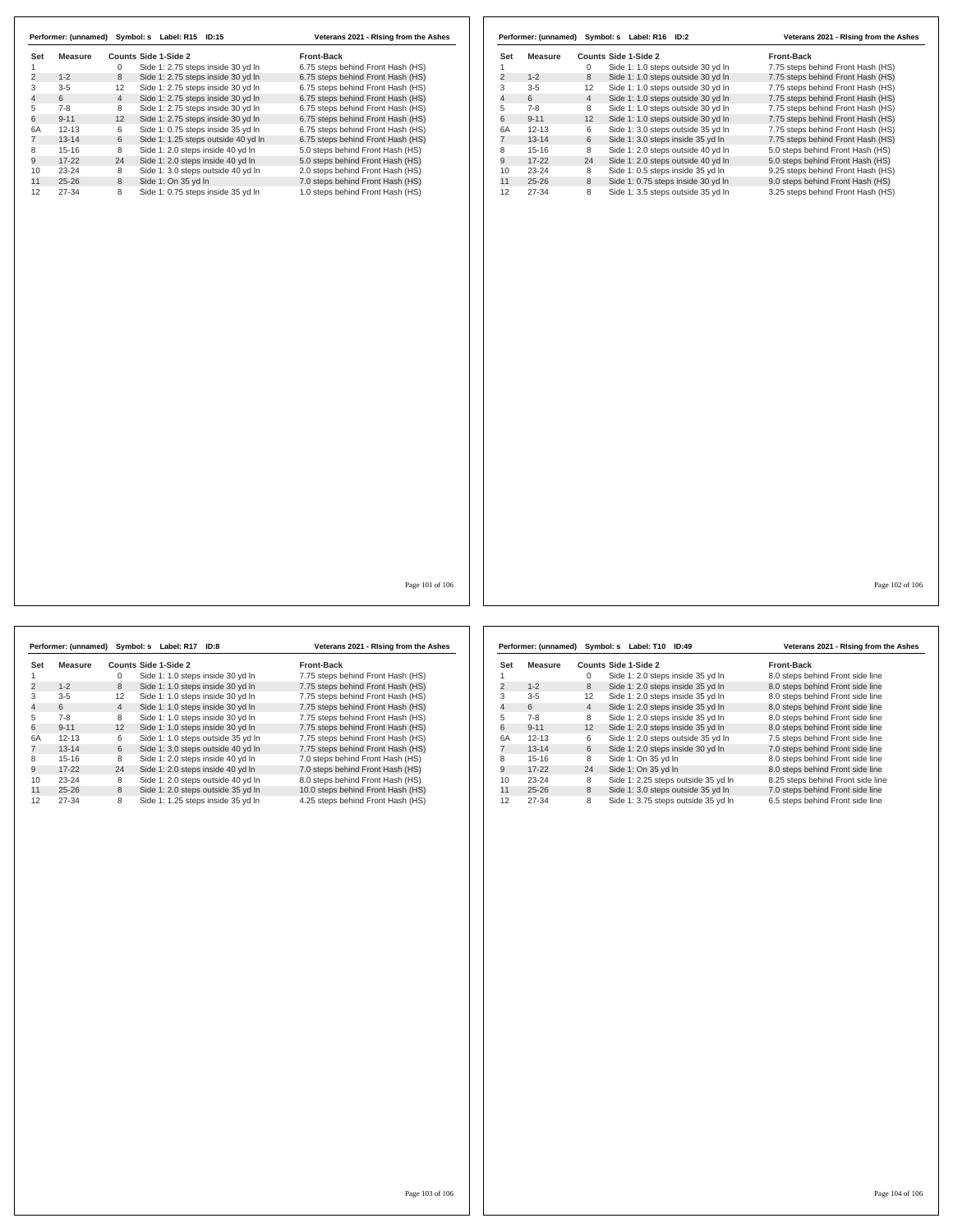**Performer: (unnamed) Symbol: s Label: R15 ID:15** — Veterans 2021 - RIsing from the Ashes

| Set | Measure | Counts | Side 1-Side 2 | Front-Back |
|---|---|---|---|---|
| 1 | | 0 | Side 1: 2.75 steps inside 30 yd ln | 6.75 steps behind Front Hash (HS) |
| 2 | 1-2 | 8 | Side 1: 2.75 steps inside 30 yd ln | 6.75 steps behind Front Hash (HS) |
| 3 | 3-5 | 12 | Side 1: 2.75 steps inside 30 yd ln | 6.75 steps behind Front Hash (HS) |
| 4 | 6 | 4 | Side 1: 2.75 steps inside 30 yd ln | 6.75 steps behind Front Hash (HS) |
| 5 | 7-8 | 8 | Side 1: 2.75 steps inside 30 yd ln | 6.75 steps behind Front Hash (HS) |
| 6 | 9-11 | 12 | Side 1: 2.75 steps inside 30 yd ln | 6.75 steps behind Front Hash (HS) |
| 6A | 12-13 | 6 | Side 1: 0.75 steps inside 35 yd ln | 6.75 steps behind Front Hash (HS) |
| 7 | 13-14 | 6 | Side 1: 1.25 steps outside 40 yd ln | 6.75 steps behind Front Hash (HS) |
| 8 | 15-16 | 8 | Side 1: 2.0 steps inside 40 yd ln | 5.0 steps behind Front Hash (HS) |
| 9 | 17-22 | 24 | Side 1: 2.0 steps inside 40 yd ln | 5.0 steps behind Front Hash (HS) |
| 10 | 23-24 | 8 | Side 1: 3.0 steps outside 40 yd ln | 2.0 steps behind Front Hash (HS) |
| 11 | 25-26 | 8 | Side 1: On 35 yd ln | 7.0 steps behind Front Hash (HS) |
| 12 | 27-34 | 8 | Side 1: 0.75 steps inside 35 yd ln | 1.0 steps behind Front Hash (HS) |

**Performer: (unnamed) Symbol: s Label: R16 ID:2** — Veterans 2021 - RIsing from the Ashes

| Set | Measure | Counts | Side 1-Side 2 | Front-Back |
|---|---|---|---|---|
| 1 | | 0 | Side 1: 1.0 steps outside 30 yd ln | 7.75 steps behind Front Hash (HS) |
| 2 | 1-2 | 8 | Side 1: 1.0 steps outside 30 yd ln | 7.75 steps behind Front Hash (HS) |
| 3 | 3-5 | 12 | Side 1: 1.0 steps outside 30 yd ln | 7.75 steps behind Front Hash (HS) |
| 4 | 6 | 4 | Side 1: 1.0 steps outside 30 yd ln | 7.75 steps behind Front Hash (HS) |
| 5 | 7-8 | 8 | Side 1: 1.0 steps outside 30 yd ln | 7.75 steps behind Front Hash (HS) |
| 6 | 9-11 | 12 | Side 1: 1.0 steps outside 30 yd ln | 7.75 steps behind Front Hash (HS) |
| 6A | 12-13 | 6 | Side 1: 3.0 steps outside 35 yd ln | 7.75 steps behind Front Hash (HS) |
| 7 | 13-14 | 6 | Side 1: 3.0 steps inside 35 yd ln | 7.75 steps behind Front Hash (HS) |
| 8 | 15-16 | 8 | Side 1: 2.0 steps outside 40 yd ln | 5.0 steps behind Front Hash (HS) |
| 9 | 17-22 | 24 | Side 1: 2.0 steps outside 40 yd ln | 5.0 steps behind Front Hash (HS) |
| 10 | 23-24 | 8 | Side 1: 0.5 steps inside 35 yd ln | 9.25 steps behind Front Hash (HS) |
| 11 | 25-26 | 8 | Side 1: 0.75 steps inside 30 yd ln | 9.0 steps behind Front Hash (HS) |
| 12 | 27-34 | 8 | Side 1: 3.5 steps outside 35 yd ln | 3.25 steps behind Front Hash (HS) |

**Performer: (unnamed) Symbol: s Label: R17 ID:8** — Veterans 2021 - RIsing from the Ashes

| Set | Measure | Counts | Side 1-Side 2 | Front-Back |
|---|---|---|---|---|
| 1 | | 0 | Side 1: 1.0 steps inside 30 yd ln | 7.75 steps behind Front Hash (HS) |
| 2 | 1-2 | 8 | Side 1: 1.0 steps inside 30 yd ln | 7.75 steps behind Front Hash (HS) |
| 3 | 3-5 | 12 | Side 1: 1.0 steps inside 30 yd ln | 7.75 steps behind Front Hash (HS) |
| 4 | 6 | 4 | Side 1: 1.0 steps inside 30 yd ln | 7.75 steps behind Front Hash (HS) |
| 5 | 7-8 | 8 | Side 1: 1.0 steps inside 30 yd ln | 7.75 steps behind Front Hash (HS) |
| 6 | 9-11 | 12 | Side 1: 1.0 steps inside 30 yd ln | 7.75 steps behind Front Hash (HS) |
| 6A | 12-13 | 6 | Side 1: 1.0 steps outside 35 yd ln | 7.75 steps behind Front Hash (HS) |
| 7 | 13-14 | 6 | Side 1: 3.0 steps outside 40 yd ln | 7.75 steps behind Front Hash (HS) |
| 8 | 15-16 | 8 | Side 1: 2.0 steps inside 40 yd ln | 7.0 steps behind Front Hash (HS) |
| 9 | 17-22 | 24 | Side 1: 2.0 steps inside 40 yd ln | 7.0 steps behind Front Hash (HS) |
| 10 | 23-24 | 8 | Side 1: 2.0 steps outside 40 yd ln | 8.0 steps behind Front Hash (HS) |
| 11 | 25-26 | 8 | Side 1: 2.0 steps outside 35 yd ln | 10.0 steps behind Front Hash (HS) |
| 12 | 27-34 | 8 | Side 1: 1.25 steps inside 35 yd ln | 4.25 steps behind Front Hash (HS) |

**Performer: (unnamed) Symbol: s Label: T10 ID:49** — Veterans 2021 - RIsing from the Ashes

| Set | Measure | Counts | Side 1-Side 2 | Front-Back |
|---|---|---|---|---|
| 1 | | 0 | Side 1: 2.0 steps inside 35 yd ln | 8.0 steps behind Front side line |
| 2 | 1-2 | 8 | Side 1: 2.0 steps inside 35 yd ln | 8.0 steps behind Front side line |
| 3 | 3-5 | 12 | Side 1: 2.0 steps inside 35 yd ln | 8.0 steps behind Front side line |
| 4 | 6 | 4 | Side 1: 2.0 steps inside 35 yd ln | 8.0 steps behind Front side line |
| 5 | 7-8 | 8 | Side 1: 2.0 steps inside 35 yd ln | 8.0 steps behind Front side line |
| 6 | 9-11 | 12 | Side 1: 2.0 steps inside 35 yd ln | 8.0 steps behind Front side line |
| 6A | 12-13 | 6 | Side 1: 2.0 steps outside 35 yd ln | 7.5 steps behind Front side line |
| 7 | 13-14 | 6 | Side 1: 2.0 steps inside 30 yd ln | 7.0 steps behind Front side line |
| 8 | 15-16 | 8 | Side 1: On 35 yd ln | 8.0 steps behind Front side line |
| 9 | 17-22 | 24 | Side 1: On 35 yd ln | 8.0 steps behind Front side line |
| 10 | 23-24 | 8 | Side 1: 2.25 steps outside 35 yd ln | 8.25 steps behind Front side line |
| 11 | 25-26 | 8 | Side 1: 3.0 steps outside 35 yd ln | 7.0 steps behind Front side line |
| 12 | 27-34 | 8 | Side 1: 3.75 steps outside 35 yd ln | 6.5 steps behind Front side line |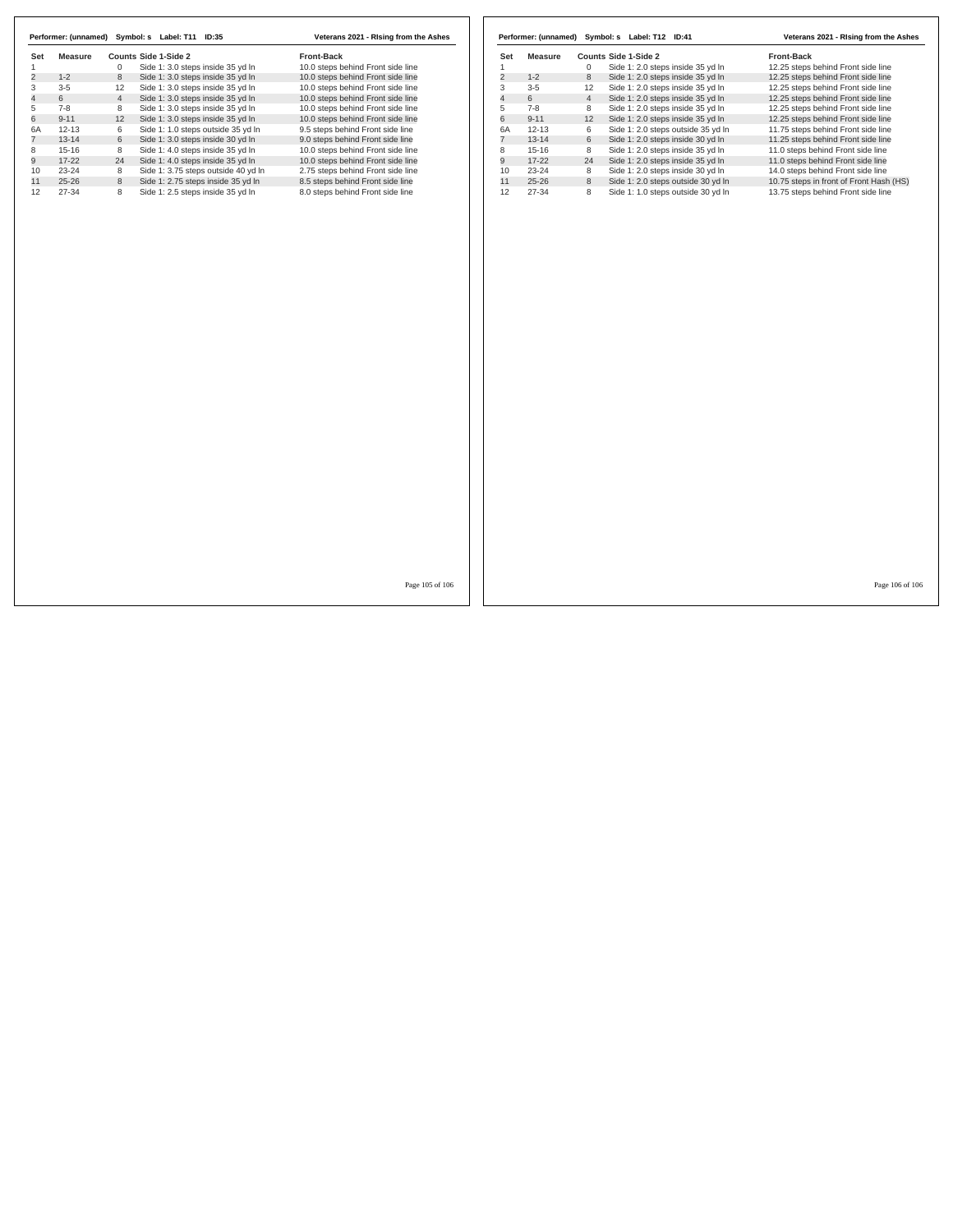**Performer: (unnamed) Symbol: s Label: T11 ID:35** — Veterans 2021 - RIsing from the Ashes

| Set | Measure | Counts | Side 1-Side 2 | Front-Back |
|---|---|---|---|---|
| 1 | | 0 | Side 1: 3.0 steps inside 35 yd ln | 10.0 steps behind Front side line |
| 2 | 1-2 | 8 | Side 1: 3.0 steps inside 35 yd ln | 10.0 steps behind Front side line |
| 3 | 3-5 | 12 | Side 1: 3.0 steps inside 35 yd ln | 10.0 steps behind Front side line |
| 4 | 6 | 4 | Side 1: 3.0 steps inside 35 yd ln | 10.0 steps behind Front side line |
| 5 | 7-8 | 8 | Side 1: 3.0 steps inside 35 yd ln | 10.0 steps behind Front side line |
| 6 | 9-11 | 12 | Side 1: 3.0 steps inside 35 yd ln | 10.0 steps behind Front side line |
| 6A | 12-13 | 6 | Side 1: 1.0 steps outside 35 yd ln | 9.5 steps behind Front side line |
| 7 | 13-14 | 6 | Side 1: 3.0 steps inside 30 yd ln | 9.0 steps behind Front side line |
| 8 | 15-16 | 8 | Side 1: 4.0 steps inside 35 yd ln | 10.0 steps behind Front side line |
| 9 | 17-22 | 24 | Side 1: 4.0 steps inside 35 yd ln | 10.0 steps behind Front side line |
| 10 | 23-24 | 8 | Side 1: 3.75 steps outside 40 yd ln | 2.75 steps behind Front side line |
| 11 | 25-26 | 8 | Side 1: 2.75 steps inside 35 yd ln | 8.5 steps behind Front side line |
| 12 | 27-34 | 8 | Side 1: 2.5 steps inside 35 yd ln | 8.0 steps behind Front side line |

**Performer: (unnamed) Symbol: s Label: T12 ID:41** — Veterans 2021 - RIsing from the Ashes

| Set | Measure | Counts | Side 1-Side 2 | Front-Back |
|---|---|---|---|---|
| 1 | | 0 | Side 1: 2.0 steps inside 35 yd ln | 12.25 steps behind Front side line |
| 2 | 1-2 | 8 | Side 1: 2.0 steps inside 35 yd ln | 12.25 steps behind Front side line |
| 3 | 3-5 | 12 | Side 1: 2.0 steps inside 35 yd ln | 12.25 steps behind Front side line |
| 4 | 6 | 4 | Side 1: 2.0 steps inside 35 yd ln | 12.25 steps behind Front side line |
| 5 | 7-8 | 8 | Side 1: 2.0 steps inside 35 yd ln | 12.25 steps behind Front side line |
| 6 | 9-11 | 12 | Side 1: 2.0 steps inside 35 yd ln | 12.25 steps behind Front side line |
| 6A | 12-13 | 6 | Side 1: 2.0 steps outside 35 yd ln | 11.75 steps behind Front side line |
| 7 | 13-14 | 6 | Side 1: 2.0 steps inside 30 yd ln | 11.25 steps behind Front side line |
| 8 | 15-16 | 8 | Side 1: 2.0 steps inside 35 yd ln | 11.0 steps behind Front side line |
| 9 | 17-22 | 24 | Side 1: 2.0 steps inside 35 yd ln | 11.0 steps behind Front side line |
| 10 | 23-24 | 8 | Side 1: 2.0 steps inside 30 yd ln | 14.0 steps behind Front side line |
| 11 | 25-26 | 8 | Side 1: 2.0 steps outside 30 yd ln | 10.75 steps in front of Front Hash (HS) |
| 12 | 27-34 | 8 | Side 1: 1.0 steps outside 30 yd ln | 13.75 steps behind Front side line |